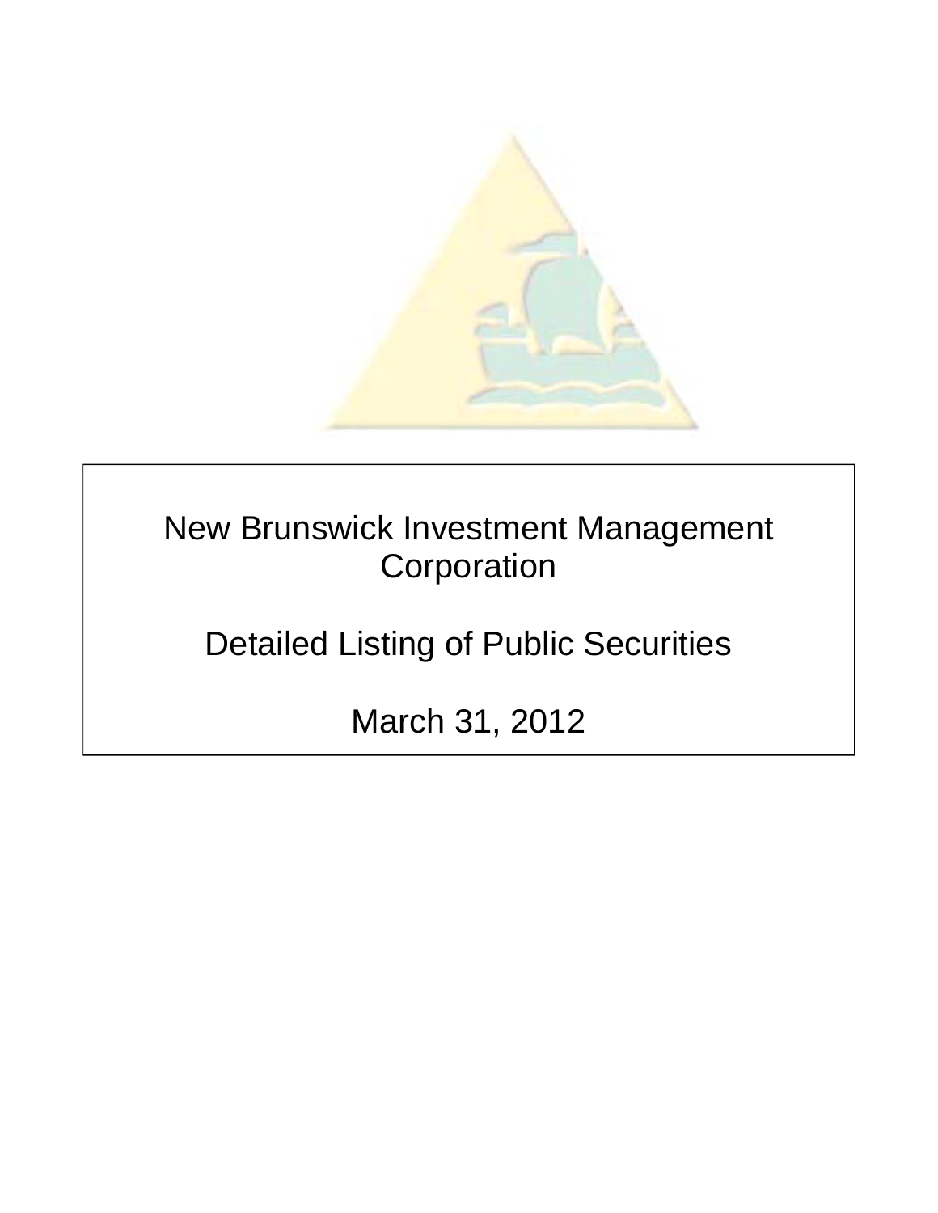# New Brunswick Investment Management Corporation

## Detailed Listing of Public Securities

## March 31, 2012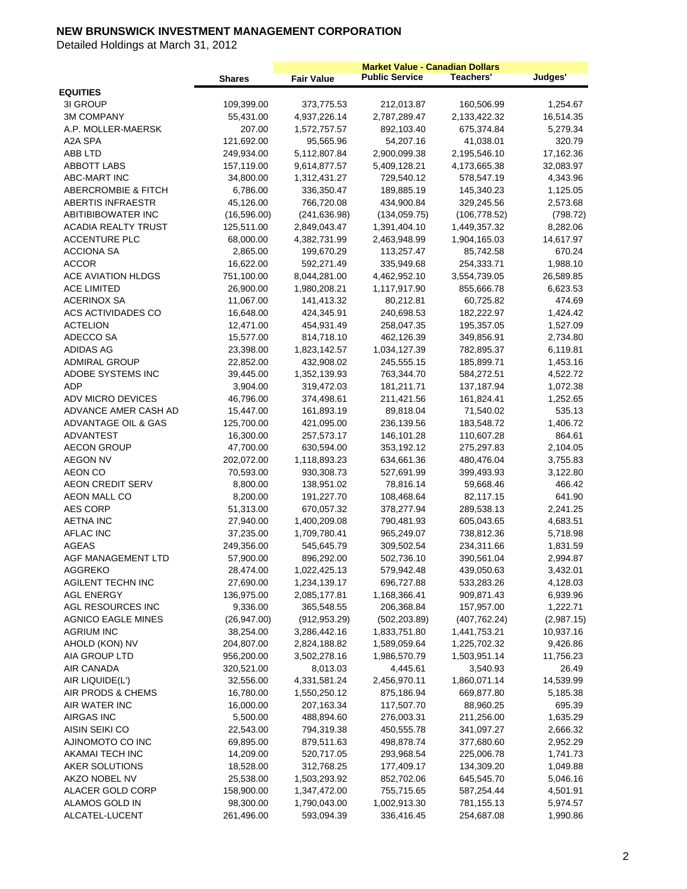# NEW BRUNSWICK INVESTMENT MANAGEMENT CORPORATION

Detailed Holdings at March 31, 2012

| | | Market Value - Canadian Dollars | | | |
|---|---|---|---|---|---|
| | Shares | Fair Value | Public Service | Teachers' | Judges' |
| **EQUITIES** | | | | | |
| 3I GROUP | 109,399.00 | 373,775.53 | 212,013.87 | 160,506.99 | 1,254.67 |
| 3M COMPANY | 55,431.00 | 4,937,226.14 | 2,787,289.47 | 2,133,422.32 | 16,514.35 |
| A.P. MOLLER-MAERSK | 207.00 | 1,572,757.57 | 892,103.40 | 675,374.84 | 5,279.34 |
| A2A SPA | 121,692.00 | 95,565.96 | 54,207.16 | 41,038.01 | 320.79 |
| ABB LTD | 249,934.00 | 5,112,807.84 | 2,900,099.38 | 2,195,546.10 | 17,162.36 |
| ABBOTT LABS | 157,119.00 | 9,614,877.57 | 5,409,128.21 | 4,173,665.38 | 32,083.97 |
| ABC-MART INC | 34,800.00 | 1,312,431.27 | 729,540.12 | 578,547.19 | 4,343.96 |
| ABERCROMBIE & FITCH | 6,786.00 | 336,350.47 | 189,885.19 | 145,340.23 | 1,125.05 |
| ABERTIS INFRAESTR | 45,126.00 | 766,720.08 | 434,900.84 | 329,245.56 | 2,573.68 |
| ABITIBIBOWATER INC | (16,596.00) | (241,636.98) | (134,059.75) | (106,778.52) | (798.72) |
| ACADIA REALTY TRUST | 125,511.00 | 2,849,043.47 | 1,391,404.10 | 1,449,357.32 | 8,282.06 |
| ACCENTURE PLC | 68,000.00 | 4,382,731.99 | 2,463,948.99 | 1,904,165.03 | 14,617.97 |
| ACCIONA SA | 2,865.00 | 199,670.29 | 113,257.47 | 85,742.58 | 670.24 |
| ACCOR | 16,622.00 | 592,271.49 | 335,949.68 | 254,333.71 | 1,988.10 |
| ACE AVIATION HLDGS | 751,100.00 | 8,044,281.00 | 4,462,952.10 | 3,554,739.05 | 26,589.85 |
| ACE LIMITED | 26,900.00 | 1,980,208.21 | 1,117,917.90 | 855,666.78 | 6,623.53 |
| ACERINOX SA | 11,067.00 | 141,413.32 | 80,212.81 | 60,725.82 | 474.69 |
| ACS ACTIVIDADES CO | 16,648.00 | 424,345.91 | 240,698.53 | 182,222.97 | 1,424.42 |
| ACTELION | 12,471.00 | 454,931.49 | 258,047.35 | 195,357.05 | 1,527.09 |
| ADECCO SA | 15,577.00 | 814,718.10 | 462,126.39 | 349,856.91 | 2,734.80 |
| ADIDAS AG | 23,398.00 | 1,823,142.57 | 1,034,127.39 | 782,895.37 | 6,119.81 |
| ADMIRAL GROUP | 22,852.00 | 432,908.02 | 245,555.15 | 185,899.71 | 1,453.16 |
| ADOBE SYSTEMS INC | 39,445.00 | 1,352,139.93 | 763,344.70 | 584,272.51 | 4,522.72 |
| ADP | 3,904.00 | 319,472.03 | 181,211.71 | 137,187.94 | 1,072.38 |
| ADV MICRO DEVICES | 46,796.00 | 374,498.61 | 211,421.56 | 161,824.41 | 1,252.65 |
| ADVANCE AMER CASH AD | 15,447.00 | 161,893.19 | 89,818.04 | 71,540.02 | 535.13 |
| ADVANTAGE OIL & GAS | 125,700.00 | 421,095.00 | 236,139.56 | 183,548.72 | 1,406.72 |
| ADVANTEST | 16,300.00 | 257,573.17 | 146,101.28 | 110,607.28 | 864.61 |
| AECON GROUP | 47,700.00 | 630,594.00 | 353,192.12 | 275,297.83 | 2,104.05 |
| AEGON NV | 202,072.00 | 1,118,893.23 | 634,661.36 | 480,476.04 | 3,755.83 |
| AEON CO | 70,593.00 | 930,308.73 | 527,691.99 | 399,493.93 | 3,122.80 |
| AEON CREDIT SERV | 8,800.00 | 138,951.02 | 78,816.14 | 59,668.46 | 466.42 |
| AEON MALL CO | 8,200.00 | 191,227.70 | 108,468.64 | 82,117.15 | 641.90 |
| AES CORP | 51,313.00 | 670,057.32 | 378,277.94 | 289,538.13 | 2,241.25 |
| AETNA INC | 27,940.00 | 1,400,209.08 | 790,481.93 | 605,043.65 | 4,683.51 |
| AFLAC INC | 37,235.00 | 1,709,780.41 | 965,249.07 | 738,812.36 | 5,718.98 |
| AGEAS | 249,356.00 | 545,645.79 | 309,502.54 | 234,311.66 | 1,831.59 |
| AGF MANAGEMENT LTD | 57,900.00 | 896,292.00 | 502,736.10 | 390,561.04 | 2,994.87 |
| AGGREKO | 28,474.00 | 1,022,425.13 | 579,942.48 | 439,050.63 | 3,432.01 |
| AGILENT TECHN INC | 27,690.00 | 1,234,139.17 | 696,727.88 | 533,283.26 | 4,128.03 |
| AGL ENERGY | 136,975.00 | 2,085,177.81 | 1,168,366.41 | 909,871.43 | 6,939.96 |
| AGL RESOURCES INC | 9,336.00 | 365,548.55 | 206,368.84 | 157,957.00 | 1,222.71 |
| AGNICO EAGLE MINES | (26,947.00) | (912,953.29) | (502,203.89) | (407,762.24) | (2,987.15) |
| AGRIUM INC | 38,254.00 | 3,286,442.16 | 1,833,751.80 | 1,441,753.21 | 10,937.16 |
| AHOLD (KON) NV | 204,807.00 | 2,824,188.82 | 1,589,059.64 | 1,225,702.32 | 9,426.86 |
| AIA GROUP LTD | 956,200.00 | 3,502,278.16 | 1,986,570.79 | 1,503,951.14 | 11,756.23 |
| AIR CANADA | 320,521.00 | 8,013.03 | 4,445.61 | 3,540.93 | 26.49 |
| AIR LIQUIDE(L') | 32,556.00 | 4,331,581.24 | 2,456,970.11 | 1,860,071.14 | 14,539.99 |
| AIR PRODS & CHEMS | 16,780.00 | 1,550,250.12 | 875,186.94 | 669,877.80 | 5,185.38 |
| AIR WATER INC | 16,000.00 | 207,163.34 | 117,507.70 | 88,960.25 | 695.39 |
| AIRGAS INC | 5,500.00 | 488,894.60 | 276,003.31 | 211,256.00 | 1,635.29 |
| AISIN SEIKI CO | 22,543.00 | 794,319.38 | 450,555.78 | 341,097.27 | 2,666.32 |
| AJINOMOTO CO INC | 69,895.00 | 879,511.63 | 498,878.74 | 377,680.60 | 2,952.29 |
| AKAMAI TECH INC | 14,209.00 | 520,717.05 | 293,968.54 | 225,006.78 | 1,741.73 |
| AKER SOLUTIONS | 18,528.00 | 312,768.25 | 177,409.17 | 134,309.20 | 1,049.88 |
| AKZO NOBEL NV | 25,538.00 | 1,503,293.92 | 852,702.06 | 645,545.70 | 5,046.16 |
| ALACER GOLD CORP | 158,900.00 | 1,347,472.00 | 755,715.65 | 587,254.44 | 4,501.91 |
| ALAMOS GOLD IN | 98,300.00 | 1,790,043.00 | 1,002,913.30 | 781,155.13 | 5,974.57 |
| ALCATEL-LUCENT | 261,496.00 | 593,094.39 | 336,416.45 | 254,687.08 | 1,990.86 |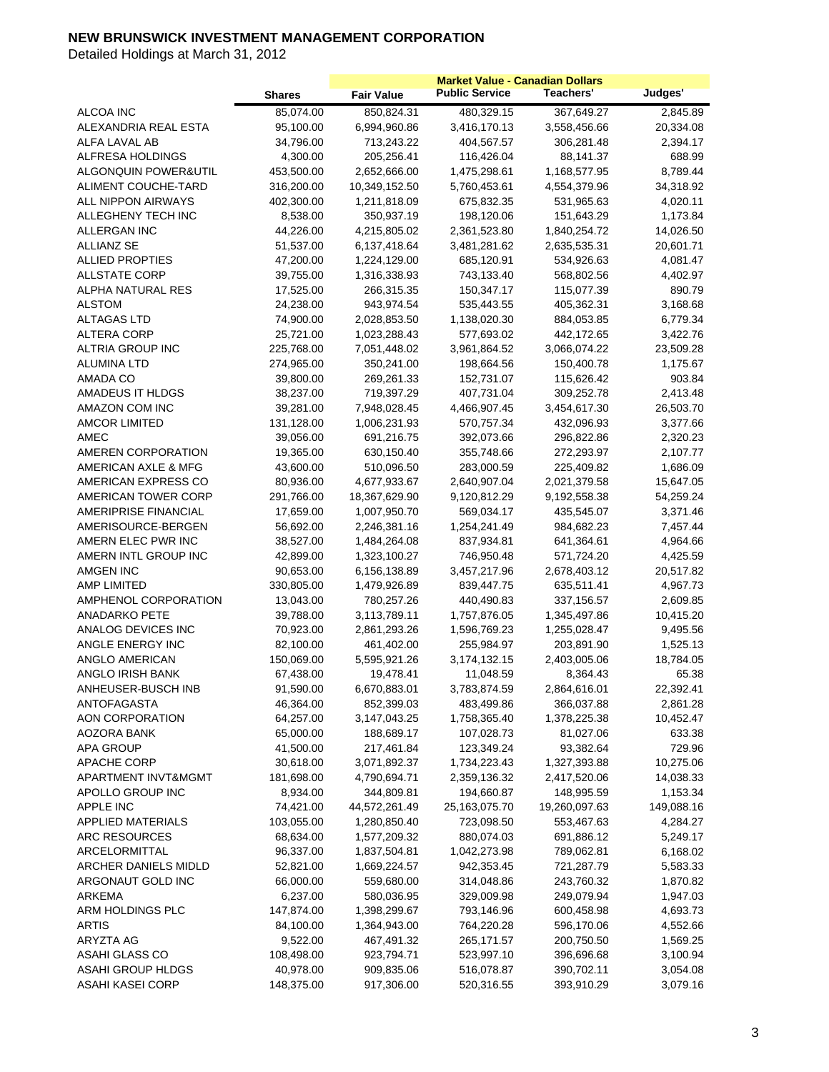# NEW BRUNSWICK INVESTMENT MANAGEMENT CORPORATION

Detailed Holdings at March 31, 2012

| | | Market Value - Canadian Dollars | | | |
|---|---|---|---|---|---|
| | Shares | Fair Value | Public Service | Teachers' | Judges' |
| ALCOA INC | 85,074.00 | 850,824.31 | 480,329.15 | 367,649.27 | 2,845.89 |
| ALEXANDRIA REAL ESTA | 95,100.00 | 6,994,960.86 | 3,416,170.13 | 3,558,456.66 | 20,334.08 |
| ALFA LAVAL AB | 34,796.00 | 713,243.22 | 404,567.57 | 306,281.48 | 2,394.17 |
| ALFRESA HOLDINGS | 4,300.00 | 205,256.41 | 116,426.04 | 88,141.37 | 688.99 |
| ALGONQUIN POWER&UTIL | 453,500.00 | 2,652,666.00 | 1,475,298.61 | 1,168,577.95 | 8,789.44 |
| ALIMENT COUCHE-TARD | 316,200.00 | 10,349,152.50 | 5,760,453.61 | 4,554,379.96 | 34,318.92 |
| ALL NIPPON AIRWAYS | 402,300.00 | 1,211,818.09 | 675,832.35 | 531,965.63 | 4,020.11 |
| ALLEGHENY TECH INC | 8,538.00 | 350,937.19 | 198,120.06 | 151,643.29 | 1,173.84 |
| ALLERGAN INC | 44,226.00 | 4,215,805.02 | 2,361,523.80 | 1,840,254.72 | 14,026.50 |
| ALLIANZ SE | 51,537.00 | 6,137,418.64 | 3,481,281.62 | 2,635,535.31 | 20,601.71 |
| ALLIED PROPTIES | 47,200.00 | 1,224,129.00 | 685,120.91 | 534,926.63 | 4,081.47 |
| ALLSTATE CORP | 39,755.00 | 1,316,338.93 | 743,133.40 | 568,802.56 | 4,402.97 |
| ALPHA NATURAL RES | 17,525.00 | 266,315.35 | 150,347.17 | 115,077.39 | 890.79 |
| ALSTOM | 24,238.00 | 943,974.54 | 535,443.55 | 405,362.31 | 3,168.68 |
| ALTAGAS LTD | 74,900.00 | 2,028,853.50 | 1,138,020.30 | 884,053.85 | 6,779.34 |
| ALTERA CORP | 25,721.00 | 1,023,288.43 | 577,693.02 | 442,172.65 | 3,422.76 |
| ALTRIA GROUP INC | 225,768.00 | 7,051,448.02 | 3,961,864.52 | 3,066,074.22 | 23,509.28 |
| ALUMINA LTD | 274,965.00 | 350,241.00 | 198,664.56 | 150,400.78 | 1,175.67 |
| AMADA CO | 39,800.00 | 269,261.33 | 152,731.07 | 115,626.42 | 903.84 |
| AMADEUS IT HLDGS | 38,237.00 | 719,397.29 | 407,731.04 | 309,252.78 | 2,413.48 |
| AMAZON COM INC | 39,281.00 | 7,948,028.45 | 4,466,907.45 | 3,454,617.30 | 26,503.70 |
| AMCOR LIMITED | 131,128.00 | 1,006,231.93 | 570,757.34 | 432,096.93 | 3,377.66 |
| AMEC | 39,056.00 | 691,216.75 | 392,073.66 | 296,822.86 | 2,320.23 |
| AMEREN CORPORATION | 19,365.00 | 630,150.40 | 355,748.66 | 272,293.97 | 2,107.77 |
| AMERICAN AXLE & MFG | 43,600.00 | 510,096.50 | 283,000.59 | 225,409.82 | 1,686.09 |
| AMERICAN EXPRESS CO | 80,936.00 | 4,677,933.67 | 2,640,907.04 | 2,021,379.58 | 15,647.05 |
| AMERICAN TOWER CORP | 291,766.00 | 18,367,629.90 | 9,120,812.29 | 9,192,558.38 | 54,259.24 |
| AMERIPRISE FINANCIAL | 17,659.00 | 1,007,950.70 | 569,034.17 | 435,545.07 | 3,371.46 |
| AMERISOURCE-BERGEN | 56,692.00 | 2,246,381.16 | 1,254,241.49 | 984,682.23 | 7,457.44 |
| AMERN ELEC PWR INC | 38,527.00 | 1,484,264.08 | 837,934.81 | 641,364.61 | 4,964.66 |
| AMERN INTL GROUP INC | 42,899.00 | 1,323,100.27 | 746,950.48 | 571,724.20 | 4,425.59 |
| AMGEN INC | 90,653.00 | 6,156,138.89 | 3,457,217.96 | 2,678,403.12 | 20,517.82 |
| AMP LIMITED | 330,805.00 | 1,479,926.89 | 839,447.75 | 635,511.41 | 4,967.73 |
| AMPHENOL CORPORATION | 13,043.00 | 780,257.26 | 440,490.83 | 337,156.57 | 2,609.85 |
| ANADARKO PETE | 39,788.00 | 3,113,789.11 | 1,757,876.05 | 1,345,497.86 | 10,415.20 |
| ANALOG DEVICES INC | 70,923.00 | 2,861,293.26 | 1,596,769.23 | 1,255,028.47 | 9,495.56 |
| ANGLE ENERGY INC | 82,100.00 | 461,402.00 | 255,984.97 | 203,891.90 | 1,525.13 |
| ANGLO AMERICAN | 150,069.00 | 5,595,921.26 | 3,174,132.15 | 2,403,005.06 | 18,784.05 |
| ANGLO IRISH BANK | 67,438.00 | 19,478.41 | 11,048.59 | 8,364.43 | 65.38 |
| ANHEUSER-BUSCH INB | 91,590.00 | 6,670,883.01 | 3,783,874.59 | 2,864,616.01 | 22,392.41 |
| ANTOFAGASTA | 46,364.00 | 852,399.03 | 483,499.86 | 366,037.88 | 2,861.28 |
| AON CORPORATION | 64,257.00 | 3,147,043.25 | 1,758,365.40 | 1,378,225.38 | 10,452.47 |
| AOZORA BANK | 65,000.00 | 188,689.17 | 107,028.73 | 81,027.06 | 633.38 |
| APA GROUP | 41,500.00 | 217,461.84 | 123,349.24 | 93,382.64 | 729.96 |
| APACHE CORP | 30,618.00 | 3,071,892.37 | 1,734,223.43 | 1,327,393.88 | 10,275.06 |
| APARTMENT INVT&MGMT | 181,698.00 | 4,790,694.71 | 2,359,136.32 | 2,417,520.06 | 14,038.33 |
| APOLLO GROUP INC | 8,934.00 | 344,809.81 | 194,660.87 | 148,995.59 | 1,153.34 |
| APPLE INC | 74,421.00 | 44,572,261.49 | 25,163,075.70 | 19,260,097.63 | 149,088.16 |
| APPLIED MATERIALS | 103,055.00 | 1,280,850.40 | 723,098.50 | 553,467.63 | 4,284.27 |
| ARC RESOURCES | 68,634.00 | 1,577,209.32 | 880,074.03 | 691,886.12 | 5,249.17 |
| ARCELORMITTAL | 96,337.00 | 1,837,504.81 | 1,042,273.98 | 789,062.81 | 6,168.02 |
| ARCHER DANIELS MIDLD | 52,821.00 | 1,669,224.57 | 942,353.45 | 721,287.79 | 5,583.33 |
| ARGONAUT GOLD INC | 66,000.00 | 559,680.00 | 314,048.86 | 243,760.32 | 1,870.82 |
| ARKEMA | 6,237.00 | 580,036.95 | 329,009.98 | 249,079.94 | 1,947.03 |
| ARM HOLDINGS PLC | 147,874.00 | 1,398,299.67 | 793,146.96 | 600,458.98 | 4,693.73 |
| ARTIS | 84,100.00 | 1,364,943.00 | 764,220.28 | 596,170.06 | 4,552.66 |
| ARYZTA AG | 9,522.00 | 467,491.32 | 265,171.57 | 200,750.50 | 1,569.25 |
| ASAHI GLASS CO | 108,498.00 | 923,794.71 | 523,997.10 | 396,696.68 | 3,100.94 |
| ASAHI GROUP HLDGS | 40,978.00 | 909,835.06 | 516,078.87 | 390,702.11 | 3,054.08 |
| ASAHI KASEI CORP | 148,375.00 | 917,306.00 | 520,316.55 | 393,910.29 | 3,079.16 |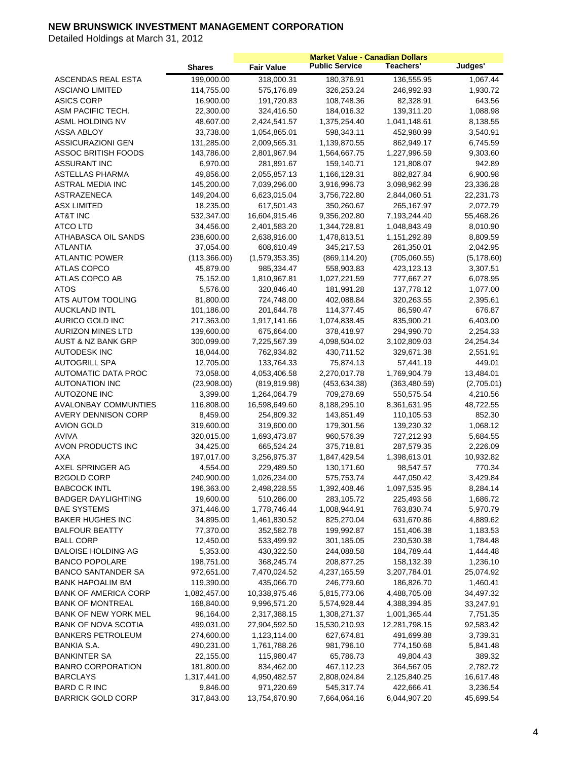# NEW BRUNSWICK INVESTMENT MANAGEMENT CORPORATION

Detailed Holdings at March 31, 2012

| | Shares | Fair Value | Market Value - Canadian Dollars Public Service | Teachers' | Judges' |
|---|---|---|---|---|---|
| ASCENDAS REAL ESTA | 199,000.00 | 318,000.31 | 180,376.91 | 136,555.95 | 1,067.44 |
| ASCIANO LIMITED | 114,755.00 | 575,176.89 | 326,253.24 | 246,992.93 | 1,930.72 |
| ASICS CORP | 16,900.00 | 191,720.83 | 108,748.36 | 82,328.91 | 643.56 |
| ASM PACIFIC TECH. | 22,300.00 | 324,416.50 | 184,016.32 | 139,311.20 | 1,088.98 |
| ASML HOLDING NV | 48,607.00 | 2,424,541.57 | 1,375,254.40 | 1,041,148.61 | 8,138.55 |
| ASSA ABLOY | 33,738.00 | 1,054,865.01 | 598,343.11 | 452,980.99 | 3,540.91 |
| ASSICURAZIONI GEN | 131,285.00 | 2,009,565.31 | 1,139,870.55 | 862,949.17 | 6,745.59 |
| ASSOC BRITISH FOODS | 143,786.00 | 2,801,967.94 | 1,564,667.75 | 1,227,996.59 | 9,303.60 |
| ASSURANT INC | 6,970.00 | 281,891.67 | 159,140.71 | 121,808.07 | 942.89 |
| ASTELLAS PHARMA | 49,856.00 | 2,055,857.13 | 1,166,128.31 | 882,827.84 | 6,900.98 |
| ASTRAL MEDIA INC | 145,200.00 | 7,039,296.00 | 3,916,996.73 | 3,098,962.99 | 23,336.28 |
| ASTRAZENECA | 149,204.00 | 6,623,015.04 | 3,756,722.80 | 2,844,060.51 | 22,231.73 |
| ASX LIMITED | 18,235.00 | 617,501.43 | 350,260.67 | 265,167.97 | 2,072.79 |
| AT&T INC | 532,347.00 | 16,604,915.46 | 9,356,202.80 | 7,193,244.40 | 55,468.26 |
| ATCO LTD | 34,456.00 | 2,401,583.20 | 1,344,728.81 | 1,048,843.49 | 8,010.90 |
| ATHABASCA OIL SANDS | 238,600.00 | 2,638,916.00 | 1,478,813.51 | 1,151,292.89 | 8,809.59 |
| ATLANTIA | 37,054.00 | 608,610.49 | 345,217.53 | 261,350.01 | 2,042.95 |
| ATLANTIC POWER | (113,366.00) | (1,579,353.35) | (869,114.20) | (705,060.55) | (5,178.60) |
| ATLAS COPCO | 45,879.00 | 985,334.47 | 558,903.83 | 423,123.13 | 3,307.51 |
| ATLAS COPCO AB | 75,152.00 | 1,810,967.81 | 1,027,221.59 | 777,667.27 | 6,078.95 |
| ATOS | 5,576.00 | 320,846.40 | 181,991.28 | 137,778.12 | 1,077.00 |
| ATS AUTOM TOOLING | 81,800.00 | 724,748.00 | 402,088.84 | 320,263.55 | 2,395.61 |
| AUCKLAND INTL | 101,186.00 | 201,644.78 | 114,377.45 | 86,590.47 | 676.87 |
| AURICO GOLD INC | 217,363.00 | 1,917,141.66 | 1,074,838.45 | 835,900.21 | 6,403.00 |
| AURIZON MINES LTD | 139,600.00 | 675,664.00 | 378,418.97 | 294,990.70 | 2,254.33 |
| AUST & NZ BANK GRP | 300,099.00 | 7,225,567.39 | 4,098,504.02 | 3,102,809.03 | 24,254.34 |
| AUTODESK INC | 18,044.00 | 762,934.82 | 430,711.52 | 329,671.38 | 2,551.91 |
| AUTOGRILL SPA | 12,705.00 | 133,764.33 | 75,874.13 | 57,441.19 | 449.01 |
| AUTOMATIC DATA PROC | 73,058.00 | 4,053,406.58 | 2,270,017.78 | 1,769,904.79 | 13,484.01 |
| AUTONATION INC | (23,908.00) | (819,819.98) | (453,634.38) | (363,480.59) | (2,705.01) |
| AUTOZONE INC | 3,399.00 | 1,264,064.79 | 709,278.69 | 550,575.54 | 4,210.56 |
| AVALONBAY COMMUNTIES | 116,808.00 | 16,598,649.60 | 8,188,295.10 | 8,361,631.95 | 48,722.55 |
| AVERY DENNISON CORP | 8,459.00 | 254,809.32 | 143,851.49 | 110,105.53 | 852.30 |
| AVION GOLD | 319,600.00 | 319,600.00 | 179,301.56 | 139,230.32 | 1,068.12 |
| AVIVA | 320,015.00 | 1,693,473.87 | 960,576.39 | 727,212.93 | 5,684.55 |
| AVON PRODUCTS INC | 34,425.00 | 665,524.24 | 375,718.81 | 287,579.35 | 2,226.09 |
| AXA | 197,017.00 | 3,256,975.37 | 1,847,429.54 | 1,398,613.01 | 10,932.82 |
| AXEL SPRINGER AG | 4,554.00 | 229,489.50 | 130,171.60 | 98,547.57 | 770.34 |
| B2GOLD CORP | 240,900.00 | 1,026,234.00 | 575,753.74 | 447,050.42 | 3,429.84 |
| BABCOCK INTL | 196,363.00 | 2,498,228.55 | 1,392,408.46 | 1,097,535.95 | 8,284.14 |
| BADGER DAYLIGHTING | 19,600.00 | 510,286.00 | 283,105.72 | 225,493.56 | 1,686.72 |
| BAE SYSTEMS | 371,446.00 | 1,778,746.44 | 1,008,944.91 | 763,830.74 | 5,970.79 |
| BAKER HUGHES INC | 34,895.00 | 1,461,830.52 | 825,270.04 | 631,670.86 | 4,889.62 |
| BALFOUR BEATTY | 77,370.00 | 352,582.78 | 199,992.87 | 151,406.38 | 1,183.53 |
| BALL CORP | 12,450.00 | 533,499.92 | 301,185.05 | 230,530.38 | 1,784.48 |
| BALOISE HOLDING AG | 5,353.00 | 430,322.50 | 244,088.58 | 184,789.44 | 1,444.48 |
| BANCO POPOLARE | 198,751.00 | 368,245.74 | 208,877.25 | 158,132.39 | 1,236.10 |
| BANCO SANTANDER SA | 972,651.00 | 7,470,024.52 | 4,237,165.59 | 3,207,784.01 | 25,074.92 |
| BANK HAPOALIM BM | 119,390.00 | 435,066.70 | 246,779.60 | 186,826.70 | 1,460.41 |
| BANK OF AMERICA CORP | 1,082,457.00 | 10,338,975.46 | 5,815,773.06 | 4,488,705.08 | 34,497.32 |
| BANK OF MONTREAL | 168,840.00 | 9,996,571.20 | 5,574,928.44 | 4,388,394.85 | 33,247.91 |
| BANK OF NEW YORK MEL | 96,164.00 | 2,317,388.15 | 1,308,271.37 | 1,001,365.44 | 7,751.35 |
| BANK OF NOVA SCOTIA | 499,031.00 | 27,904,592.50 | 15,530,210.93 | 12,281,798.15 | 92,583.42 |
| BANKERS PETROLEUM | 274,600.00 | 1,123,114.00 | 627,674.81 | 491,699.88 | 3,739.31 |
| BANKIA S.A. | 490,231.00 | 1,761,788.26 | 981,796.10 | 774,150.68 | 5,841.48 |
| BANKINTER SA | 22,155.00 | 115,980.47 | 65,786.73 | 49,804.43 | 389.32 |
| BANRO CORPORATION | 181,800.00 | 834,462.00 | 467,112.23 | 364,567.05 | 2,782.72 |
| BARCLAYS | 1,317,441.00 | 4,950,482.57 | 2,808,024.84 | 2,125,840.25 | 16,617.48 |
| BARD C R INC | 9,846.00 | 971,220.69 | 545,317.74 | 422,666.41 | 3,236.54 |
| BARRICK GOLD CORP | 317,843.00 | 13,754,670.90 | 7,664,064.16 | 6,044,907.20 | 45,699.54 |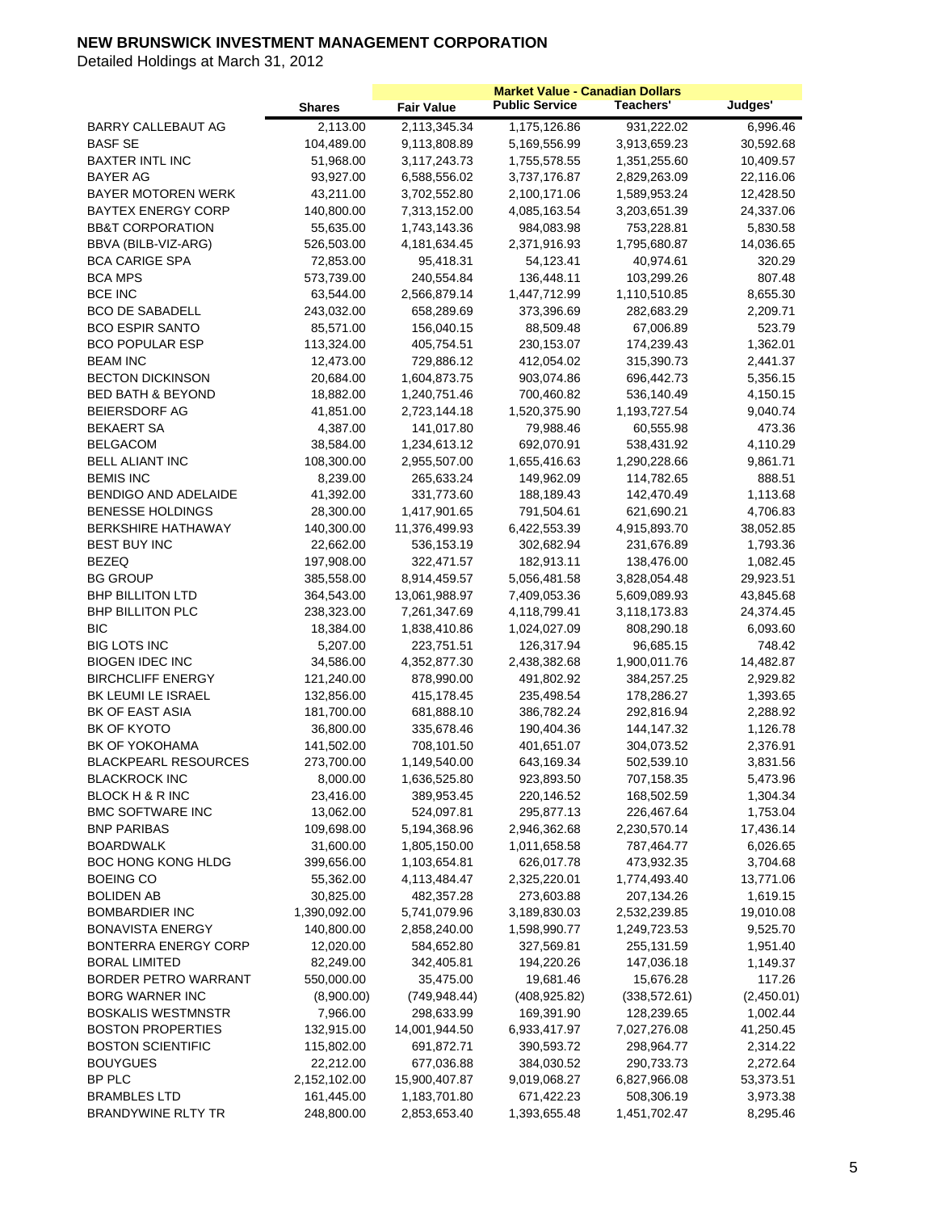# NEW BRUNSWICK INVESTMENT MANAGEMENT CORPORATION

Detailed Holdings at March 31, 2012

| | Shares | Fair Value | Market Value - Canadian Dollars Public Service | Teachers' | Judges' |
|---|---|---|---|---|---|
| BARRY CALLEBAUT AG | 2,113.00 | 2,113,345.34 | 1,175,126.86 | 931,222.02 | 6,996.46 |
| BASF SE | 104,489.00 | 9,113,808.89 | 5,169,556.99 | 3,913,659.23 | 30,592.68 |
| BAXTER INTL INC | 51,968.00 | 3,117,243.73 | 1,755,578.55 | 1,351,255.60 | 10,409.57 |
| BAYER AG | 93,927.00 | 6,588,556.02 | 3,737,176.87 | 2,829,263.09 | 22,116.06 |
| BAYER MOTOREN WERK | 43,211.00 | 3,702,552.80 | 2,100,171.06 | 1,589,953.24 | 12,428.50 |
| BAYTEX ENERGY CORP | 140,800.00 | 7,313,152.00 | 4,085,163.54 | 3,203,651.39 | 24,337.06 |
| BB&T CORPORATION | 55,635.00 | 1,743,143.36 | 984,083.98 | 753,228.81 | 5,830.58 |
| BBVA (BILB-VIZ-ARG) | 526,503.00 | 4,181,634.45 | 2,371,916.93 | 1,795,680.87 | 14,036.65 |
| BCA CARIGE SPA | 72,853.00 | 95,418.31 | 54,123.41 | 40,974.61 | 320.29 |
| BCA MPS | 573,739.00 | 240,554.84 | 136,448.11 | 103,299.26 | 807.48 |
| BCE INC | 63,544.00 | 2,566,879.14 | 1,447,712.99 | 1,110,510.85 | 8,655.30 |
| BCO DE SABADELL | 243,032.00 | 658,289.69 | 373,396.69 | 282,683.29 | 2,209.71 |
| BCO ESPIR SANTO | 85,571.00 | 156,040.15 | 88,509.48 | 67,006.89 | 523.79 |
| BCO POPULAR ESP | 113,324.00 | 405,754.51 | 230,153.07 | 174,239.43 | 1,362.01 |
| BEAM INC | 12,473.00 | 729,886.12 | 412,054.02 | 315,390.73 | 2,441.37 |
| BECTON DICKINSON | 20,684.00 | 1,604,873.75 | 903,074.86 | 696,442.73 | 5,356.15 |
| BED BATH & BEYOND | 18,882.00 | 1,240,751.46 | 700,460.82 | 536,140.49 | 4,150.15 |
| BEIERSDORF AG | 41,851.00 | 2,723,144.18 | 1,520,375.90 | 1,193,727.54 | 9,040.74 |
| BEKAERT SA | 4,387.00 | 141,017.80 | 79,988.46 | 60,555.98 | 473.36 |
| BELGACOM | 38,584.00 | 1,234,613.12 | 692,070.91 | 538,431.92 | 4,110.29 |
| BELL ALIANT INC | 108,300.00 | 2,955,507.00 | 1,655,416.63 | 1,290,228.66 | 9,861.71 |
| BEMIS INC | 8,239.00 | 265,633.24 | 149,962.09 | 114,782.65 | 888.51 |
| BENDIGO AND ADELAIDE | 41,392.00 | 331,773.60 | 188,189.43 | 142,470.49 | 1,113.68 |
| BENESSE HOLDINGS | 28,300.00 | 1,417,901.65 | 791,504.61 | 621,690.21 | 4,706.83 |
| BERKSHIRE HATHAWAY | 140,300.00 | 11,376,499.93 | 6,422,553.39 | 4,915,893.70 | 38,052.85 |
| BEST BUY INC | 22,662.00 | 536,153.19 | 302,682.94 | 231,676.89 | 1,793.36 |
| BEZEQ | 197,908.00 | 322,471.57 | 182,913.11 | 138,476.00 | 1,082.45 |
| BG GROUP | 385,558.00 | 8,914,459.57 | 5,056,481.58 | 3,828,054.48 | 29,923.51 |
| BHP BILLITON LTD | 364,543.00 | 13,061,988.97 | 7,409,053.36 | 5,609,089.93 | 43,845.68 |
| BHP BILLITON PLC | 238,323.00 | 7,261,347.69 | 4,118,799.41 | 3,118,173.83 | 24,374.45 |
| BIC | 18,384.00 | 1,838,410.86 | 1,024,027.09 | 808,290.18 | 6,093.60 |
| BIG LOTS INC | 5,207.00 | 223,751.51 | 126,317.94 | 96,685.15 | 748.42 |
| BIOGEN IDEC INC | 34,586.00 | 4,352,877.30 | 2,438,382.68 | 1,900,011.76 | 14,482.87 |
| BIRCHCLIFF ENERGY | 121,240.00 | 878,990.00 | 491,802.92 | 384,257.25 | 2,929.82 |
| BK LEUMI LE ISRAEL | 132,856.00 | 415,178.45 | 235,498.54 | 178,286.27 | 1,393.65 |
| BK OF EAST ASIA | 181,700.00 | 681,888.10 | 386,782.24 | 292,816.94 | 2,288.92 |
| BK OF KYOTO | 36,800.00 | 335,678.46 | 190,404.36 | 144,147.32 | 1,126.78 |
| BK OF YOKOHAMA | 141,502.00 | 708,101.50 | 401,651.07 | 304,073.52 | 2,376.91 |
| BLACKPEARL RESOURCES | 273,700.00 | 1,149,540.00 | 643,169.34 | 502,539.10 | 3,831.56 |
| BLACKROCK INC | 8,000.00 | 1,636,525.80 | 923,893.50 | 707,158.35 | 5,473.96 |
| BLOCK H & R INC | 23,416.00 | 389,953.45 | 220,146.52 | 168,502.59 | 1,304.34 |
| BMC SOFTWARE INC | 13,062.00 | 524,097.81 | 295,877.13 | 226,467.64 | 1,753.04 |
| BNP PARIBAS | 109,698.00 | 5,194,368.96 | 2,946,362.68 | 2,230,570.14 | 17,436.14 |
| BOARDWALK | 31,600.00 | 1,805,150.00 | 1,011,658.58 | 787,464.77 | 6,026.65 |
| BOC HONG KONG HLDG | 399,656.00 | 1,103,654.81 | 626,017.78 | 473,932.35 | 3,704.68 |
| BOEING CO | 55,362.00 | 4,113,484.47 | 2,325,220.01 | 1,774,493.40 | 13,771.06 |
| BOLIDEN AB | 30,825.00 | 482,357.28 | 273,603.88 | 207,134.26 | 1,619.15 |
| BOMBARDIER INC | 1,390,092.00 | 5,741,079.96 | 3,189,830.03 | 2,532,239.85 | 19,010.08 |
| BONAVISTA ENERGY | 140,800.00 | 2,858,240.00 | 1,598,990.77 | 1,249,723.53 | 9,525.70 |
| BONTERRA ENERGY CORP | 12,020.00 | 584,652.80 | 327,569.81 | 255,131.59 | 1,951.40 |
| BORAL LIMITED | 82,249.00 | 342,405.81 | 194,220.26 | 147,036.18 | 1,149.37 |
| BORDER PETRO WARRANT | 550,000.00 | 35,475.00 | 19,681.46 | 15,676.28 | 117.26 |
| BORG WARNER INC | (8,900.00) | (749,948.44) | (408,925.82) | (338,572.61) | (2,450.01) |
| BOSKALIS WESTMNSTR | 7,966.00 | 298,633.99 | 169,391.90 | 128,239.65 | 1,002.44 |
| BOSTON PROPERTIES | 132,915.00 | 14,001,944.50 | 6,933,417.97 | 7,027,276.08 | 41,250.45 |
| BOSTON SCIENTIFIC | 115,802.00 | 691,872.71 | 390,593.72 | 298,964.77 | 2,314.22 |
| BOUYGUES | 22,212.00 | 677,036.88 | 384,030.52 | 290,733.73 | 2,272.64 |
| BP PLC | 2,152,102.00 | 15,900,407.87 | 9,019,068.27 | 6,827,966.08 | 53,373.51 |
| BRAMBLES LTD | 161,445.00 | 1,183,701.80 | 671,422.23 | 508,306.19 | 3,973.38 |
| BRANDYWINE RLTY TR | 248,800.00 | 2,853,653.40 | 1,393,655.48 | 1,451,702.47 | 8,295.46 |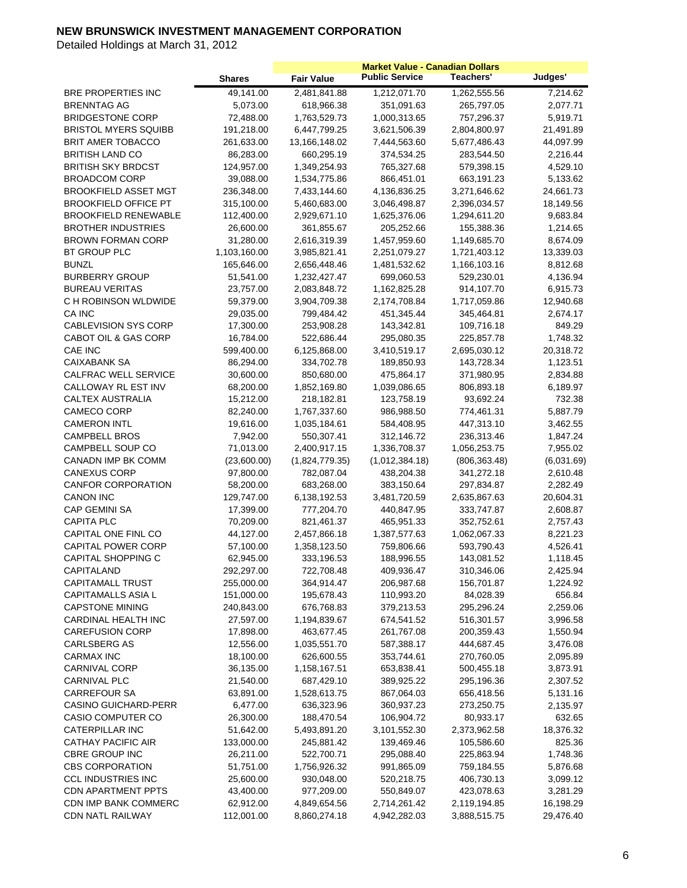# NEW BRUNSWICK INVESTMENT MANAGEMENT CORPORATION

Detailed Holdings at March 31, 2012

| | Shares | Market Value - Canadian Dollars | | | |
|---|---|---|---|---|---|
| | | Fair Value | Public Service | Teachers' | Judges' |
| BRE PROPERTIES INC | 49,141.00 | 2,481,841.88 | 1,212,071.70 | 1,262,555.56 | 7,214.62 |
| BRENNTAG AG | 5,073.00 | 618,966.38 | 351,091.63 | 265,797.05 | 2,077.71 |
| BRIDGESTONE CORP | 72,488.00 | 1,763,529.73 | 1,000,313.65 | 757,296.37 | 5,919.71 |
| BRISTOL MYERS SQUIBB | 191,218.00 | 6,447,799.25 | 3,621,506.39 | 2,804,800.97 | 21,491.89 |
| BRIT AMER TOBACCO | 261,633.00 | 13,166,148.02 | 7,444,563.60 | 5,677,486.43 | 44,097.99 |
| BRITISH LAND CO | 86,283.00 | 660,295.19 | 374,534.25 | 283,544.50 | 2,216.44 |
| BRITISH SKY BRDCST | 124,957.00 | 1,349,254.93 | 765,327.68 | 579,398.15 | 4,529.10 |
| BROADCOM CORP | 39,088.00 | 1,534,775.86 | 866,451.01 | 663,191.23 | 5,133.62 |
| BROOKFIELD ASSET MGT | 236,348.00 | 7,433,144.60 | 4,136,836.25 | 3,271,646.62 | 24,661.73 |
| BROOKFIELD OFFICE PT | 315,100.00 | 5,460,683.00 | 3,046,498.87 | 2,396,034.57 | 18,149.56 |
| BROOKFIELD RENEWABLE | 112,400.00 | 2,929,671.10 | 1,625,376.06 | 1,294,611.20 | 9,683.84 |
| BROTHER INDUSTRIES | 26,600.00 | 361,855.67 | 205,252.66 | 155,388.36 | 1,214.65 |
| BROWN FORMAN CORP | 31,280.00 | 2,616,319.39 | 1,457,959.60 | 1,149,685.70 | 8,674.09 |
| BT GROUP PLC | 1,103,160.00 | 3,985,821.41 | 2,251,079.27 | 1,721,403.12 | 13,339.03 |
| BUNZL | 165,646.00 | 2,656,448.46 | 1,481,532.62 | 1,166,103.16 | 8,812.68 |
| BURBERRY GROUP | 51,541.00 | 1,232,427.47 | 699,060.53 | 529,230.01 | 4,136.94 |
| BUREAU VERITAS | 23,757.00 | 2,083,848.72 | 1,162,825.28 | 914,107.70 | 6,915.73 |
| C H ROBINSON WLDWIDE | 59,379.00 | 3,904,709.38 | 2,174,708.84 | 1,717,059.86 | 12,940.68 |
| CA INC | 29,035.00 | 799,484.42 | 451,345.44 | 345,464.81 | 2,674.17 |
| CABLEVISION SYS CORP | 17,300.00 | 253,908.28 | 143,342.81 | 109,716.18 | 849.29 |
| CABOT OIL & GAS CORP | 16,784.00 | 522,686.44 | 295,080.35 | 225,857.78 | 1,748.32 |
| CAE INC | 599,400.00 | 6,125,868.00 | 3,410,519.17 | 2,695,030.12 | 20,318.72 |
| CAIXABANK SA | 86,294.00 | 334,702.78 | 189,850.93 | 143,728.34 | 1,123.51 |
| CALFRAC WELL SERVICE | 30,600.00 | 850,680.00 | 475,864.17 | 371,980.95 | 2,834.88 |
| CALLOWAY RL EST INV | 68,200.00 | 1,852,169.80 | 1,039,086.65 | 806,893.18 | 6,189.97 |
| CALTEX AUSTRALIA | 15,212.00 | 218,182.81 | 123,758.19 | 93,692.24 | 732.38 |
| CAMECO CORP | 82,240.00 | 1,767,337.60 | 986,988.50 | 774,461.31 | 5,887.79 |
| CAMERON INTL | 19,616.00 | 1,035,184.61 | 584,408.95 | 447,313.10 | 3,462.55 |
| CAMPBELL BROS | 7,942.00 | 550,307.41 | 312,146.72 | 236,313.46 | 1,847.24 |
| CAMPBELL SOUP CO | 71,013.00 | 2,400,917.15 | 1,336,708.37 | 1,056,253.75 | 7,955.02 |
| CANADN IMP BK COMM | (23,600.00) | (1,824,779.35) | (1,012,384.18) | (806,363.48) | (6,031.69) |
| CANEXUS CORP | 97,800.00 | 782,087.04 | 438,204.38 | 341,272.18 | 2,610.48 |
| CANFOR CORPORATION | 58,200.00 | 683,268.00 | 383,150.64 | 297,834.87 | 2,282.49 |
| CANON INC | 129,747.00 | 6,138,192.53 | 3,481,720.59 | 2,635,867.63 | 20,604.31 |
| CAP GEMINI SA | 17,399.00 | 777,204.70 | 440,847.95 | 333,747.87 | 2,608.87 |
| CAPITA PLC | 70,209.00 | 821,461.37 | 465,951.33 | 352,752.61 | 2,757.43 |
| CAPITAL ONE FINL CO | 44,127.00 | 2,457,866.18 | 1,387,577.63 | 1,062,067.33 | 8,221.23 |
| CAPITAL POWER CORP | 57,100.00 | 1,358,123.50 | 759,806.66 | 593,790.43 | 4,526.41 |
| CAPITAL SHOPPING C | 62,945.00 | 333,196.53 | 188,996.55 | 143,081.52 | 1,118.45 |
| CAPITALAND | 292,297.00 | 722,708.48 | 409,936.47 | 310,346.06 | 2,425.94 |
| CAPITAMALL TRUST | 255,000.00 | 364,914.47 | 206,987.68 | 156,701.87 | 1,224.92 |
| CAPITAMALLS ASIA L | 151,000.00 | 195,678.43 | 110,993.20 | 84,028.39 | 656.84 |
| CAPSTONE MINING | 240,843.00 | 676,768.83 | 379,213.53 | 295,296.24 | 2,259.06 |
| CARDINAL HEALTH INC | 27,597.00 | 1,194,839.67 | 674,541.52 | 516,301.57 | 3,996.58 |
| CAREFUSION CORP | 17,898.00 | 463,677.45 | 261,767.08 | 200,359.43 | 1,550.94 |
| CARLSBERG AS | 12,556.00 | 1,035,551.70 | 587,388.17 | 444,687.45 | 3,476.08 |
| CARMAX INC | 18,100.00 | 626,600.55 | 353,744.61 | 270,760.05 | 2,095.89 |
| CARNIVAL CORP | 36,135.00 | 1,158,167.51 | 653,838.41 | 500,455.18 | 3,873.91 |
| CARNIVAL PLC | 21,540.00 | 687,429.10 | 389,925.22 | 295,196.36 | 2,307.52 |
| CARREFOUR SA | 63,891.00 | 1,528,613.75 | 867,064.03 | 656,418.56 | 5,131.16 |
| CASINO GUICHARD-PERR | 6,477.00 | 636,323.96 | 360,937.23 | 273,250.75 | 2,135.97 |
| CASIO COMPUTER CO | 26,300.00 | 188,470.54 | 106,904.72 | 80,933.17 | 632.65 |
| CATERPILLAR INC | 51,642.00 | 5,493,891.20 | 3,101,552.30 | 2,373,962.58 | 18,376.32 |
| CATHAY PACIFIC AIR | 133,000.00 | 245,881.42 | 139,469.46 | 105,586.60 | 825.36 |
| CBRE GROUP INC | 26,211.00 | 522,700.71 | 295,088.40 | 225,863.94 | 1,748.36 |
| CBS CORPORATION | 51,751.00 | 1,756,926.32 | 991,865.09 | 759,184.55 | 5,876.68 |
| CCL INDUSTRIES INC | 25,600.00 | 930,048.00 | 520,218.75 | 406,730.13 | 3,099.12 |
| CDN APARTMENT PPTS | 43,400.00 | 977,209.00 | 550,849.07 | 423,078.63 | 3,281.29 |
| CDN IMP BANK COMMERC | 62,912.00 | 4,849,654.56 | 2,714,261.42 | 2,119,194.85 | 16,198.29 |
| CDN NATL RAILWAY | 112,001.00 | 8,860,274.18 | 4,942,282.03 | 3,888,515.75 | 29,476.40 |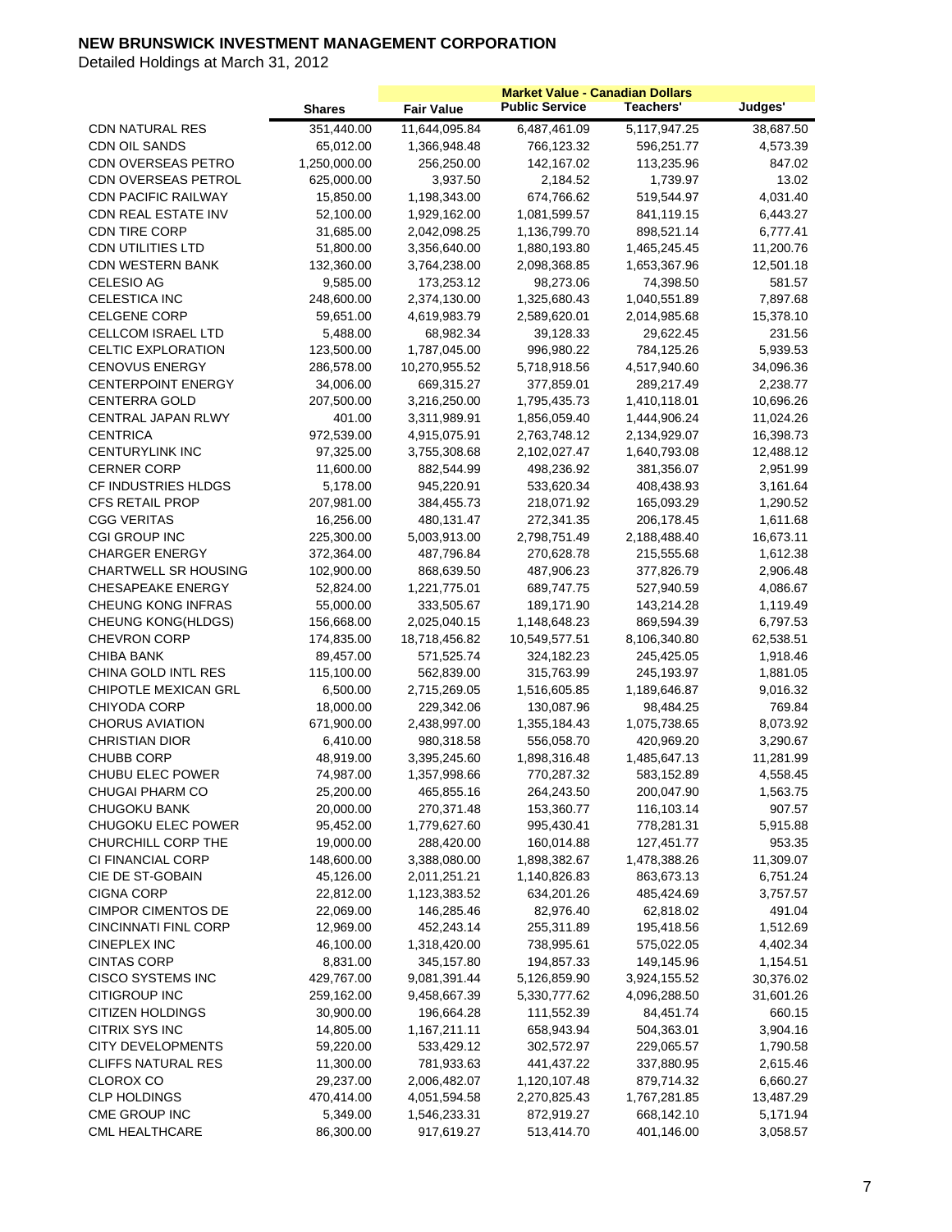# NEW BRUNSWICK INVESTMENT MANAGEMENT CORPORATION

Detailed Holdings at March 31, 2012

| | Shares | Fair Value | Market Value - Canadian Dollars Public Service | Teachers' | Judges' |
|---|---|---|---|---|---|
| CDN NATURAL RES | 351,440.00 | 11,644,095.84 | 6,487,461.09 | 5,117,947.25 | 38,687.50 |
| CDN OIL SANDS | 65,012.00 | 1,366,948.48 | 766,123.32 | 596,251.77 | 4,573.39 |
| CDN OVERSEAS PETRO | 1,250,000.00 | 256,250.00 | 142,167.02 | 113,235.96 | 847.02 |
| CDN OVERSEAS PETROL | 625,000.00 | 3,937.50 | 2,184.52 | 1,739.97 | 13.02 |
| CDN PACIFIC RAILWAY | 15,850.00 | 1,198,343.00 | 674,766.62 | 519,544.97 | 4,031.40 |
| CDN REAL ESTATE INV | 52,100.00 | 1,929,162.00 | 1,081,599.57 | 841,119.15 | 6,443.27 |
| CDN TIRE CORP | 31,685.00 | 2,042,098.25 | 1,136,799.70 | 898,521.14 | 6,777.41 |
| CDN UTILITIES LTD | 51,800.00 | 3,356,640.00 | 1,880,193.80 | 1,465,245.45 | 11,200.76 |
| CDN WESTERN BANK | 132,360.00 | 3,764,238.00 | 2,098,368.85 | 1,653,367.96 | 12,501.18 |
| CELESIO AG | 9,585.00 | 173,253.12 | 98,273.06 | 74,398.50 | 581.57 |
| CELESTICA INC | 248,600.00 | 2,374,130.00 | 1,325,680.43 | 1,040,551.89 | 7,897.68 |
| CELGENE CORP | 59,651.00 | 4,619,983.79 | 2,589,620.01 | 2,014,985.68 | 15,378.10 |
| CELLCOM ISRAEL LTD | 5,488.00 | 68,982.34 | 39,128.33 | 29,622.45 | 231.56 |
| CELTIC EXPLORATION | 123,500.00 | 1,787,045.00 | 996,980.22 | 784,125.26 | 5,939.53 |
| CENOVUS ENERGY | 286,578.00 | 10,270,955.52 | 5,718,918.56 | 4,517,940.60 | 34,096.36 |
| CENTERPOINT ENERGY | 34,006.00 | 669,315.27 | 377,859.01 | 289,217.49 | 2,238.77 |
| CENTERRA GOLD | 207,500.00 | 3,216,250.00 | 1,795,435.73 | 1,410,118.01 | 10,696.26 |
| CENTRAL JAPAN RLWY | 401.00 | 3,311,989.91 | 1,856,059.40 | 1,444,906.24 | 11,024.26 |
| CENTRICA | 972,539.00 | 4,915,075.91 | 2,763,748.12 | 2,134,929.07 | 16,398.73 |
| CENTURYLINK INC | 97,325.00 | 3,755,308.68 | 2,102,027.47 | 1,640,793.08 | 12,488.12 |
| CERNER CORP | 11,600.00 | 882,544.99 | 498,236.92 | 381,356.07 | 2,951.99 |
| CF INDUSTRIES HLDGS | 5,178.00 | 945,220.91 | 533,620.34 | 408,438.93 | 3,161.64 |
| CFS RETAIL PROP | 207,981.00 | 384,455.73 | 218,071.92 | 165,093.29 | 1,290.52 |
| CGG VERITAS | 16,256.00 | 480,131.47 | 272,341.35 | 206,178.45 | 1,611.68 |
| CGI GROUP INC | 225,300.00 | 5,003,913.00 | 2,798,751.49 | 2,188,488.40 | 16,673.11 |
| CHARGER ENERGY | 372,364.00 | 487,796.84 | 270,628.78 | 215,555.68 | 1,612.38 |
| CHARTWELL SR HOUSING | 102,900.00 | 868,639.50 | 487,906.23 | 377,826.79 | 2,906.48 |
| CHESAPEAKE ENERGY | 52,824.00 | 1,221,775.01 | 689,747.75 | 527,940.59 | 4,086.67 |
| CHEUNG KONG INFRAS | 55,000.00 | 333,505.67 | 189,171.90 | 143,214.28 | 1,119.49 |
| CHEUNG KONG(HLDGS) | 156,668.00 | 2,025,040.15 | 1,148,648.23 | 869,594.39 | 6,797.53 |
| CHEVRON CORP | 174,835.00 | 18,718,456.82 | 10,549,577.51 | 8,106,340.80 | 62,538.51 |
| CHIBA BANK | 89,457.00 | 571,525.74 | 324,182.23 | 245,425.05 | 1,918.46 |
| CHINA GOLD INTL RES | 115,100.00 | 562,839.00 | 315,763.99 | 245,193.97 | 1,881.05 |
| CHIPOTLE MEXICAN GRL | 6,500.00 | 2,715,269.05 | 1,516,605.85 | 1,189,646.87 | 9,016.32 |
| CHIYODA CORP | 18,000.00 | 229,342.06 | 130,087.96 | 98,484.25 | 769.84 |
| CHORUS AVIATION | 671,900.00 | 2,438,997.00 | 1,355,184.43 | 1,075,738.65 | 8,073.92 |
| CHRISTIAN DIOR | 6,410.00 | 980,318.58 | 556,058.70 | 420,969.20 | 3,290.67 |
| CHUBB CORP | 48,919.00 | 3,395,245.60 | 1,898,316.48 | 1,485,647.13 | 11,281.99 |
| CHUBU ELEC POWER | 74,987.00 | 1,357,998.66 | 770,287.32 | 583,152.89 | 4,558.45 |
| CHUGAI PHARM CO | 25,200.00 | 465,855.16 | 264,243.50 | 200,047.90 | 1,563.75 |
| CHUGOKU BANK | 20,000.00 | 270,371.48 | 153,360.77 | 116,103.14 | 907.57 |
| CHUGOKU ELEC POWER | 95,452.00 | 1,779,627.60 | 995,430.41 | 778,281.31 | 5,915.88 |
| CHURCHILL CORP THE | 19,000.00 | 288,420.00 | 160,014.88 | 127,451.77 | 953.35 |
| CI FINANCIAL CORP | 148,600.00 | 3,388,080.00 | 1,898,382.67 | 1,478,388.26 | 11,309.07 |
| CIE DE ST-GOBAIN | 45,126.00 | 2,011,251.21 | 1,140,826.83 | 863,673.13 | 6,751.24 |
| CIGNA CORP | 22,812.00 | 1,123,383.52 | 634,201.26 | 485,424.69 | 3,757.57 |
| CIMPOR CIMENTOS DE | 22,069.00 | 146,285.46 | 82,976.40 | 62,818.02 | 491.04 |
| CINCINNATI FINL CORP | 12,969.00 | 452,243.14 | 255,311.89 | 195,418.56 | 1,512.69 |
| CINEPLEX INC | 46,100.00 | 1,318,420.00 | 738,995.61 | 575,022.05 | 4,402.34 |
| CINTAS CORP | 8,831.00 | 345,157.80 | 194,857.33 | 149,145.96 | 1,154.51 |
| CISCO SYSTEMS INC | 429,767.00 | 9,081,391.44 | 5,126,859.90 | 3,924,155.52 | 30,376.02 |
| CITIGROUP INC | 259,162.00 | 9,458,667.39 | 5,330,777.62 | 4,096,288.50 | 31,601.26 |
| CITIZEN HOLDINGS | 30,900.00 | 196,664.28 | 111,552.39 | 84,451.74 | 660.15 |
| CITRIX SYS INC | 14,805.00 | 1,167,211.11 | 658,943.94 | 504,363.01 | 3,904.16 |
| CITY DEVELOPMENTS | 59,220.00 | 533,429.12 | 302,572.97 | 229,065.57 | 1,790.58 |
| CLIFFS NATURAL RES | 11,300.00 | 781,933.63 | 441,437.22 | 337,880.95 | 2,615.46 |
| CLOROX CO | 29,237.00 | 2,006,482.07 | 1,120,107.48 | 879,714.32 | 6,660.27 |
| CLP HOLDINGS | 470,414.00 | 4,051,594.58 | 2,270,825.43 | 1,767,281.85 | 13,487.29 |
| CME GROUP INC | 5,349.00 | 1,546,233.31 | 872,919.27 | 668,142.10 | 5,171.94 |
| CML HEALTHCARE | 86,300.00 | 917,619.27 | 513,414.70 | 401,146.00 | 3,058.57 |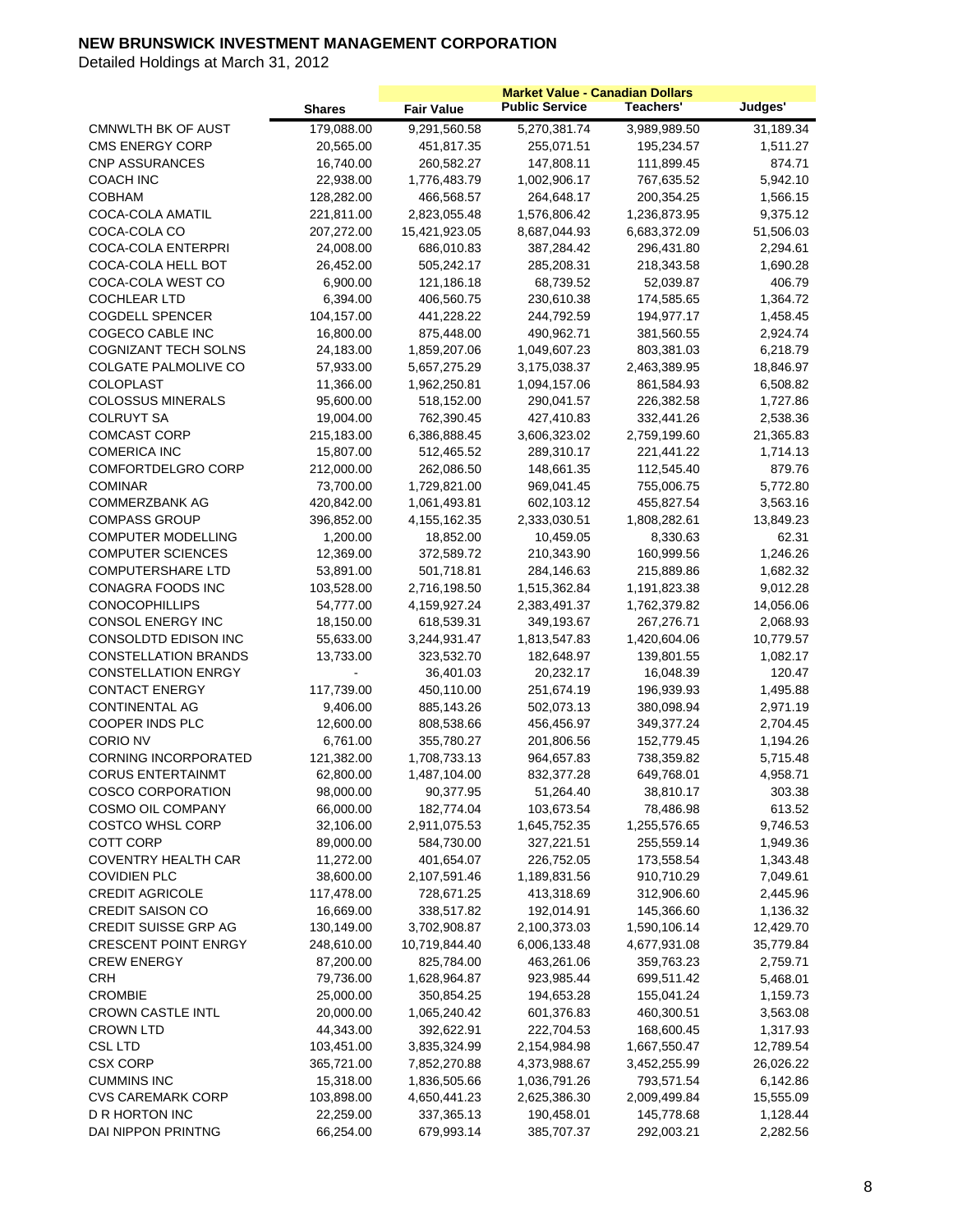# NEW BRUNSWICK INVESTMENT MANAGEMENT CORPORATION

Detailed Holdings at March 31, 2012

| | | Market Value - Canadian Dollars | | | |
|---|---|---|---|---|---|
| | Shares | Fair Value | Public Service | Teachers' | Judges' |
| CMNWLTH BK OF AUST | 179,088.00 | 9,291,560.58 | 5,270,381.74 | 3,989,989.50 | 31,189.34 |
| CMS ENERGY CORP | 20,565.00 | 451,817.35 | 255,071.51 | 195,234.57 | 1,511.27 |
| CNP ASSURANCES | 16,740.00 | 260,582.27 | 147,808.11 | 111,899.45 | 874.71 |
| COACH INC | 22,938.00 | 1,776,483.79 | 1,002,906.17 | 767,635.52 | 5,942.10 |
| COBHAM | 128,282.00 | 466,568.57 | 264,648.17 | 200,354.25 | 1,566.15 |
| COCA-COLA AMATIL | 221,811.00 | 2,823,055.48 | 1,576,806.42 | 1,236,873.95 | 9,375.12 |
| COCA-COLA CO | 207,272.00 | 15,421,923.05 | 8,687,044.93 | 6,683,372.09 | 51,506.03 |
| COCA-COLA ENTERPRI | 24,008.00 | 686,010.83 | 387,284.42 | 296,431.80 | 2,294.61 |
| COCA-COLA HELL BOT | 26,452.00 | 505,242.17 | 285,208.31 | 218,343.58 | 1,690.28 |
| COCA-COLA WEST CO | 6,900.00 | 121,186.18 | 68,739.52 | 52,039.87 | 406.79 |
| COCHLEAR LTD | 6,394.00 | 406,560.75 | 230,610.38 | 174,585.65 | 1,364.72 |
| COGDELL SPENCER | 104,157.00 | 441,228.22 | 244,792.59 | 194,977.17 | 1,458.45 |
| COGECO CABLE INC | 16,800.00 | 875,448.00 | 490,962.71 | 381,560.55 | 2,924.74 |
| COGNIZANT TECH SOLNS | 24,183.00 | 1,859,207.06 | 1,049,607.23 | 803,381.03 | 6,218.79 |
| COLGATE PALMOLIVE CO | 57,933.00 | 5,657,275.29 | 3,175,038.37 | 2,463,389.95 | 18,846.97 |
| COLOPLAST | 11,366.00 | 1,962,250.81 | 1,094,157.06 | 861,584.93 | 6,508.82 |
| COLOSSUS MINERALS | 95,600.00 | 518,152.00 | 290,041.57 | 226,382.58 | 1,727.86 |
| COLRUYT SA | 19,004.00 | 762,390.45 | 427,410.83 | 332,441.26 | 2,538.36 |
| COMCAST CORP | 215,183.00 | 6,386,888.45 | 3,606,323.02 | 2,759,199.60 | 21,365.83 |
| COMERICA INC | 15,807.00 | 512,465.52 | 289,310.17 | 221,441.22 | 1,714.13 |
| COMFORTDELGRO CORP | 212,000.00 | 262,086.50 | 148,661.35 | 112,545.40 | 879.76 |
| COMINAR | 73,700.00 | 1,729,821.00 | 969,041.45 | 755,006.75 | 5,772.80 |
| COMMERZBANK AG | 420,842.00 | 1,061,493.81 | 602,103.12 | 455,827.54 | 3,563.16 |
| COMPASS GROUP | 396,852.00 | 4,155,162.35 | 2,333,030.51 | 1,808,282.61 | 13,849.23 |
| COMPUTER MODELLING | 1,200.00 | 18,852.00 | 10,459.05 | 8,330.63 | 62.31 |
| COMPUTER SCIENCES | 12,369.00 | 372,589.72 | 210,343.90 | 160,999.56 | 1,246.26 |
| COMPUTERSHARE LTD | 53,891.00 | 501,718.81 | 284,146.63 | 215,889.86 | 1,682.32 |
| CONAGRA FOODS INC | 103,528.00 | 2,716,198.50 | 1,515,362.84 | 1,191,823.38 | 9,012.28 |
| CONOCOPHILLIPS | 54,777.00 | 4,159,927.24 | 2,383,491.37 | 1,762,379.82 | 14,056.06 |
| CONSOL ENERGY INC | 18,150.00 | 618,539.31 | 349,193.67 | 267,276.71 | 2,068.93 |
| CONSOLDTD EDISON INC | 55,633.00 | 3,244,931.47 | 1,813,547.83 | 1,420,604.06 | 10,779.57 |
| CONSTELLATION BRANDS | 13,733.00 | 323,532.70 | 182,648.97 | 139,801.55 | 1,082.17 |
| CONSTELLATION ENRGY | - | 36,401.03 | 20,232.17 | 16,048.39 | 120.47 |
| CONTACT ENERGY | 117,739.00 | 450,110.00 | 251,674.19 | 196,939.93 | 1,495.88 |
| CONTINENTAL AG | 9,406.00 | 885,143.26 | 502,073.13 | 380,098.94 | 2,971.19 |
| COOPER INDS PLC | 12,600.00 | 808,538.66 | 456,456.97 | 349,377.24 | 2,704.45 |
| CORIO NV | 6,761.00 | 355,780.27 | 201,806.56 | 152,779.45 | 1,194.26 |
| CORNING INCORPORATED | 121,382.00 | 1,708,733.13 | 964,657.83 | 738,359.82 | 5,715.48 |
| CORUS ENTERTAINMT | 62,800.00 | 1,487,104.00 | 832,377.28 | 649,768.01 | 4,958.71 |
| COSCO CORPORATION | 98,000.00 | 90,377.95 | 51,264.40 | 38,810.17 | 303.38 |
| COSMO OIL COMPANY | 66,000.00 | 182,774.04 | 103,673.54 | 78,486.98 | 613.52 |
| COSTCO WHSL CORP | 32,106.00 | 2,911,075.53 | 1,645,752.35 | 1,255,576.65 | 9,746.53 |
| COTT CORP | 89,000.00 | 584,730.00 | 327,221.51 | 255,559.14 | 1,949.36 |
| COVENTRY HEALTH CAR | 11,272.00 | 401,654.07 | 226,752.05 | 173,558.54 | 1,343.48 |
| COVIDIEN PLC | 38,600.00 | 2,107,591.46 | 1,189,831.56 | 910,710.29 | 7,049.61 |
| CREDIT AGRICOLE | 117,478.00 | 728,671.25 | 413,318.69 | 312,906.60 | 2,445.96 |
| CREDIT SAISON CO | 16,669.00 | 338,517.82 | 192,014.91 | 145,366.60 | 1,136.32 |
| CREDIT SUISSE GRP AG | 130,149.00 | 3,702,908.87 | 2,100,373.03 | 1,590,106.14 | 12,429.70 |
| CRESCENT POINT ENRGY | 248,610.00 | 10,719,844.40 | 6,006,133.48 | 4,677,931.08 | 35,779.84 |
| CREW ENERGY | 87,200.00 | 825,784.00 | 463,261.06 | 359,763.23 | 2,759.71 |
| CRH | 79,736.00 | 1,628,964.87 | 923,985.44 | 699,511.42 | 5,468.01 |
| CROMBIE | 25,000.00 | 350,854.25 | 194,653.28 | 155,041.24 | 1,159.73 |
| CROWN CASTLE INTL | 20,000.00 | 1,065,240.42 | 601,376.83 | 460,300.51 | 3,563.08 |
| CROWN LTD | 44,343.00 | 392,622.91 | 222,704.53 | 168,600.45 | 1,317.93 |
| CSL LTD | 103,451.00 | 3,835,324.99 | 2,154,984.98 | 1,667,550.47 | 12,789.54 |
| CSX CORP | 365,721.00 | 7,852,270.88 | 4,373,988.67 | 3,452,255.99 | 26,026.22 |
| CUMMINS INC | 15,318.00 | 1,836,505.66 | 1,036,791.26 | 793,571.54 | 6,142.86 |
| CVS CAREMARK CORP | 103,898.00 | 4,650,441.23 | 2,625,386.30 | 2,009,499.84 | 15,555.09 |
| D R HORTON INC | 22,259.00 | 337,365.13 | 190,458.01 | 145,778.68 | 1,128.44 |
| DAI NIPPON PRINTNG | 66,254.00 | 679,993.14 | 385,707.37 | 292,003.21 | 2,282.56 |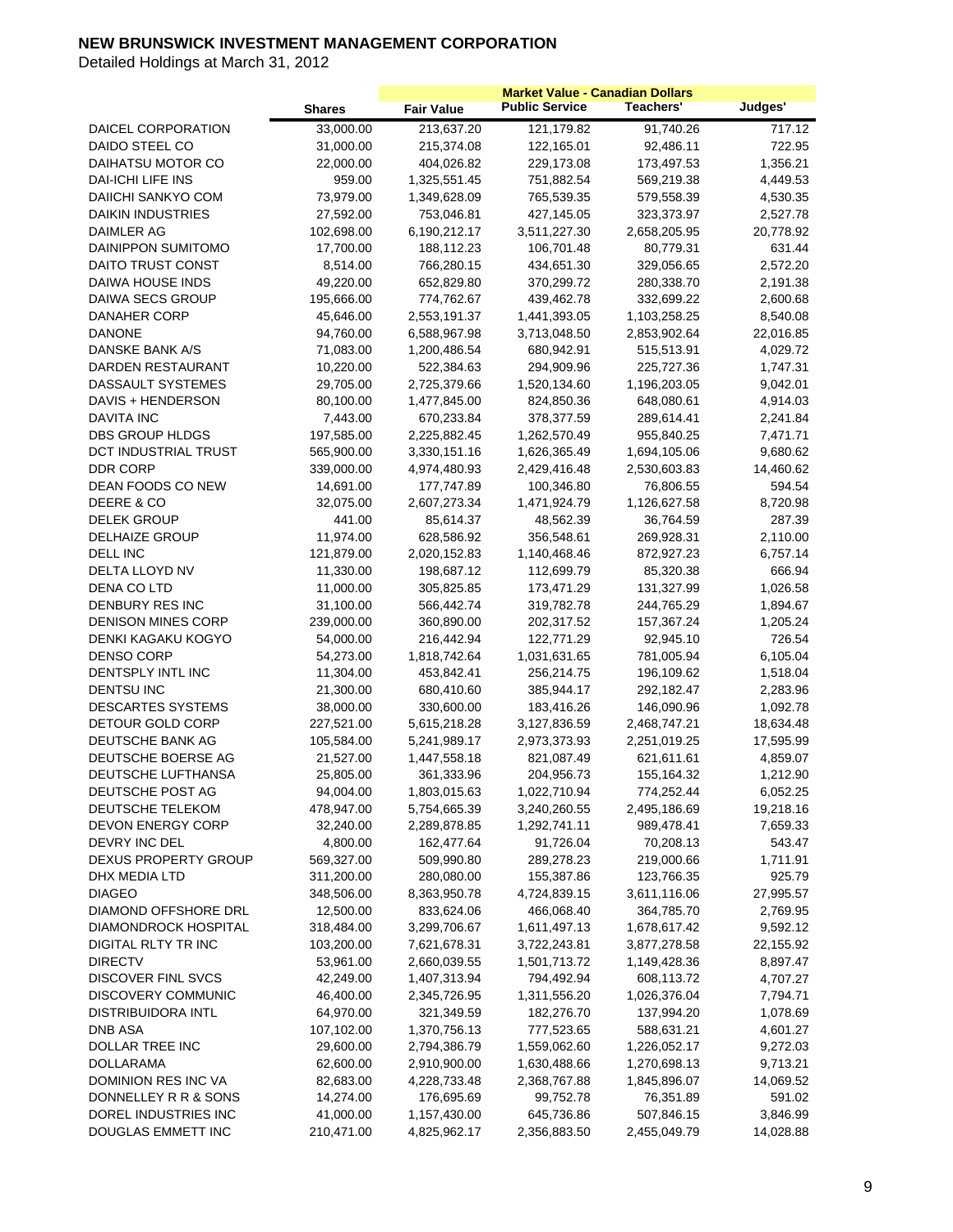# NEW BRUNSWICK INVESTMENT MANAGEMENT CORPORATION

Detailed Holdings at March 31, 2012

| | | Market Value - Canadian Dollars | | | |
|---|---|---|---|---|---|
| | Shares | Fair Value | Public Service | Teachers' | Judges' |
| DAICEL CORPORATION | 33,000.00 | 213,637.20 | 121,179.82 | 91,740.26 | 717.12 |
| DAIDO STEEL CO | 31,000.00 | 215,374.08 | 122,165.01 | 92,486.11 | 722.95 |
| DAIHATSU MOTOR CO | 22,000.00 | 404,026.82 | 229,173.08 | 173,497.53 | 1,356.21 |
| DAI-ICHI LIFE INS | 959.00 | 1,325,551.45 | 751,882.54 | 569,219.38 | 4,449.53 |
| DAIICHI SANKYO COM | 73,979.00 | 1,349,628.09 | 765,539.35 | 579,558.39 | 4,530.35 |
| DAIKIN INDUSTRIES | 27,592.00 | 753,046.81 | 427,145.05 | 323,373.97 | 2,527.78 |
| DAIMLER AG | 102,698.00 | 6,190,212.17 | 3,511,227.30 | 2,658,205.95 | 20,778.92 |
| DAINIPPON SUMITOMO | 17,700.00 | 188,112.23 | 106,701.48 | 80,779.31 | 631.44 |
| DAITO TRUST CONST | 8,514.00 | 766,280.15 | 434,651.30 | 329,056.65 | 2,572.20 |
| DAIWA HOUSE INDS | 49,220.00 | 652,829.80 | 370,299.72 | 280,338.70 | 2,191.38 |
| DAIWA SECS GROUP | 195,666.00 | 774,762.67 | 439,462.78 | 332,699.22 | 2,600.68 |
| DANAHER CORP | 45,646.00 | 2,553,191.37 | 1,441,393.05 | 1,103,258.25 | 8,540.08 |
| DANONE | 94,760.00 | 6,588,967.98 | 3,713,048.50 | 2,853,902.64 | 22,016.85 |
| DANSKE BANK A/S | 71,083.00 | 1,200,486.54 | 680,942.91 | 515,513.91 | 4,029.72 |
| DARDEN RESTAURANT | 10,220.00 | 522,384.63 | 294,909.96 | 225,727.36 | 1,747.31 |
| DASSAULT SYSTEMES | 29,705.00 | 2,725,379.66 | 1,520,134.60 | 1,196,203.05 | 9,042.01 |
| DAVIS + HENDERSON | 80,100.00 | 1,477,845.00 | 824,850.36 | 648,080.61 | 4,914.03 |
| DAVITA INC | 7,443.00 | 670,233.84 | 378,377.59 | 289,614.41 | 2,241.84 |
| DBS GROUP HLDGS | 197,585.00 | 2,225,882.45 | 1,262,570.49 | 955,840.25 | 7,471.71 |
| DCT INDUSTRIAL TRUST | 565,900.00 | 3,330,151.16 | 1,626,365.49 | 1,694,105.06 | 9,680.62 |
| DDR CORP | 339,000.00 | 4,974,480.93 | 2,429,416.48 | 2,530,603.83 | 14,460.62 |
| DEAN FOODS CO NEW | 14,691.00 | 177,747.89 | 100,346.80 | 76,806.55 | 594.54 |
| DEERE & CO | 32,075.00 | 2,607,273.34 | 1,471,924.79 | 1,126,627.58 | 8,720.98 |
| DELEK GROUP | 441.00 | 85,614.37 | 48,562.39 | 36,764.59 | 287.39 |
| DELHAIZE GROUP | 11,974.00 | 628,586.92 | 356,548.61 | 269,928.31 | 2,110.00 |
| DELL INC | 121,879.00 | 2,020,152.83 | 1,140,468.46 | 872,927.23 | 6,757.14 |
| DELTA LLOYD NV | 11,330.00 | 198,687.12 | 112,699.79 | 85,320.38 | 666.94 |
| DENA CO LTD | 11,000.00 | 305,825.85 | 173,471.29 | 131,327.99 | 1,026.58 |
| DENBURY RES INC | 31,100.00 | 566,442.74 | 319,782.78 | 244,765.29 | 1,894.67 |
| DENISON MINES CORP | 239,000.00 | 360,890.00 | 202,317.52 | 157,367.24 | 1,205.24 |
| DENKI KAGAKU KOGYO | 54,000.00 | 216,442.94 | 122,771.29 | 92,945.10 | 726.54 |
| DENSO CORP | 54,273.00 | 1,818,742.64 | 1,031,631.65 | 781,005.94 | 6,105.04 |
| DENTSPLY INTL INC | 11,304.00 | 453,842.41 | 256,214.75 | 196,109.62 | 1,518.04 |
| DENTSU INC | 21,300.00 | 680,410.60 | 385,944.17 | 292,182.47 | 2,283.96 |
| DESCARTES SYSTEMS | 38,000.00 | 330,600.00 | 183,416.26 | 146,090.96 | 1,092.78 |
| DETOUR GOLD CORP | 227,521.00 | 5,615,218.28 | 3,127,836.59 | 2,468,747.21 | 18,634.48 |
| DEUTSCHE BANK AG | 105,584.00 | 5,241,989.17 | 2,973,373.93 | 2,251,019.25 | 17,595.99 |
| DEUTSCHE BOERSE AG | 21,527.00 | 1,447,558.18 | 821,087.49 | 621,611.61 | 4,859.07 |
| DEUTSCHE LUFTHANSA | 25,805.00 | 361,333.96 | 204,956.73 | 155,164.32 | 1,212.90 |
| DEUTSCHE POST AG | 94,004.00 | 1,803,015.63 | 1,022,710.94 | 774,252.44 | 6,052.25 |
| DEUTSCHE TELEKOM | 478,947.00 | 5,754,665.39 | 3,240,260.55 | 2,495,186.69 | 19,218.16 |
| DEVON ENERGY CORP | 32,240.00 | 2,289,878.85 | 1,292,741.11 | 989,478.41 | 7,659.33 |
| DEVRY INC DEL | 4,800.00 | 162,477.64 | 91,726.04 | 70,208.13 | 543.47 |
| DEXUS PROPERTY GROUP | 569,327.00 | 509,990.80 | 289,278.23 | 219,000.66 | 1,711.91 |
| DHX MEDIA LTD | 311,200.00 | 280,080.00 | 155,387.86 | 123,766.35 | 925.79 |
| DIAGEO | 348,506.00 | 8,363,950.78 | 4,724,839.15 | 3,611,116.06 | 27,995.57 |
| DIAMOND OFFSHORE DRL | 12,500.00 | 833,624.06 | 466,068.40 | 364,785.70 | 2,769.95 |
| DIAMONDROCK HOSPITAL | 318,484.00 | 3,299,706.67 | 1,611,497.13 | 1,678,617.42 | 9,592.12 |
| DIGITAL RLTY TR INC | 103,200.00 | 7,621,678.31 | 3,722,243.81 | 3,877,278.58 | 22,155.92 |
| DIRECTV | 53,961.00 | 2,660,039.55 | 1,501,713.72 | 1,149,428.36 | 8,897.47 |
| DISCOVER FINL SVCS | 42,249.00 | 1,407,313.94 | 794,492.94 | 608,113.72 | 4,707.27 |
| DISCOVERY COMMUNIC | 46,400.00 | 2,345,726.95 | 1,311,556.20 | 1,026,376.04 | 7,794.71 |
| DISTRIBUIDORA INTL | 64,970.00 | 321,349.59 | 182,276.70 | 137,994.20 | 1,078.69 |
| DNB ASA | 107,102.00 | 1,370,756.13 | 777,523.65 | 588,631.21 | 4,601.27 |
| DOLLAR TREE INC | 29,600.00 | 2,794,386.79 | 1,559,062.60 | 1,226,052.17 | 9,272.03 |
| DOLLARAMA | 62,600.00 | 2,910,900.00 | 1,630,488.66 | 1,270,698.13 | 9,713.21 |
| DOMINION RES INC VA | 82,683.00 | 4,228,733.48 | 2,368,767.88 | 1,845,896.07 | 14,069.52 |
| DONNELLEY R R & SONS | 14,274.00 | 176,695.69 | 99,752.78 | 76,351.89 | 591.02 |
| DOREL INDUSTRIES INC | 41,000.00 | 1,157,430.00 | 645,736.86 | 507,846.15 | 3,846.99 |
| DOUGLAS EMMETT INC | 210,471.00 | 4,825,962.17 | 2,356,883.50 | 2,455,049.79 | 14,028.88 |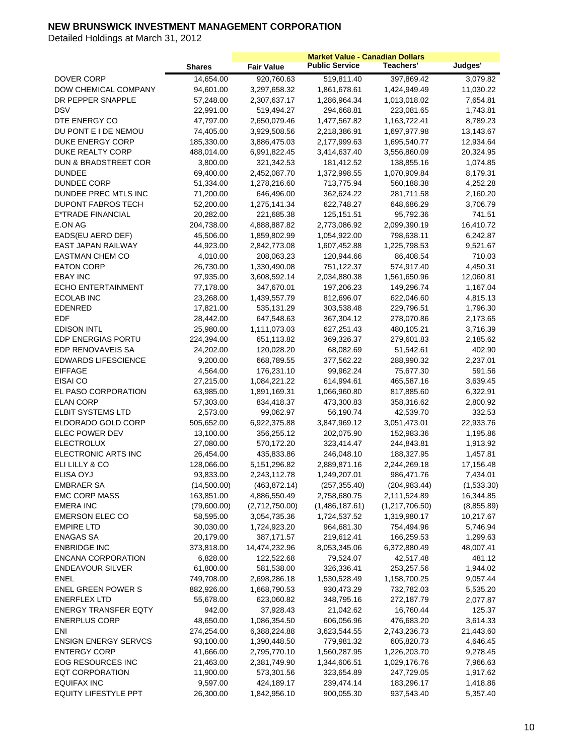# NEW BRUNSWICK INVESTMENT MANAGEMENT CORPORATION

Detailed Holdings at March 31, 2012

| | | Market Value - Canadian Dollars | | | |
|---|---|---|---|---|---|
| | Shares | Fair Value | Public Service | Teachers' | Judges' |
| DOVER CORP | 14,654.00 | 920,760.63 | 519,811.40 | 397,869.42 | 3,079.82 |
| DOW CHEMICAL COMPANY | 94,601.00 | 3,297,658.32 | 1,861,678.61 | 1,424,949.49 | 11,030.22 |
| DR PEPPER SNAPPLE | 57,248.00 | 2,307,637.17 | 1,286,964.34 | 1,013,018.02 | 7,654.81 |
| DSV | 22,991.00 | 519,494.27 | 294,668.81 | 223,081.65 | 1,743.81 |
| DTE ENERGY CO | 47,797.00 | 2,650,079.46 | 1,477,567.82 | 1,163,722.41 | 8,789.23 |
| DU PONT E I DE NEMOU | 74,405.00 | 3,929,508.56 | 2,218,386.91 | 1,697,977.98 | 13,143.67 |
| DUKE ENERGY CORP | 185,330.00 | 3,886,475.03 | 2,177,999.63 | 1,695,540.77 | 12,934.64 |
| DUKE REALTY CORP | 488,014.00 | 6,991,822.45 | 3,414,637.40 | 3,556,860.09 | 20,324.95 |
| DUN & BRADSTREET COR | 3,800.00 | 321,342.53 | 181,412.52 | 138,855.16 | 1,074.85 |
| DUNDEE | 69,400.00 | 2,452,087.70 | 1,372,998.55 | 1,070,909.84 | 8,179.31 |
| DUNDEE CORP | 51,334.00 | 1,278,216.60 | 713,775.94 | 560,188.38 | 4,252.28 |
| DUNDEE PREC MTLS INC | 71,200.00 | 646,496.00 | 362,624.22 | 281,711.58 | 2,160.20 |
| DUPONT FABROS TECH | 52,200.00 | 1,275,141.34 | 622,748.27 | 648,686.29 | 3,706.79 |
| E*TRADE FINANCIAL | 20,282.00 | 221,685.38 | 125,151.51 | 95,792.36 | 741.51 |
| E.ON AG | 204,738.00 | 4,888,887.82 | 2,773,086.92 | 2,099,390.19 | 16,410.72 |
| EADS(EU AERO DEF) | 45,506.00 | 1,859,802.99 | 1,054,922.00 | 798,638.11 | 6,242.87 |
| EAST JAPAN RAILWAY | 44,923.00 | 2,842,773.08 | 1,607,452.88 | 1,225,798.53 | 9,521.67 |
| EASTMAN CHEM CO | 4,010.00 | 208,063.23 | 120,944.66 | 86,408.54 | 710.03 |
| EATON CORP | 26,730.00 | 1,330,490.08 | 751,122.37 | 574,917.40 | 4,450.31 |
| EBAY INC | 97,935.00 | 3,608,592.14 | 2,034,880.38 | 1,561,650.96 | 12,060.81 |
| ECHO ENTERTAINMENT | 77,178.00 | 347,670.01 | 197,206.23 | 149,296.74 | 1,167.04 |
| ECOLAB INC | 23,268.00 | 1,439,557.79 | 812,696.07 | 622,046.60 | 4,815.13 |
| EDENRED | 17,821.00 | 535,131.29 | 303,538.48 | 229,796.51 | 1,796.30 |
| EDF | 28,442.00 | 647,548.63 | 367,304.12 | 278,070.86 | 2,173.65 |
| EDISON INTL | 25,980.00 | 1,111,073.03 | 627,251.43 | 480,105.21 | 3,716.39 |
| EDP ENERGIAS PORTU | 224,394.00 | 651,113.82 | 369,326.37 | 279,601.83 | 2,185.62 |
| EDP RENOVAVEIS SA | 24,202.00 | 120,028.20 | 68,082.69 | 51,542.61 | 402.90 |
| EDWARDS LIFESCIENCE | 9,200.00 | 668,789.55 | 377,562.22 | 288,990.32 | 2,237.01 |
| EIFFAGE | 4,564.00 | 176,231.10 | 99,962.24 | 75,677.30 | 591.56 |
| EISAI CO | 27,215.00 | 1,084,221.22 | 614,994.61 | 465,587.16 | 3,639.45 |
| EL PASO CORPORATION | 63,985.00 | 1,891,169.31 | 1,066,960.80 | 817,885.60 | 6,322.91 |
| ELAN CORP | 57,303.00 | 834,418.37 | 473,300.83 | 358,316.62 | 2,800.92 |
| ELBIT SYSTEMS LTD | 2,573.00 | 99,062.97 | 56,190.74 | 42,539.70 | 332.53 |
| ELDORADO GOLD CORP | 505,652.00 | 6,922,375.88 | 3,847,969.12 | 3,051,473.01 | 22,933.76 |
| ELEC POWER DEV | 13,100.00 | 356,255.12 | 202,075.90 | 152,983.36 | 1,195.86 |
| ELECTROLUX | 27,080.00 | 570,172.20 | 323,414.47 | 244,843.81 | 1,913.92 |
| ELECTRONIC ARTS INC | 26,454.00 | 435,833.86 | 246,048.10 | 188,327.95 | 1,457.81 |
| ELI LILLY & CO | 128,066.00 | 5,151,296.82 | 2,889,871.16 | 2,244,269.18 | 17,156.48 |
| ELISA OYJ | 93,833.00 | 2,243,112.78 | 1,249,207.01 | 986,471.76 | 7,434.01 |
| EMBRAER SA | (14,500.00) | (463,872.14) | (257,355.40) | (204,983.44) | (1,533.30) |
| EMC CORP MASS | 163,851.00 | 4,886,550.49 | 2,758,680.75 | 2,111,524.89 | 16,344.85 |
| EMERA INC | (79,600.00) | (2,712,750.00) | (1,486,187.61) | (1,217,706.50) | (8,855.89) |
| EMERSON ELEC CO | 58,595.00 | 3,054,735.36 | 1,724,537.52 | 1,319,980.17 | 10,217.67 |
| EMPIRE LTD | 30,030.00 | 1,724,923.20 | 964,681.30 | 754,494.96 | 5,746.94 |
| ENAGAS SA | 20,179.00 | 387,171.57 | 219,612.41 | 166,259.53 | 1,299.63 |
| ENBRIDGE INC | 373,818.00 | 14,474,232.96 | 8,053,345.06 | 6,372,880.49 | 48,007.41 |
| ENCANA CORPORATION | 6,828.00 | 122,522.68 | 79,524.07 | 42,517.48 | 481.12 |
| ENDEAVOUR SILVER | 61,800.00 | 581,538.00 | 326,336.41 | 253,257.56 | 1,944.02 |
| ENEL | 749,708.00 | 2,698,286.18 | 1,530,528.49 | 1,158,700.25 | 9,057.44 |
| ENEL GREEN POWER S | 882,926.00 | 1,668,790.53 | 930,473.29 | 732,782.03 | 5,535.20 |
| ENERFLEX LTD | 55,678.00 | 623,060.82 | 348,795.16 | 272,187.79 | 2,077.87 |
| ENERGY TRANSFER EQTY | 942.00 | 37,928.43 | 21,042.62 | 16,760.44 | 125.37 |
| ENERPLUS CORP | 48,650.00 | 1,086,354.50 | 606,056.96 | 476,683.20 | 3,614.33 |
| ENI | 274,254.00 | 6,388,224.88 | 3,623,544.55 | 2,743,236.73 | 21,443.60 |
| ENSIGN ENERGY SERVCS | 93,100.00 | 1,390,448.50 | 779,981.32 | 605,820.73 | 4,646.45 |
| ENTERGY CORP | 41,666.00 | 2,795,770.10 | 1,560,287.95 | 1,226,203.70 | 9,278.45 |
| EOG RESOURCES INC | 21,463.00 | 2,381,749.90 | 1,344,606.51 | 1,029,176.76 | 7,966.63 |
| EQT CORPORATION | 11,900.00 | 573,301.56 | 323,654.89 | 247,729.05 | 1,917.62 |
| EQUIFAX INC | 9,597.00 | 424,189.17 | 239,474.14 | 183,296.17 | 1,418.86 |
| EQUITY LIFESTYLE PPT | 26,300.00 | 1,842,956.10 | 900,055.30 | 937,543.40 | 5,357.40 |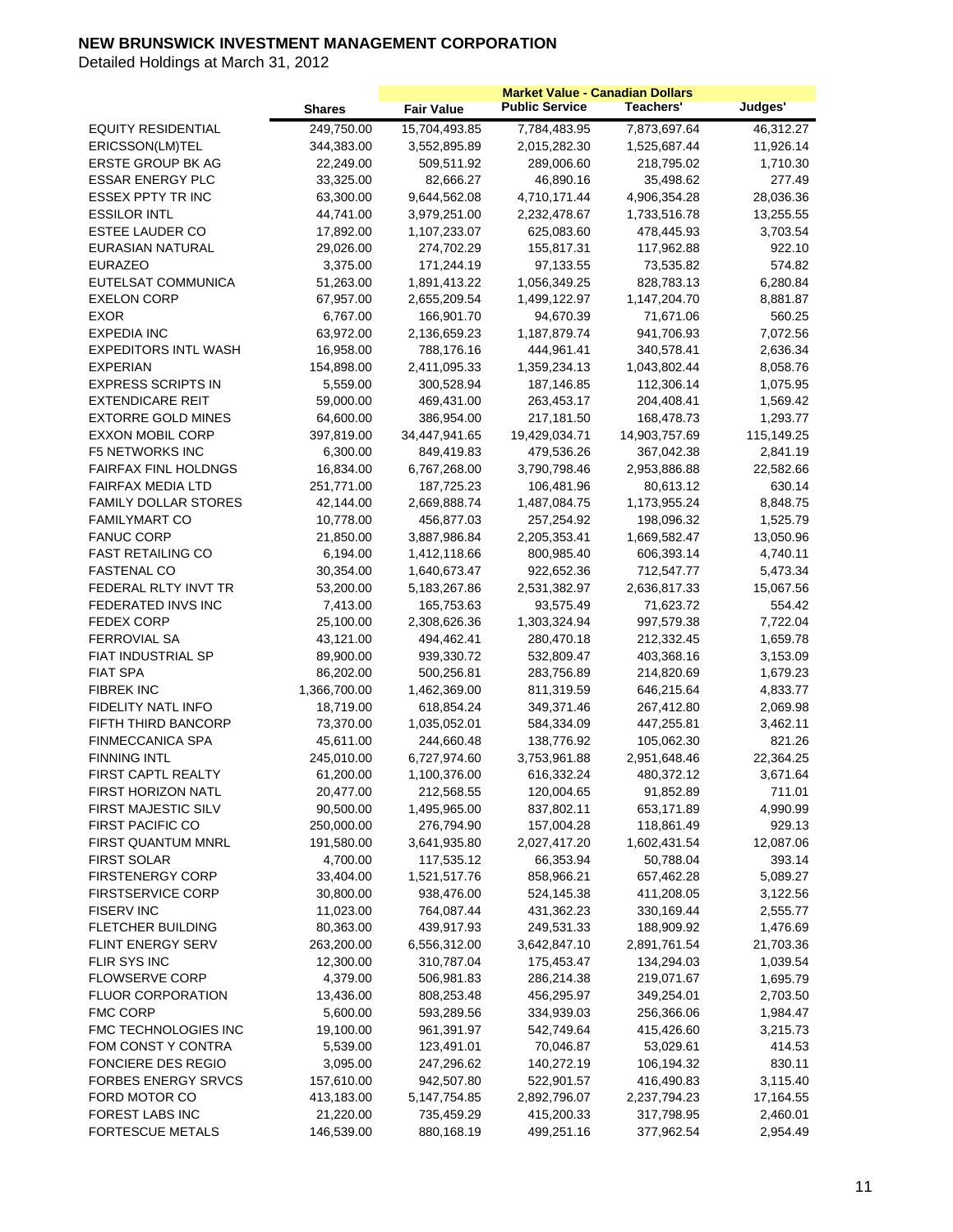# NEW BRUNSWICK INVESTMENT MANAGEMENT CORPORATION

Detailed Holdings at March 31, 2012

| | | Market Value - Canadian Dollars | | | |
|---|---|---|---|---|---|
| | **Shares** | **Fair Value** | **Public Service** | **Teachers'** | **Judges'** |
| EQUITY RESIDENTIAL | 249,750.00 | 15,704,493.85 | 7,784,483.95 | 7,873,697.64 | 46,312.27 |
| ERICSSON(LM)TEL | 344,383.00 | 3,552,895.89 | 2,015,282.30 | 1,525,687.44 | 11,926.14 |
| ERSTE GROUP BK AG | 22,249.00 | 509,511.92 | 289,006.60 | 218,795.02 | 1,710.30 |
| ESSAR ENERGY PLC | 33,325.00 | 82,666.27 | 46,890.16 | 35,498.62 | 277.49 |
| ESSEX PPTY TR INC | 63,300.00 | 9,644,562.08 | 4,710,171.44 | 4,906,354.28 | 28,036.36 |
| ESSILOR INTL | 44,741.00 | 3,979,251.00 | 2,232,478.67 | 1,733,516.78 | 13,255.55 |
| ESTEE LAUDER CO | 17,892.00 | 1,107,233.07 | 625,083.60 | 478,445.93 | 3,703.54 |
| EURASIAN NATURAL | 29,026.00 | 274,702.29 | 155,817.31 | 117,962.88 | 922.10 |
| EURAZEO | 3,375.00 | 171,244.19 | 97,133.55 | 73,535.82 | 574.82 |
| EUTELSAT COMMUNICA | 51,263.00 | 1,891,413.22 | 1,056,349.25 | 828,783.13 | 6,280.84 |
| EXELON CORP | 67,957.00 | 2,655,209.54 | 1,499,122.97 | 1,147,204.70 | 8,881.87 |
| EXOR | 6,767.00 | 166,901.70 | 94,670.39 | 71,671.06 | 560.25 |
| EXPEDIA INC | 63,972.00 | 2,136,659.23 | 1,187,879.74 | 941,706.93 | 7,072.56 |
| EXPEDITORS INTL WASH | 16,958.00 | 788,176.16 | 444,961.41 | 340,578.41 | 2,636.34 |
| EXPERIAN | 154,898.00 | 2,411,095.33 | 1,359,234.13 | 1,043,802.44 | 8,058.76 |
| EXPRESS SCRIPTS IN | 5,559.00 | 300,528.94 | 187,146.85 | 112,306.14 | 1,075.95 |
| EXTENDICARE REIT | 59,000.00 | 469,431.00 | 263,453.17 | 204,408.41 | 1,569.42 |
| EXTORRE GOLD MINES | 64,600.00 | 386,954.00 | 217,181.50 | 168,478.73 | 1,293.77 |
| EXXON MOBIL CORP | 397,819.00 | 34,447,941.65 | 19,429,034.71 | 14,903,757.69 | 115,149.25 |
| F5 NETWORKS INC | 6,300.00 | 849,419.83 | 479,536.26 | 367,042.38 | 2,841.19 |
| FAIRFAX FINL HOLDNGS | 16,834.00 | 6,767,268.00 | 3,790,798.46 | 2,953,886.88 | 22,582.66 |
| FAIRFAX MEDIA LTD | 251,771.00 | 187,725.23 | 106,481.96 | 80,613.12 | 630.14 |
| FAMILY DOLLAR STORES | 42,144.00 | 2,669,888.74 | 1,487,084.75 | 1,173,955.24 | 8,848.75 |
| FAMILYMART CO | 10,778.00 | 456,877.03 | 257,254.92 | 198,096.32 | 1,525.79 |
| FANUC CORP | 21,850.00 | 3,887,986.84 | 2,205,353.41 | 1,669,582.47 | 13,050.96 |
| FAST RETAILING CO | 6,194.00 | 1,412,118.66 | 800,985.40 | 606,393.14 | 4,740.11 |
| FASTENAL CO | 30,354.00 | 1,640,673.47 | 922,652.36 | 712,547.77 | 5,473.34 |
| FEDERAL RLTY INVT TR | 53,200.00 | 5,183,267.86 | 2,531,382.97 | 2,636,817.33 | 15,067.56 |
| FEDERATED INVS INC | 7,413.00 | 165,753.63 | 93,575.49 | 71,623.72 | 554.42 |
| FEDEX CORP | 25,100.00 | 2,308,626.36 | 1,303,324.94 | 997,579.38 | 7,722.04 |
| FERROVIAL SA | 43,121.00 | 494,462.41 | 280,470.18 | 212,332.45 | 1,659.78 |
| FIAT INDUSTRIAL SP | 89,900.00 | 939,330.72 | 532,809.47 | 403,368.16 | 3,153.09 |
| FIAT SPA | 86,202.00 | 500,256.81 | 283,756.89 | 214,820.69 | 1,679.23 |
| FIBREK INC | 1,366,700.00 | 1,462,369.00 | 811,319.59 | 646,215.64 | 4,833.77 |
| FIDELITY NATL INFO | 18,719.00 | 618,854.24 | 349,371.46 | 267,412.80 | 2,069.98 |
| FIFTH THIRD BANCORP | 73,370.00 | 1,035,052.01 | 584,334.09 | 447,255.81 | 3,462.11 |
| FINMECCANICA SPA | 45,611.00 | 244,660.48 | 138,776.92 | 105,062.30 | 821.26 |
| FINNING INTL | 245,010.00 | 6,727,974.60 | 3,753,961.88 | 2,951,648.46 | 22,364.25 |
| FIRST CAPTL REALTY | 61,200.00 | 1,100,376.00 | 616,332.24 | 480,372.12 | 3,671.64 |
| FIRST HORIZON NATL | 20,477.00 | 212,568.55 | 120,004.65 | 91,852.89 | 711.01 |
| FIRST MAJESTIC SILV | 90,500.00 | 1,495,965.00 | 837,802.11 | 653,171.89 | 4,990.99 |
| FIRST PACIFIC CO | 250,000.00 | 276,794.90 | 157,004.28 | 118,861.49 | 929.13 |
| FIRST QUANTUM MNRL | 191,580.00 | 3,641,935.80 | 2,027,417.20 | 1,602,431.54 | 12,087.06 |
| FIRST SOLAR | 4,700.00 | 117,535.12 | 66,353.94 | 50,788.04 | 393.14 |
| FIRSTENERGY CORP | 33,404.00 | 1,521,517.76 | 858,966.21 | 657,462.28 | 5,089.27 |
| FIRSTSERVICE CORP | 30,800.00 | 938,476.00 | 524,145.38 | 411,208.05 | 3,122.56 |
| FISERV INC | 11,023.00 | 764,087.44 | 431,362.23 | 330,169.44 | 2,555.77 |
| FLETCHER BUILDING | 80,363.00 | 439,917.93 | 249,531.33 | 188,909.92 | 1,476.69 |
| FLINT ENERGY SERV | 263,200.00 | 6,556,312.00 | 3,642,847.10 | 2,891,761.54 | 21,703.36 |
| FLIR SYS INC | 12,300.00 | 310,787.04 | 175,453.47 | 134,294.03 | 1,039.54 |
| FLOWSERVE CORP | 4,379.00 | 506,981.83 | 286,214.38 | 219,071.67 | 1,695.79 |
| FLUOR CORPORATION | 13,436.00 | 808,253.48 | 456,295.97 | 349,254.01 | 2,703.50 |
| FMC CORP | 5,600.00 | 593,289.56 | 334,939.03 | 256,366.06 | 1,984.47 |
| FMC TECHNOLOGIES INC | 19,100.00 | 961,391.97 | 542,749.64 | 415,426.60 | 3,215.73 |
| FOM CONST Y CONTRA | 5,539.00 | 123,491.01 | 70,046.87 | 53,029.61 | 414.53 |
| FONCIERE DES REGIO | 3,095.00 | 247,296.62 | 140,272.19 | 106,194.32 | 830.11 |
| FORBES ENERGY SRVCS | 157,610.00 | 942,507.80 | 522,901.57 | 416,490.83 | 3,115.40 |
| FORD MOTOR CO | 413,183.00 | 5,147,754.85 | 2,892,796.07 | 2,237,794.23 | 17,164.55 |
| FOREST LABS INC | 21,220.00 | 735,459.29 | 415,200.33 | 317,798.95 | 2,460.01 |
| FORTESCUE METALS | 146,539.00 | 880,168.19 | 499,251.16 | 377,962.54 | 2,954.49 |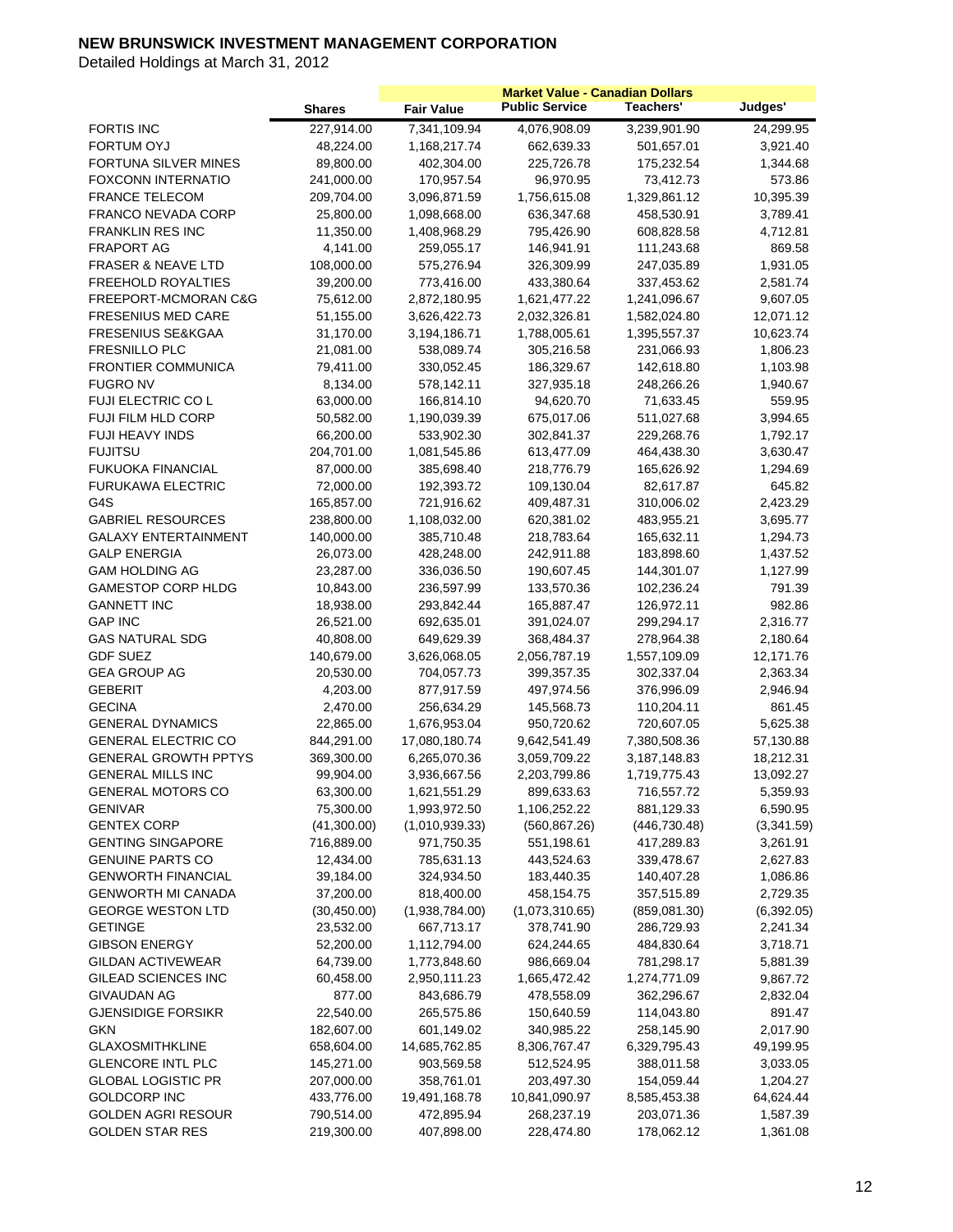# NEW BRUNSWICK INVESTMENT MANAGEMENT CORPORATION

Detailed Holdings at March 31, 2012

| | Shares | Fair Value | Market Value - Canadian Dollars<br>Public Service | Teachers' | Judges' |
|---|---|---|---|---|---|
| FORTIS INC | 227,914.00 | 7,341,109.94 | 4,076,908.09 | 3,239,901.90 | 24,299.95 |
| FORTUM OYJ | 48,224.00 | 1,168,217.74 | 662,639.33 | 501,657.01 | 3,921.40 |
| FORTUNA SILVER MINES | 89,800.00 | 402,304.00 | 225,726.78 | 175,232.54 | 1,344.68 |
| FOXCONN INTERNATIO | 241,000.00 | 170,957.54 | 96,970.95 | 73,412.73 | 573.86 |
| FRANCE TELECOM | 209,704.00 | 3,096,871.59 | 1,756,615.08 | 1,329,861.12 | 10,395.39 |
| FRANCO NEVADA CORP | 25,800.00 | 1,098,668.00 | 636,347.68 | 458,530.91 | 3,789.41 |
| FRANKLIN RES INC | 11,350.00 | 1,408,968.29 | 795,426.90 | 608,828.58 | 4,712.81 |
| FRAPORT AG | 4,141.00 | 259,055.17 | 146,941.91 | 111,243.68 | 869.58 |
| FRASER & NEAVE LTD | 108,000.00 | 575,276.94 | 326,309.99 | 247,035.89 | 1,931.05 |
| FREEHOLD ROYALTIES | 39,200.00 | 773,416.00 | 433,380.64 | 337,453.62 | 2,581.74 |
| FREEPORT-MCMORAN C&G | 75,612.00 | 2,872,180.95 | 1,621,477.22 | 1,241,096.67 | 9,607.05 |
| FRESENIUS MED CARE | 51,155.00 | 3,626,422.73 | 2,032,326.81 | 1,582,024.80 | 12,071.12 |
| FRESENIUS SE&KGAA | 31,170.00 | 3,194,186.71 | 1,788,005.61 | 1,395,557.37 | 10,623.74 |
| FRESNILLO PLC | 21,081.00 | 538,089.74 | 305,216.58 | 231,066.93 | 1,806.23 |
| FRONTIER COMMUNICA | 79,411.00 | 330,052.45 | 186,329.67 | 142,618.80 | 1,103.98 |
| FUGRO NV | 8,134.00 | 578,142.11 | 327,935.18 | 248,266.26 | 1,940.67 |
| FUJI ELECTRIC CO L | 63,000.00 | 166,814.10 | 94,620.70 | 71,633.45 | 559.95 |
| FUJI FILM HLD CORP | 50,582.00 | 1,190,039.39 | 675,017.06 | 511,027.68 | 3,994.65 |
| FUJI HEAVY INDS | 66,200.00 | 533,902.30 | 302,841.37 | 229,268.76 | 1,792.17 |
| FUJITSU | 204,701.00 | 1,081,545.86 | 613,477.09 | 464,438.30 | 3,630.47 |
| FUKUOKA FINANCIAL | 87,000.00 | 385,698.40 | 218,776.79 | 165,626.92 | 1,294.69 |
| FURUKAWA ELECTRIC | 72,000.00 | 192,393.72 | 109,130.04 | 82,617.87 | 645.82 |
| G4S | 165,857.00 | 721,916.62 | 409,487.31 | 310,006.02 | 2,423.29 |
| GABRIEL RESOURCES | 238,800.00 | 1,108,032.00 | 620,381.02 | 483,955.21 | 3,695.77 |
| GALAXY ENTERTAINMENT | 140,000.00 | 385,710.48 | 218,783.64 | 165,632.11 | 1,294.73 |
| GALP ENERGIA | 26,073.00 | 428,248.00 | 242,911.88 | 183,898.60 | 1,437.52 |
| GAM HOLDING AG | 23,287.00 | 336,036.50 | 190,607.45 | 144,301.07 | 1,127.99 |
| GAMESTOP CORP HLDG | 10,843.00 | 236,597.99 | 133,570.36 | 102,236.24 | 791.39 |
| GANNETT INC | 18,938.00 | 293,842.44 | 165,887.47 | 126,972.11 | 982.86 |
| GAP INC | 26,521.00 | 692,635.01 | 391,024.07 | 299,294.17 | 2,316.77 |
| GAS NATURAL SDG | 40,808.00 | 649,629.39 | 368,484.37 | 278,964.38 | 2,180.64 |
| GDF SUEZ | 140,679.00 | 3,626,068.05 | 2,056,787.19 | 1,557,109.09 | 12,171.76 |
| GEA GROUP AG | 20,530.00 | 704,057.73 | 399,357.35 | 302,337.04 | 2,363.34 |
| GEBERIT | 4,203.00 | 877,917.59 | 497,974.56 | 376,996.09 | 2,946.94 |
| GECINA | 2,470.00 | 256,634.29 | 145,568.73 | 110,204.11 | 861.45 |
| GENERAL DYNAMICS | 22,865.00 | 1,676,953.04 | 950,720.62 | 720,607.05 | 5,625.38 |
| GENERAL ELECTRIC CO | 844,291.00 | 17,080,180.74 | 9,642,541.49 | 7,380,508.36 | 57,130.88 |
| GENERAL GROWTH PPTYS | 369,300.00 | 6,265,070.36 | 3,059,709.22 | 3,187,148.83 | 18,212.31 |
| GENERAL MILLS INC | 99,904.00 | 3,936,667.56 | 2,203,799.86 | 1,719,775.43 | 13,092.27 |
| GENERAL MOTORS CO | 63,300.00 | 1,621,551.29 | 899,633.63 | 716,557.72 | 5,359.93 |
| GENIVAR | 75,300.00 | 1,993,972.50 | 1,106,252.22 | 881,129.33 | 6,590.95 |
| GENTEX CORP | (41,300.00) | (1,010,939.33) | (560,867.26) | (446,730.48) | (3,341.59) |
| GENTING SINGAPORE | 716,889.00 | 971,750.35 | 551,198.61 | 417,289.83 | 3,261.91 |
| GENUINE PARTS CO | 12,434.00 | 785,631.13 | 443,524.63 | 339,478.67 | 2,627.83 |
| GENWORTH FINANCIAL | 39,184.00 | 324,934.50 | 183,440.35 | 140,407.28 | 1,086.86 |
| GENWORTH MI CANADA | 37,200.00 | 818,400.00 | 458,154.75 | 357,515.89 | 2,729.35 |
| GEORGE WESTON LTD | (30,450.00) | (1,938,784.00) | (1,073,310.65) | (859,081.30) | (6,392.05) |
| GETINGE | 23,532.00 | 667,713.17 | 378,741.90 | 286,729.93 | 2,241.34 |
| GIBSON ENERGY | 52,200.00 | 1,112,794.00 | 624,244.65 | 484,830.64 | 3,718.71 |
| GILDAN ACTIVEWEAR | 64,739.00 | 1,773,848.60 | 986,669.04 | 781,298.17 | 5,881.39 |
| GILEAD SCIENCES INC | 60,458.00 | 2,950,111.23 | 1,665,472.42 | 1,274,771.09 | 9,867.72 |
| GIVAUDAN AG | 877.00 | 843,686.79 | 478,558.09 | 362,296.67 | 2,832.04 |
| GJENSIDIGE FORSIKR | 22,540.00 | 265,575.86 | 150,640.59 | 114,043.80 | 891.47 |
| GKN | 182,607.00 | 601,149.02 | 340,985.22 | 258,145.90 | 2,017.90 |
| GLAXOSMITHKLINE | 658,604.00 | 14,685,762.85 | 8,306,767.47 | 6,329,795.43 | 49,199.95 |
| GLENCORE INTL PLC | 145,271.00 | 903,569.58 | 512,524.95 | 388,011.58 | 3,033.05 |
| GLOBAL LOGISTIC PR | 207,000.00 | 358,761.01 | 203,497.30 | 154,059.44 | 1,204.27 |
| GOLDCORP INC | 433,776.00 | 19,491,168.78 | 10,841,090.97 | 8,585,453.38 | 64,624.44 |
| GOLDEN AGRI RESOUR | 790,514.00 | 472,895.94 | 268,237.19 | 203,071.36 | 1,587.39 |
| GOLDEN STAR RES | 219,300.00 | 407,898.00 | 228,474.80 | 178,062.12 | 1,361.08 |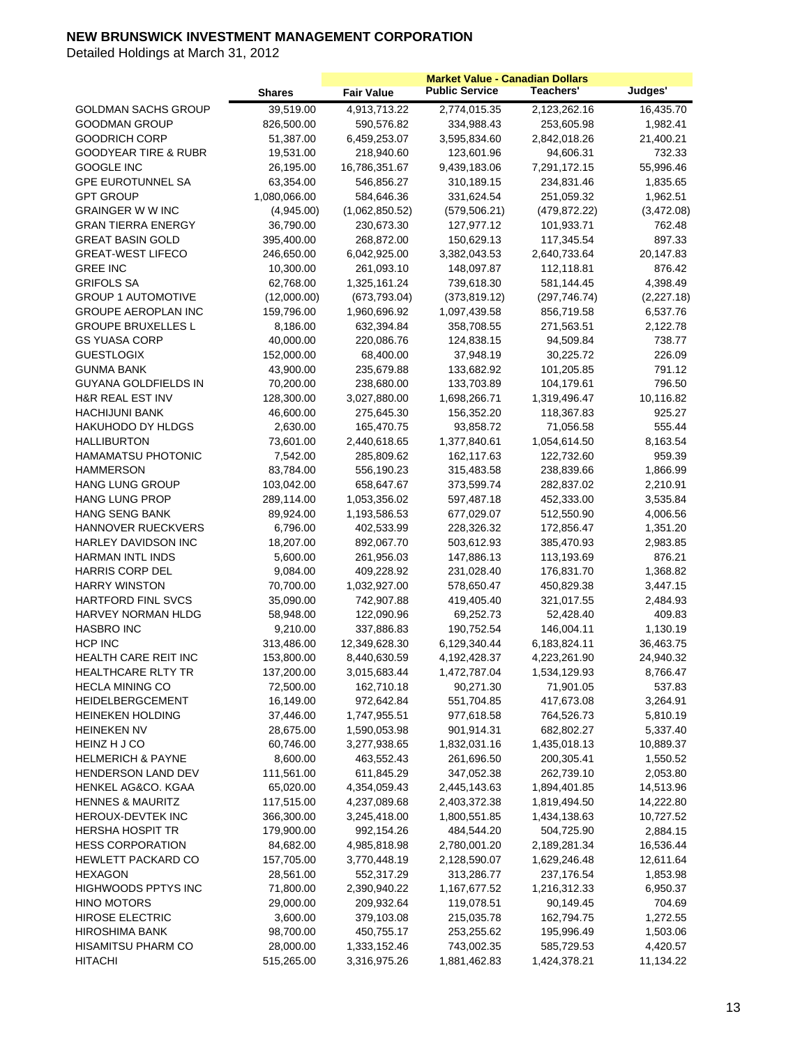# NEW BRUNSWICK INVESTMENT MANAGEMENT CORPORATION

Detailed Holdings at March 31, 2012

| | | Market Value - Canadian Dollars | | | |
|---|---|---|---|---|---|
| | Shares | Fair Value | Public Service | Teachers' | Judges' |
| GOLDMAN SACHS GROUP | 39,519.00 | 4,913,713.22 | 2,774,015.35 | 2,123,262.16 | 16,435.70 |
| GOODMAN GROUP | 826,500.00 | 590,576.82 | 334,988.43 | 253,605.98 | 1,982.41 |
| GOODRICH CORP | 51,387.00 | 6,459,253.07 | 3,595,834.60 | 2,842,018.26 | 21,400.21 |
| GOODYEAR TIRE & RUBR | 19,531.00 | 218,940.60 | 123,601.96 | 94,606.31 | 732.33 |
| GOOGLE INC | 26,195.00 | 16,786,351.67 | 9,439,183.06 | 7,291,172.15 | 55,996.46 |
| GPE EUROTUNNEL SA | 63,354.00 | 546,856.27 | 310,189.15 | 234,831.46 | 1,835.65 |
| GPT GROUP | 1,080,066.00 | 584,646.36 | 331,624.54 | 251,059.32 | 1,962.51 |
| GRAINGER W W INC | (4,945.00) | (1,062,850.52) | (579,506.21) | (479,872.22) | (3,472.08) |
| GRAN TIERRA ENERGY | 36,790.00 | 230,673.30 | 127,977.12 | 101,933.71 | 762.48 |
| GREAT BASIN GOLD | 395,400.00 | 268,872.00 | 150,629.13 | 117,345.54 | 897.33 |
| GREAT-WEST LIFECO | 246,650.00 | 6,042,925.00 | 3,382,043.53 | 2,640,733.64 | 20,147.83 |
| GREE INC | 10,300.00 | 261,093.10 | 148,097.87 | 112,118.81 | 876.42 |
| GRIFOLS SA | 62,768.00 | 1,325,161.24 | 739,618.30 | 581,144.45 | 4,398.49 |
| GROUP 1 AUTOMOTIVE | (12,000.00) | (673,793.04) | (373,819.12) | (297,746.74) | (2,227.18) |
| GROUPE AEROPLAN INC | 159,796.00 | 1,960,696.92 | 1,097,439.58 | 856,719.58 | 6,537.76 |
| GROUPE BRUXELLES L | 8,186.00 | 632,394.84 | 358,708.55 | 271,563.51 | 2,122.78 |
| GS YUASA CORP | 40,000.00 | 220,086.76 | 124,838.15 | 94,509.84 | 738.77 |
| GUESTLOGIX | 152,000.00 | 68,400.00 | 37,948.19 | 30,225.72 | 226.09 |
| GUNMA BANK | 43,900.00 | 235,679.88 | 133,682.92 | 101,205.85 | 791.12 |
| GUYANA GOLDFIELDS IN | 70,200.00 | 238,680.00 | 133,703.89 | 104,179.61 | 796.50 |
| H&R REAL EST INV | 128,300.00 | 3,027,880.00 | 1,698,266.71 | 1,319,496.47 | 10,116.82 |
| HACHIJUNI BANK | 46,600.00 | 275,645.30 | 156,352.20 | 118,367.83 | 925.27 |
| HAKUHODO DY HLDGS | 2,630.00 | 165,470.75 | 93,858.72 | 71,056.58 | 555.44 |
| HALLIBURTON | 73,601.00 | 2,440,618.65 | 1,377,840.61 | 1,054,614.50 | 8,163.54 |
| HAMAMATSU PHOTONIC | 7,542.00 | 285,809.62 | 162,117.63 | 122,732.60 | 959.39 |
| HAMMERSON | 83,784.00 | 556,190.23 | 315,483.58 | 238,839.66 | 1,866.99 |
| HANG LUNG GROUP | 103,042.00 | 658,647.67 | 373,599.74 | 282,837.02 | 2,210.91 |
| HANG LUNG PROP | 289,114.00 | 1,053,356.02 | 597,487.18 | 452,333.00 | 3,535.84 |
| HANG SENG BANK | 89,924.00 | 1,193,586.53 | 677,029.07 | 512,550.90 | 4,006.56 |
| HANNOVER RUECKVERS | 6,796.00 | 402,533.99 | 228,326.32 | 172,856.47 | 1,351.20 |
| HARLEY DAVIDSON INC | 18,207.00 | 892,067.70 | 503,612.93 | 385,470.93 | 2,983.85 |
| HARMAN INTL INDS | 5,600.00 | 261,956.03 | 147,886.13 | 113,193.69 | 876.21 |
| HARRIS CORP DEL | 9,084.00 | 409,228.92 | 231,028.40 | 176,831.70 | 1,368.82 |
| HARRY WINSTON | 70,700.00 | 1,032,927.00 | 578,650.47 | 450,829.38 | 3,447.15 |
| HARTFORD FINL SVCS | 35,090.00 | 742,907.88 | 419,405.40 | 321,017.55 | 2,484.93 |
| HARVEY NORMAN HLDG | 58,948.00 | 122,090.96 | 69,252.73 | 52,428.40 | 409.83 |
| HASBRO INC | 9,210.00 | 337,886.83 | 190,752.54 | 146,004.11 | 1,130.19 |
| HCP INC | 313,486.00 | 12,349,628.30 | 6,129,340.44 | 6,183,824.11 | 36,463.75 |
| HEALTH CARE REIT INC | 153,800.00 | 8,440,630.59 | 4,192,428.37 | 4,223,261.90 | 24,940.32 |
| HEALTHCARE RLTY TR | 137,200.00 | 3,015,683.44 | 1,472,787.04 | 1,534,129.93 | 8,766.47 |
| HECLA MINING CO | 72,500.00 | 162,710.18 | 90,271.30 | 71,901.05 | 537.83 |
| HEIDELBERGCEMENT | 16,149.00 | 972,642.84 | 551,704.85 | 417,673.08 | 3,264.91 |
| HEINEKEN HOLDING | 37,446.00 | 1,747,955.51 | 977,618.58 | 764,526.73 | 5,810.19 |
| HEINEKEN NV | 28,675.00 | 1,590,053.98 | 901,914.31 | 682,802.27 | 5,337.40 |
| HEINZ H J CO | 60,746.00 | 3,277,938.65 | 1,832,031.16 | 1,435,018.13 | 10,889.37 |
| HELMERICH & PAYNE | 8,600.00 | 463,552.43 | 261,696.50 | 200,305.41 | 1,550.52 |
| HENDERSON LAND DEV | 111,561.00 | 611,845.29 | 347,052.38 | 262,739.10 | 2,053.80 |
| HENKEL AG&CO. KGAA | 65,020.00 | 4,354,059.43 | 2,445,143.63 | 1,894,401.85 | 14,513.96 |
| HENNES & MAURITZ | 117,515.00 | 4,237,089.68 | 2,403,372.38 | 1,819,494.50 | 14,222.80 |
| HEROUX-DEVTEK INC | 366,300.00 | 3,245,418.00 | 1,800,551.85 | 1,434,138.63 | 10,727.52 |
| HERSHA HOSPIT TR | 179,900.00 | 992,154.26 | 484,544.20 | 504,725.90 | 2,884.15 |
| HESS CORPORATION | 84,682.00 | 4,985,818.98 | 2,780,001.20 | 2,189,281.34 | 16,536.44 |
| HEWLETT PACKARD CO | 157,705.00 | 3,770,448.19 | 2,128,590.07 | 1,629,246.48 | 12,611.64 |
| HEXAGON | 28,561.00 | 552,317.29 | 313,286.77 | 237,176.54 | 1,853.98 |
| HIGHWOODS PPTYS INC | 71,800.00 | 2,390,940.22 | 1,167,677.52 | 1,216,312.33 | 6,950.37 |
| HINO MOTORS | 29,000.00 | 209,932.64 | 119,078.51 | 90,149.45 | 704.69 |
| HIROSE ELECTRIC | 3,600.00 | 379,103.08 | 215,035.78 | 162,794.75 | 1,272.55 |
| HIROSHIMA BANK | 98,700.00 | 450,755.17 | 253,255.62 | 195,996.49 | 1,503.06 |
| HISAMITSU PHARM CO | 28,000.00 | 1,333,152.46 | 743,002.35 | 585,729.53 | 4,420.57 |
| HITACHI | 515,265.00 | 3,316,975.26 | 1,881,462.83 | 1,424,378.21 | 11,134.22 |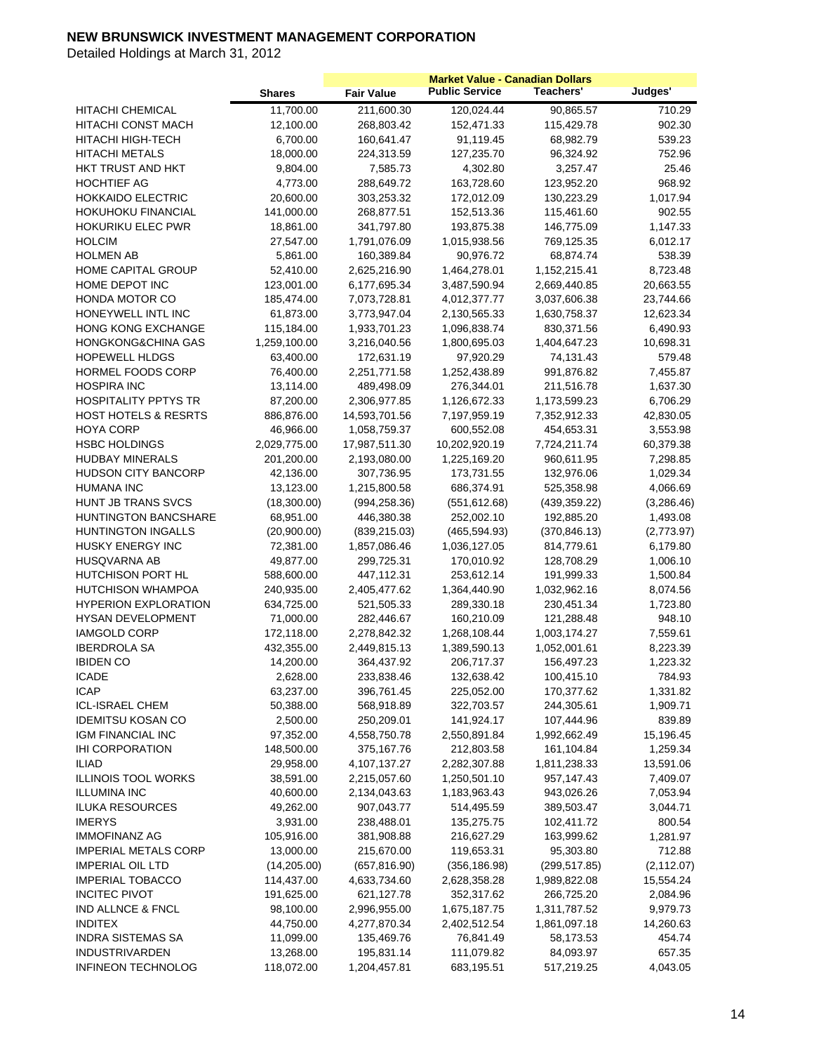# NEW BRUNSWICK INVESTMENT MANAGEMENT CORPORATION

Detailed Holdings at March 31, 2012

| | Shares | Fair Value | Market Value - Canadian Dollars | | |
|---|---|---|---|---|---|
| | | | Public Service | Teachers' | Judges' |
| HITACHI CHEMICAL | 11,700.00 | 211,600.30 | 120,024.44 | 90,865.57 | 710.29 |
| HITACHI CONST MACH | 12,100.00 | 268,803.42 | 152,471.33 | 115,429.78 | 902.30 |
| HITACHI HIGH-TECH | 6,700.00 | 160,641.47 | 91,119.45 | 68,982.79 | 539.23 |
| HITACHI METALS | 18,000.00 | 224,313.59 | 127,235.70 | 96,324.92 | 752.96 |
| HKT TRUST AND HKT | 9,804.00 | 7,585.73 | 4,302.80 | 3,257.47 | 25.46 |
| HOCHTIEF AG | 4,773.00 | 288,649.72 | 163,728.60 | 123,952.20 | 968.92 |
| HOKKAIDO ELECTRIC | 20,600.00 | 303,253.32 | 172,012.09 | 130,223.29 | 1,017.94 |
| HOKUHOKU FINANCIAL | 141,000.00 | 268,877.51 | 152,513.36 | 115,461.60 | 902.55 |
| HOKURIKU ELEC PWR | 18,861.00 | 341,797.80 | 193,875.38 | 146,775.09 | 1,147.33 |
| HOLCIM | 27,547.00 | 1,791,076.09 | 1,015,938.56 | 769,125.35 | 6,012.17 |
| HOLMEN AB | 5,861.00 | 160,389.84 | 90,976.72 | 68,874.74 | 538.39 |
| HOME CAPITAL GROUP | 52,410.00 | 2,625,216.90 | 1,464,278.01 | 1,152,215.41 | 8,723.48 |
| HOME DEPOT INC | 123,001.00 | 6,177,695.34 | 3,487,590.94 | 2,669,440.85 | 20,663.55 |
| HONDA MOTOR CO | 185,474.00 | 7,073,728.81 | 4,012,377.77 | 3,037,606.38 | 23,744.66 |
| HONEYWELL INTL INC | 61,873.00 | 3,773,947.04 | 2,130,565.33 | 1,630,758.37 | 12,623.34 |
| HONG KONG EXCHANGE | 115,184.00 | 1,933,701.23 | 1,096,838.74 | 830,371.56 | 6,490.93 |
| HONGKONG&CHINA GAS | 1,259,100.00 | 3,216,040.56 | 1,800,695.03 | 1,404,647.23 | 10,698.31 |
| HOPEWELL HLDGS | 63,400.00 | 172,631.19 | 97,920.29 | 74,131.43 | 579.48 |
| HORMEL FOODS CORP | 76,400.00 | 2,251,771.58 | 1,252,438.89 | 991,876.82 | 7,455.87 |
| HOSPIRA INC | 13,114.00 | 489,498.09 | 276,344.01 | 211,516.78 | 1,637.30 |
| HOSPITALITY PPTYS TR | 87,200.00 | 2,306,977.85 | 1,126,672.33 | 1,173,599.23 | 6,706.29 |
| HOST HOTELS & RESRTS | 886,876.00 | 14,593,701.56 | 7,197,959.19 | 7,352,912.33 | 42,830.05 |
| HOYA CORP | 46,966.00 | 1,058,759.37 | 600,552.08 | 454,653.31 | 3,553.98 |
| HSBC HOLDINGS | 2,029,775.00 | 17,987,511.30 | 10,202,920.19 | 7,724,211.74 | 60,379.38 |
| HUDBAY MINERALS | 201,200.00 | 2,193,080.00 | 1,225,169.20 | 960,611.95 | 7,298.85 |
| HUDSON CITY BANCORP | 42,136.00 | 307,736.95 | 173,731.55 | 132,976.06 | 1,029.34 |
| HUMANA INC | 13,123.00 | 1,215,800.58 | 686,374.91 | 525,358.98 | 4,066.69 |
| HUNT JB TRANS SVCS | (18,300.00) | (994,258.36) | (551,612.68) | (439,359.22) | (3,286.46) |
| HUNTINGTON BANCSHARE | 68,951.00 | 446,380.38 | 252,002.10 | 192,885.20 | 1,493.08 |
| HUNTINGTON INGALLS | (20,900.00) | (839,215.03) | (465,594.93) | (370,846.13) | (2,773.97) |
| HUSKY ENERGY INC | 72,381.00 | 1,857,086.46 | 1,036,127.05 | 814,779.61 | 6,179.80 |
| HUSQVARNA AB | 49,877.00 | 299,725.31 | 170,010.92 | 128,708.29 | 1,006.10 |
| HUTCHISON PORT HL | 588,600.00 | 447,112.31 | 253,612.14 | 191,999.33 | 1,500.84 |
| HUTCHISON WHAMPOA | 240,935.00 | 2,405,477.62 | 1,364,440.90 | 1,032,962.16 | 8,074.56 |
| HYPERION EXPLORATION | 634,725.00 | 521,505.33 | 289,330.18 | 230,451.34 | 1,723.80 |
| HYSAN DEVELOPMENT | 71,000.00 | 282,446.67 | 160,210.09 | 121,288.48 | 948.10 |
| IAMGOLD CORP | 172,118.00 | 2,278,842.32 | 1,268,108.44 | 1,003,174.27 | 7,559.61 |
| IBERDROLA SA | 432,355.00 | 2,449,815.13 | 1,389,590.13 | 1,052,001.61 | 8,223.39 |
| IBIDEN CO | 14,200.00 | 364,437.92 | 206,717.37 | 156,497.23 | 1,223.32 |
| ICADE | 2,628.00 | 233,838.46 | 132,638.42 | 100,415.10 | 784.93 |
| ICAP | 63,237.00 | 396,761.45 | 225,052.00 | 170,377.62 | 1,331.82 |
| ICL-ISRAEL CHEM | 50,388.00 | 568,918.89 | 322,703.57 | 244,305.61 | 1,909.71 |
| IDEMITSU KOSAN CO | 2,500.00 | 250,209.01 | 141,924.17 | 107,444.96 | 839.89 |
| IGM FINANCIAL INC | 97,352.00 | 4,558,750.78 | 2,550,891.84 | 1,992,662.49 | 15,196.45 |
| IHI CORPORATION | 148,500.00 | 375,167.76 | 212,803.58 | 161,104.84 | 1,259.34 |
| ILIAD | 29,958.00 | 4,107,137.27 | 2,282,307.88 | 1,811,238.33 | 13,591.06 |
| ILLINOIS TOOL WORKS | 38,591.00 | 2,215,057.60 | 1,250,501.10 | 957,147.43 | 7,409.07 |
| ILLUMINA INC | 40,600.00 | 2,134,043.63 | 1,183,963.43 | 943,026.26 | 7,053.94 |
| ILUKA RESOURCES | 49,262.00 | 907,043.77 | 514,495.59 | 389,503.47 | 3,044.71 |
| IMERYS | 3,931.00 | 238,488.01 | 135,275.75 | 102,411.72 | 800.54 |
| IMMOFINANZ AG | 105,916.00 | 381,908.88 | 216,627.29 | 163,999.62 | 1,281.97 |
| IMPERIAL METALS CORP | 13,000.00 | 215,670.00 | 119,653.31 | 95,303.80 | 712.88 |
| IMPERIAL OIL LTD | (14,205.00) | (657,816.90) | (356,186.98) | (299,517.85) | (2,112.07) |
| IMPERIAL TOBACCO | 114,437.00 | 4,633,734.60 | 2,628,358.28 | 1,989,822.08 | 15,554.24 |
| INCITEC PIVOT | 191,625.00 | 621,127.78 | 352,317.62 | 266,725.20 | 2,084.96 |
| IND ALLNCE & FNCL | 98,100.00 | 2,996,955.00 | 1,675,187.75 | 1,311,787.52 | 9,979.73 |
| INDITEX | 44,750.00 | 4,277,870.34 | 2,402,512.54 | 1,861,097.18 | 14,260.63 |
| INDRA SISTEMAS SA | 11,099.00 | 135,469.76 | 76,841.49 | 58,173.53 | 454.74 |
| INDUSTRIVARDEN | 13,268.00 | 195,831.14 | 111,079.82 | 84,093.97 | 657.35 |
| INFINEON TECHNOLOG | 118,072.00 | 1,204,457.81 | 683,195.51 | 517,219.25 | 4,043.05 |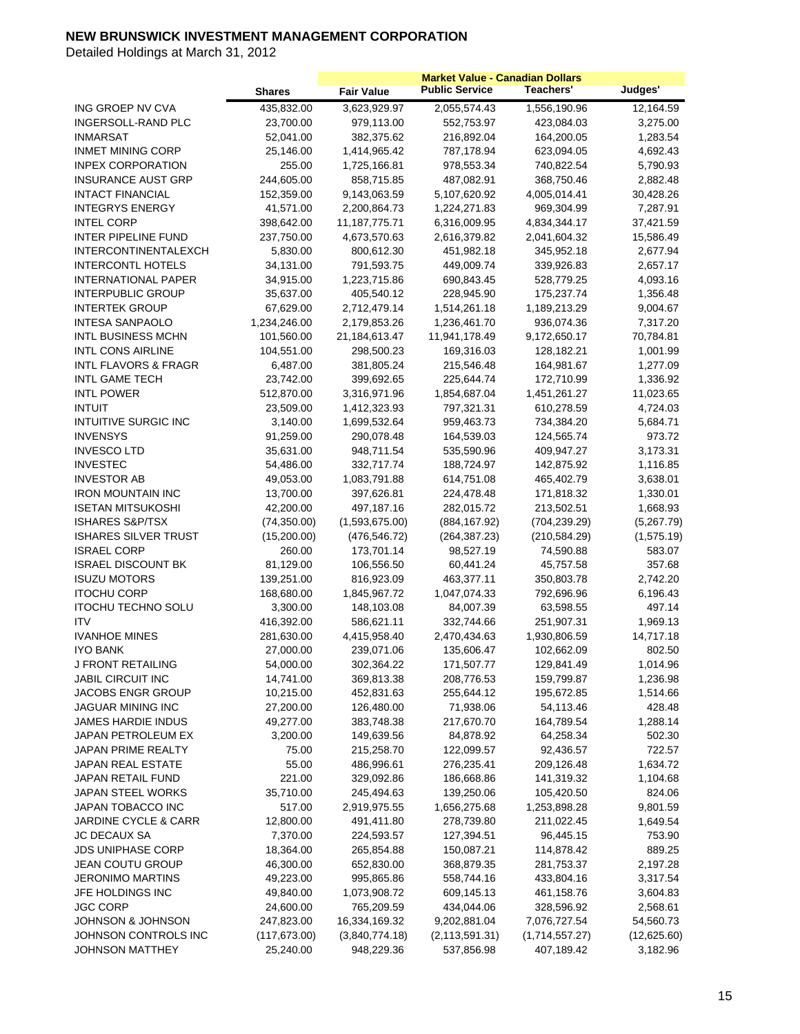# NEW BRUNSWICK INVESTMENT MANAGEMENT CORPORATION

Detailed Holdings at March 31, 2012

| | Shares | Fair Value | Market Value - Canadian Dollars Public Service | Teachers' | Judges' |
|---|---|---|---|---|---|
| ING GROEP NV CVA | 435,832.00 | 3,623,929.97 | 2,055,574.43 | 1,556,190.96 | 12,164.59 |
| INGERSOLL-RAND PLC | 23,700.00 | 979,113.00 | 552,753.97 | 423,084.03 | 3,275.00 |
| INMARSAT | 52,041.00 | 382,375.62 | 216,892.04 | 164,200.05 | 1,283.54 |
| INMET MINING CORP | 25,146.00 | 1,414,965.42 | 787,178.94 | 623,094.05 | 4,692.43 |
| INPEX CORPORATION | 255.00 | 1,725,166.81 | 978,553.34 | 740,822.54 | 5,790.93 |
| INSURANCE AUST GRP | 244,605.00 | 858,715.85 | 487,082.91 | 368,750.46 | 2,882.48 |
| INTACT FINANCIAL | 152,359.00 | 9,143,063.59 | 5,107,620.92 | 4,005,014.41 | 30,428.26 |
| INTEGRYS ENERGY | 41,571.00 | 2,200,864.73 | 1,224,271.83 | 969,304.99 | 7,287.91 |
| INTEL CORP | 398,642.00 | 11,187,775.71 | 6,316,009.95 | 4,834,344.17 | 37,421.59 |
| INTER PIPELINE FUND | 237,750.00 | 4,673,570.63 | 2,616,379.82 | 2,041,604.32 | 15,586.49 |
| INTERCONTINENTALEXCH | 5,830.00 | 800,612.30 | 451,982.18 | 345,952.18 | 2,677.94 |
| INTERCONTL HOTELS | 34,131.00 | 791,593.75 | 449,009.74 | 339,926.83 | 2,657.17 |
| INTERNATIONAL PAPER | 34,915.00 | 1,223,715.86 | 690,843.45 | 528,779.25 | 4,093.16 |
| INTERPUBLIC GROUP | 35,637.00 | 405,540.12 | 228,945.90 | 175,237.74 | 1,356.48 |
| INTERTEK GROUP | 67,629.00 | 2,712,479.14 | 1,514,261.18 | 1,189,213.29 | 9,004.67 |
| INTESA SANPAOLO | 1,234,246.00 | 2,179,853.26 | 1,236,461.70 | 936,074.36 | 7,317.20 |
| INTL BUSINESS MCHN | 101,560.00 | 21,184,613.47 | 11,941,178.49 | 9,172,650.17 | 70,784.81 |
| INTL CONS AIRLINE | 104,551.00 | 298,500.23 | 169,316.03 | 128,182.21 | 1,001.99 |
| INTL FLAVORS & FRAGR | 6,487.00 | 381,805.24 | 215,546.48 | 164,981.67 | 1,277.09 |
| INTL GAME TECH | 23,742.00 | 399,692.65 | 225,644.74 | 172,710.99 | 1,336.92 |
| INTL POWER | 512,870.00 | 3,316,971.96 | 1,854,687.04 | 1,451,261.27 | 11,023.65 |
| INTUIT | 23,509.00 | 1,412,323.93 | 797,321.31 | 610,278.59 | 4,724.03 |
| INTUITIVE SURGIC INC | 3,140.00 | 1,699,532.64 | 959,463.73 | 734,384.20 | 5,684.71 |
| INVENSYS | 91,259.00 | 290,078.48 | 164,539.03 | 124,565.74 | 973.72 |
| INVESCO LTD | 35,631.00 | 948,711.54 | 535,590.96 | 409,947.27 | 3,173.31 |
| INVESTEC | 54,486.00 | 332,717.74 | 188,724.97 | 142,875.92 | 1,116.85 |
| INVESTOR AB | 49,053.00 | 1,083,791.88 | 614,751.08 | 465,402.79 | 3,638.01 |
| IRON MOUNTAIN INC | 13,700.00 | 397,626.81 | 224,478.48 | 171,818.32 | 1,330.01 |
| ISETAN MITSUKOSHI | 42,200.00 | 497,187.16 | 282,015.72 | 213,502.51 | 1,668.93 |
| ISHARES S&P/TSX | (74,350.00) | (1,593,675.00) | (884,167.92) | (704,239.29) | (5,267.79) |
| ISHARES SILVER TRUST | (15,200.00) | (476,546.72) | (264,387.23) | (210,584.29) | (1,575.19) |
| ISRAEL CORP | 260.00 | 173,701.14 | 98,527.19 | 74,590.88 | 583.07 |
| ISRAEL DISCOUNT BK | 81,129.00 | 106,556.50 | 60,441.24 | 45,757.58 | 357.68 |
| ISUZU MOTORS | 139,251.00 | 816,923.09 | 463,377.11 | 350,803.78 | 2,742.20 |
| ITOCHU CORP | 168,680.00 | 1,845,967.72 | 1,047,074.33 | 792,696.96 | 6,196.43 |
| ITOCHU TECHNO SOLU | 3,300.00 | 148,103.08 | 84,007.39 | 63,598.55 | 497.14 |
| ITV | 416,392.00 | 586,621.11 | 332,744.66 | 251,907.31 | 1,969.13 |
| IVANHOE MINES | 281,630.00 | 4,415,958.40 | 2,470,434.63 | 1,930,806.59 | 14,717.18 |
| IYO BANK | 27,000.00 | 239,071.06 | 135,606.47 | 102,662.09 | 802.50 |
| J FRONT RETAILING | 54,000.00 | 302,364.22 | 171,507.77 | 129,841.49 | 1,014.96 |
| JABIL CIRCUIT INC | 14,741.00 | 369,813.38 | 208,776.53 | 159,799.87 | 1,236.98 |
| JACOBS ENGR GROUP | 10,215.00 | 452,831.63 | 255,644.12 | 195,672.85 | 1,514.66 |
| JAGUAR MINING INC | 27,200.00 | 126,480.00 | 71,938.06 | 54,113.46 | 428.48 |
| JAMES HARDIE INDUS | 49,277.00 | 383,748.38 | 217,670.70 | 164,789.54 | 1,288.14 |
| JAPAN PETROLEUM EX | 3,200.00 | 149,639.56 | 84,878.92 | 64,258.34 | 502.30 |
| JAPAN PRIME REALTY | 75.00 | 215,258.70 | 122,099.57 | 92,436.57 | 722.57 |
| JAPAN REAL ESTATE | 55.00 | 486,996.61 | 276,235.41 | 209,126.48 | 1,634.72 |
| JAPAN RETAIL FUND | 221.00 | 329,092.86 | 186,668.86 | 141,319.32 | 1,104.68 |
| JAPAN STEEL WORKS | 35,710.00 | 245,494.63 | 139,250.06 | 105,420.50 | 824.06 |
| JAPAN TOBACCO INC | 517.00 | 2,919,975.55 | 1,656,275.68 | 1,253,898.28 | 9,801.59 |
| JARDINE CYCLE & CARR | 12,800.00 | 491,411.80 | 278,739.80 | 211,022.45 | 1,649.54 |
| JC DECAUX SA | 7,370.00 | 224,593.57 | 127,394.51 | 96,445.15 | 753.90 |
| JDS UNIPHASE CORP | 18,364.00 | 265,854.88 | 150,087.21 | 114,878.42 | 889.25 |
| JEAN COUTU GROUP | 46,300.00 | 652,830.00 | 368,879.35 | 281,753.37 | 2,197.28 |
| JERONIMO MARTINS | 49,223.00 | 995,865.86 | 558,744.16 | 433,804.16 | 3,317.54 |
| JFE HOLDINGS INC | 49,840.00 | 1,073,908.72 | 609,145.13 | 461,158.76 | 3,604.83 |
| JGC CORP | 24,600.00 | 765,209.59 | 434,044.06 | 328,596.92 | 2,568.61 |
| JOHNSON & JOHNSON | 247,823.00 | 16,334,169.32 | 9,202,881.04 | 7,076,727.54 | 54,560.73 |
| JOHNSON CONTROLS INC | (117,673.00) | (3,840,774.18) | (2,113,591.31) | (1,714,557.27) | (12,625.60) |
| JOHNSON MATTHEY | 25,240.00 | 948,229.36 | 537,856.98 | 407,189.42 | 3,182.96 |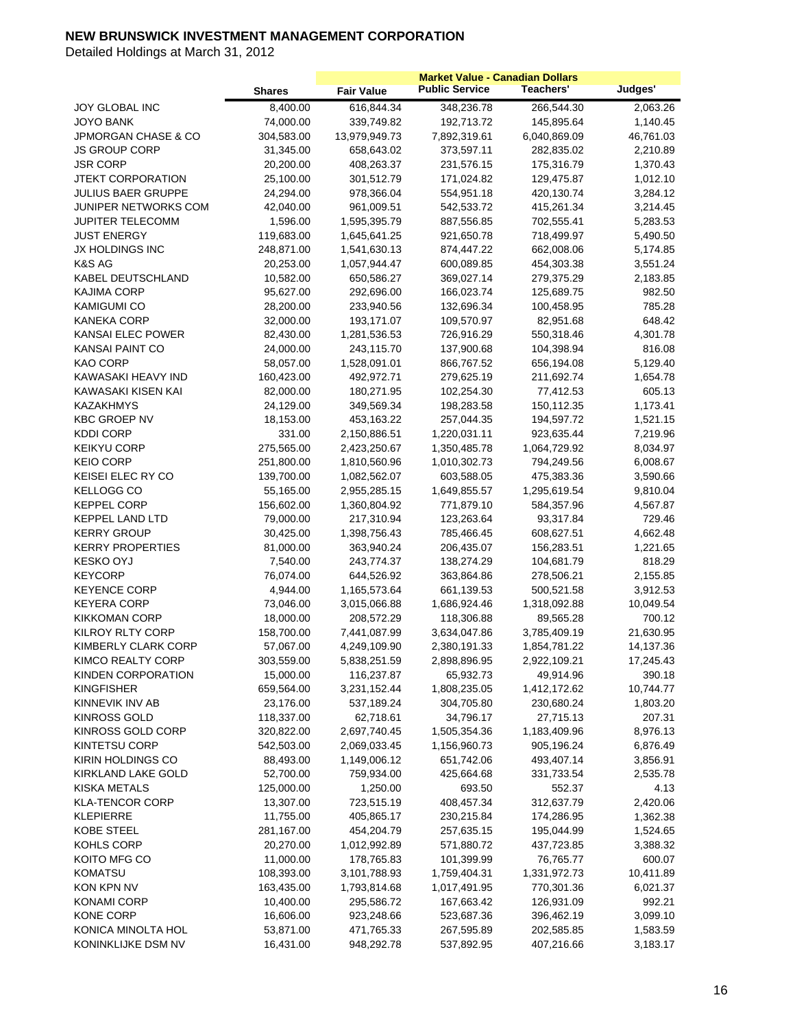# NEW BRUNSWICK INVESTMENT MANAGEMENT CORPORATION

Detailed Holdings at March 31, 2012

| | Shares | Fair Value | Market Value - Canadian Dollars Public Service | Teachers' | Judges' |
|---|---|---|---|---|---|
| JOY GLOBAL INC | 8,400.00 | 616,844.34 | 348,236.78 | 266,544.30 | 2,063.26 |
| JOYO BANK | 74,000.00 | 339,749.82 | 192,713.72 | 145,895.64 | 1,140.45 |
| JPMORGAN CHASE & CO | 304,583.00 | 13,979,949.73 | 7,892,319.61 | 6,040,869.09 | 46,761.03 |
| JS GROUP CORP | 31,345.00 | 658,643.02 | 373,597.11 | 282,835.02 | 2,210.89 |
| JSR CORP | 20,200.00 | 408,263.37 | 231,576.15 | 175,316.79 | 1,370.43 |
| JTEKT CORPORATION | 25,100.00 | 301,512.79 | 171,024.82 | 129,475.87 | 1,012.10 |
| JULIUS BAER GRUPPE | 24,294.00 | 978,366.04 | 554,951.18 | 420,130.74 | 3,284.12 |
| JUNIPER NETWORKS COM | 42,040.00 | 961,009.51 | 542,533.72 | 415,261.34 | 3,214.45 |
| JUPITER TELECOMM | 1,596.00 | 1,595,395.79 | 887,556.85 | 702,555.41 | 5,283.53 |
| JUST ENERGY | 119,683.00 | 1,645,641.25 | 921,650.78 | 718,499.97 | 5,490.50 |
| JX HOLDINGS INC | 248,871.00 | 1,541,630.13 | 874,447.22 | 662,008.06 | 5,174.85 |
| K&S AG | 20,253.00 | 1,057,944.47 | 600,089.85 | 454,303.38 | 3,551.24 |
| KABEL DEUTSCHLAND | 10,582.00 | 650,586.27 | 369,027.14 | 279,375.29 | 2,183.85 |
| KAJIMA CORP | 95,627.00 | 292,696.00 | 166,023.74 | 125,689.75 | 982.50 |
| KAMIGUMI CO | 28,200.00 | 233,940.56 | 132,696.34 | 100,458.95 | 785.28 |
| KANEKA CORP | 32,000.00 | 193,171.07 | 109,570.97 | 82,951.68 | 648.42 |
| KANSAI ELEC POWER | 82,430.00 | 1,281,536.53 | 726,916.29 | 550,318.46 | 4,301.78 |
| KANSAI PAINT CO | 24,000.00 | 243,115.70 | 137,900.68 | 104,398.94 | 816.08 |
| KAO CORP | 58,057.00 | 1,528,091.01 | 866,767.52 | 656,194.08 | 5,129.40 |
| KAWASAKI HEAVY IND | 160,423.00 | 492,972.71 | 279,625.19 | 211,692.74 | 1,654.78 |
| KAWASAKI KISEN KAI | 82,000.00 | 180,271.95 | 102,254.30 | 77,412.53 | 605.13 |
| KAZAKHMYS | 24,129.00 | 349,569.34 | 198,283.58 | 150,112.35 | 1,173.41 |
| KBC GROEP NV | 18,153.00 | 453,163.22 | 257,044.35 | 194,597.72 | 1,521.15 |
| KDDI CORP | 331.00 | 2,150,886.51 | 1,220,031.11 | 923,635.44 | 7,219.96 |
| KEIKYU CORP | 275,565.00 | 2,423,250.67 | 1,350,485.78 | 1,064,729.92 | 8,034.97 |
| KEIO CORP | 251,800.00 | 1,810,560.96 | 1,010,302.73 | 794,249.56 | 6,008.67 |
| KEISEI ELEC RY CO | 139,700.00 | 1,082,562.07 | 603,588.05 | 475,383.36 | 3,590.66 |
| KELLOGG CO | 55,165.00 | 2,955,285.15 | 1,649,855.57 | 1,295,619.54 | 9,810.04 |
| KEPPEL CORP | 156,602.00 | 1,360,804.92 | 771,879.10 | 584,357.96 | 4,567.87 |
| KEPPEL LAND LTD | 79,000.00 | 217,310.94 | 123,263.64 | 93,317.84 | 729.46 |
| KERRY GROUP | 30,425.00 | 1,398,756.43 | 785,466.45 | 608,627.51 | 4,662.48 |
| KERRY PROPERTIES | 81,000.00 | 363,940.24 | 206,435.07 | 156,283.51 | 1,221.65 |
| KESKO OYJ | 7,540.00 | 243,774.37 | 138,274.29 | 104,681.79 | 818.29 |
| KEYCORP | 76,074.00 | 644,526.92 | 363,864.86 | 278,506.21 | 2,155.85 |
| KEYENCE CORP | 4,944.00 | 1,165,573.64 | 661,139.53 | 500,521.58 | 3,912.53 |
| KEYERA CORP | 73,046.00 | 3,015,066.88 | 1,686,924.46 | 1,318,092.88 | 10,049.54 |
| KIKKOMAN CORP | 18,000.00 | 208,572.29 | 118,306.88 | 89,565.28 | 700.12 |
| KILROY RLTY CORP | 158,700.00 | 7,441,087.99 | 3,634,047.86 | 3,785,409.19 | 21,630.95 |
| KIMBERLY CLARK CORP | 57,067.00 | 4,249,109.90 | 2,380,191.33 | 1,854,781.22 | 14,137.36 |
| KIMCO REALTY CORP | 303,559.00 | 5,838,251.59 | 2,898,896.95 | 2,922,109.21 | 17,245.43 |
| KINDEN CORPORATION | 15,000.00 | 116,237.87 | 65,932.73 | 49,914.96 | 390.18 |
| KINGFISHER | 659,564.00 | 3,231,152.44 | 1,808,235.05 | 1,412,172.62 | 10,744.77 |
| KINNEVIK INV AB | 23,176.00 | 537,189.24 | 304,705.80 | 230,680.24 | 1,803.20 |
| KINROSS GOLD | 118,337.00 | 62,718.61 | 34,796.17 | 27,715.13 | 207.31 |
| KINROSS GOLD CORP | 320,822.00 | 2,697,740.45 | 1,505,354.36 | 1,183,409.96 | 8,976.13 |
| KINTETSU CORP | 542,503.00 | 2,069,033.45 | 1,156,960.73 | 905,196.24 | 6,876.49 |
| KIRIN HOLDINGS CO | 88,493.00 | 1,149,006.12 | 651,742.06 | 493,407.14 | 3,856.91 |
| KIRKLAND LAKE GOLD | 52,700.00 | 759,934.00 | 425,664.68 | 331,733.54 | 2,535.78 |
| KISKA METALS | 125,000.00 | 1,250.00 | 693.50 | 552.37 | 4.13 |
| KLA-TENCOR CORP | 13,307.00 | 723,515.19 | 408,457.34 | 312,637.79 | 2,420.06 |
| KLEPIERRE | 11,755.00 | 405,865.17 | 230,215.84 | 174,286.95 | 1,362.38 |
| KOBE STEEL | 281,167.00 | 454,204.79 | 257,635.15 | 195,044.99 | 1,524.65 |
| KOHLS CORP | 20,270.00 | 1,012,992.89 | 571,880.72 | 437,723.85 | 3,388.32 |
| KOITO MFG CO | 11,000.00 | 178,765.83 | 101,399.99 | 76,765.77 | 600.07 |
| KOMATSU | 108,393.00 | 3,101,788.93 | 1,759,404.31 | 1,331,972.73 | 10,411.89 |
| KON KPN NV | 163,435.00 | 1,793,814.68 | 1,017,491.95 | 770,301.36 | 6,021.37 |
| KONAMI CORP | 10,400.00 | 295,586.72 | 167,663.42 | 126,931.09 | 992.21 |
| KONE CORP | 16,606.00 | 923,248.66 | 523,687.36 | 396,462.19 | 3,099.10 |
| KONICA MINOLTA HOL | 53,871.00 | 471,765.33 | 267,595.89 | 202,585.85 | 1,583.59 |
| KONINKLIJKE DSM NV | 16,431.00 | 948,292.78 | 537,892.95 | 407,216.66 | 3,183.17 |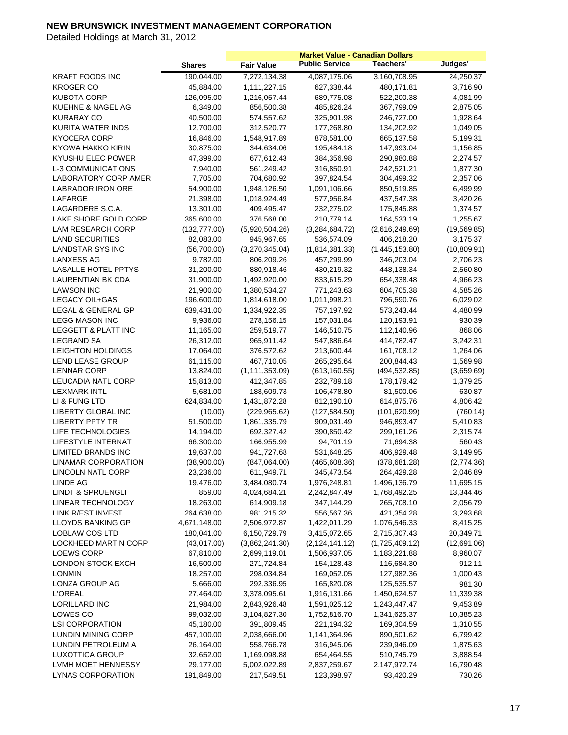# NEW BRUNSWICK INVESTMENT MANAGEMENT CORPORATION

Detailed Holdings at March 31, 2012

| | | Market Value - Canadian Dollars | | | |
|---|---|---|---|---|---|
| | Shares | Fair Value | Public Service | Teachers' | Judges' |
| KRAFT FOODS INC | 190,044.00 | 7,272,134.38 | 4,087,175.06 | 3,160,708.95 | 24,250.37 |
| KROGER CO | 45,884.00 | 1,111,227.15 | 627,338.44 | 480,171.81 | 3,716.90 |
| KUBOTA CORP | 126,095.00 | 1,216,057.44 | 689,775.08 | 522,200.38 | 4,081.99 |
| KUEHNE & NAGEL AG | 6,349.00 | 856,500.38 | 485,826.24 | 367,799.09 | 2,875.05 |
| KURARAY CO | 40,500.00 | 574,557.62 | 325,901.98 | 246,727.00 | 1,928.64 |
| KURITA WATER INDS | 12,700.00 | 312,520.77 | 177,268.80 | 134,202.92 | 1,049.05 |
| KYOCERA CORP | 16,846.00 | 1,548,917.89 | 878,581.00 | 665,137.58 | 5,199.31 |
| KYOWA HAKKO KIRIN | 30,875.00 | 344,634.06 | 195,484.18 | 147,993.04 | 1,156.85 |
| KYUSHU ELEC POWER | 47,399.00 | 677,612.43 | 384,356.98 | 290,980.88 | 2,274.57 |
| L-3 COMMUNICATIONS | 7,940.00 | 561,249.42 | 316,850.91 | 242,521.21 | 1,877.30 |
| LABORATORY CORP AMER | 7,705.00 | 704,680.92 | 397,824.54 | 304,499.32 | 2,357.06 |
| LABRADOR IRON ORE | 54,900.00 | 1,948,126.50 | 1,091,106.66 | 850,519.85 | 6,499.99 |
| LAFARGE | 21,398.00 | 1,018,924.49 | 577,956.84 | 437,547.38 | 3,420.26 |
| LAGARDERE S.C.A. | 13,301.00 | 409,495.47 | 232,275.02 | 175,845.88 | 1,374.57 |
| LAKE SHORE GOLD CORP | 365,600.00 | 376,568.00 | 210,779.14 | 164,533.19 | 1,255.67 |
| LAM RESEARCH CORP | (132,777.00) | (5,920,504.26) | (3,284,684.72) | (2,616,249.69) | (19,569.85) |
| LAND SECURITIES | 82,083.00 | 945,967.65 | 536,574.09 | 406,218.20 | 3,175.37 |
| LANDSTAR SYS INC | (56,700.00) | (3,270,345.04) | (1,814,381.33) | (1,445,153.80) | (10,809.91) |
| LANXESS AG | 9,782.00 | 806,209.26 | 457,299.99 | 346,203.04 | 2,706.23 |
| LASALLE HOTEL PPTYS | 31,200.00 | 880,918.46 | 430,219.32 | 448,138.34 | 2,560.80 |
| LAURENTIAN BK CDA | 31,900.00 | 1,492,920.00 | 833,615.29 | 654,338.48 | 4,966.23 |
| LAWSON INC | 21,900.00 | 1,380,534.27 | 771,243.63 | 604,705.38 | 4,585.26 |
| LEGACY OIL+GAS | 196,600.00 | 1,814,618.00 | 1,011,998.21 | 796,590.76 | 6,029.02 |
| LEGAL & GENERAL GP | 639,431.00 | 1,334,922.35 | 757,197.92 | 573,243.44 | 4,480.99 |
| LEGG MASON INC | 9,936.00 | 278,156.15 | 157,031.84 | 120,193.91 | 930.39 |
| LEGGETT & PLATT INC | 11,165.00 | 259,519.77 | 146,510.75 | 112,140.96 | 868.06 |
| LEGRAND SA | 26,312.00 | 965,911.42 | 547,886.64 | 414,782.47 | 3,242.31 |
| LEIGHTON HOLDINGS | 17,064.00 | 376,572.62 | 213,600.44 | 161,708.12 | 1,264.06 |
| LEND LEASE GROUP | 61,115.00 | 467,710.05 | 265,295.64 | 200,844.43 | 1,569.98 |
| LENNAR CORP | 13,824.00 | (1,111,353.09) | (613,160.55) | (494,532.85) | (3,659.69) |
| LEUCADIA NATL CORP | 15,813.00 | 412,347.85 | 232,789.18 | 178,179.42 | 1,379.25 |
| LEXMARK INTL | 5,681.00 | 188,609.73 | 106,478.80 | 81,500.06 | 630.87 |
| LI & FUNG LTD | 624,834.00 | 1,431,872.28 | 812,190.10 | 614,875.76 | 4,806.42 |
| LIBERTY GLOBAL INC | (10.00) | (229,965.62) | (127,584.50) | (101,620.99) | (760.14) |
| LIBERTY PPTY TR | 51,500.00 | 1,861,335.79 | 909,031.49 | 946,893.47 | 5,410.83 |
| LIFE TECHNOLOGIES | 14,194.00 | 692,327.42 | 390,850.42 | 299,161.26 | 2,315.74 |
| LIFESTYLE INTERNAT | 66,300.00 | 166,955.99 | 94,701.19 | 71,694.38 | 560.43 |
| LIMITED BRANDS INC | 19,637.00 | 941,727.68 | 531,648.25 | 406,929.48 | 3,149.95 |
| LINAMAR CORPORATION | (38,900.00) | (847,064.00) | (465,608.36) | (378,681.28) | (2,774.36) |
| LINCOLN NATL CORP | 23,236.00 | 611,949.71 | 345,473.54 | 264,429.28 | 2,046.89 |
| LINDE AG | 19,476.00 | 3,484,080.74 | 1,976,248.81 | 1,496,136.79 | 11,695.15 |
| LINDT & SPRUENGLI | 859.00 | 4,024,684.21 | 2,242,847.49 | 1,768,492.25 | 13,344.46 |
| LINEAR TECHNOLOGY | 18,263.00 | 614,909.18 | 347,144.29 | 265,708.10 | 2,056.79 |
| LINK R/EST INVEST | 264,638.00 | 981,215.32 | 556,567.36 | 421,354.28 | 3,293.68 |
| LLOYDS BANKING GP | 4,671,148.00 | 2,506,972.87 | 1,422,011.29 | 1,076,546.33 | 8,415.25 |
| LOBLAW COS LTD | 180,041.00 | 6,150,729.79 | 3,415,072.65 | 2,715,307.43 | 20,349.71 |
| LOCKHEED MARTIN CORP | (43,017.00) | (3,862,241.30) | (2,124,141.12) | (1,725,409.12) | (12,691.06) |
| LOEWS CORP | 67,810.00 | 2,699,119.01 | 1,506,937.05 | 1,183,221.88 | 8,960.07 |
| LONDON STOCK EXCH | 16,500.00 | 271,724.84 | 154,128.43 | 116,684.30 | 912.11 |
| LONMIN | 18,257.00 | 298,034.84 | 169,052.05 | 127,982.36 | 1,000.43 |
| LONZA GROUP AG | 5,666.00 | 292,336.95 | 165,820.08 | 125,535.57 | 981.30 |
| L'OREAL | 27,464.00 | 3,378,095.61 | 1,916,131.66 | 1,450,624.57 | 11,339.38 |
| LORILLARD INC | 21,984.00 | 2,843,926.48 | 1,591,025.12 | 1,243,447.47 | 9,453.89 |
| LOWES CO | 99,032.00 | 3,104,827.30 | 1,752,816.70 | 1,341,625.37 | 10,385.23 |
| LSI CORPORATION | 45,180.00 | 391,809.45 | 221,194.32 | 169,304.59 | 1,310.55 |
| LUNDIN MINING CORP | 457,100.00 | 2,038,666.00 | 1,141,364.96 | 890,501.62 | 6,799.42 |
| LUNDIN PETROLEUM A | 26,164.00 | 558,766.78 | 316,945.06 | 239,946.09 | 1,875.63 |
| LUXOTTICA GROUP | 32,652.00 | 1,169,098.88 | 654,464.55 | 510,745.79 | 3,888.54 |
| LVMH MOET HENNESSY | 29,177.00 | 5,002,022.89 | 2,837,259.67 | 2,147,972.74 | 16,790.48 |
| LYNAS CORPORATION | 191,849.00 | 217,549.51 | 123,398.97 | 93,420.29 | 730.26 |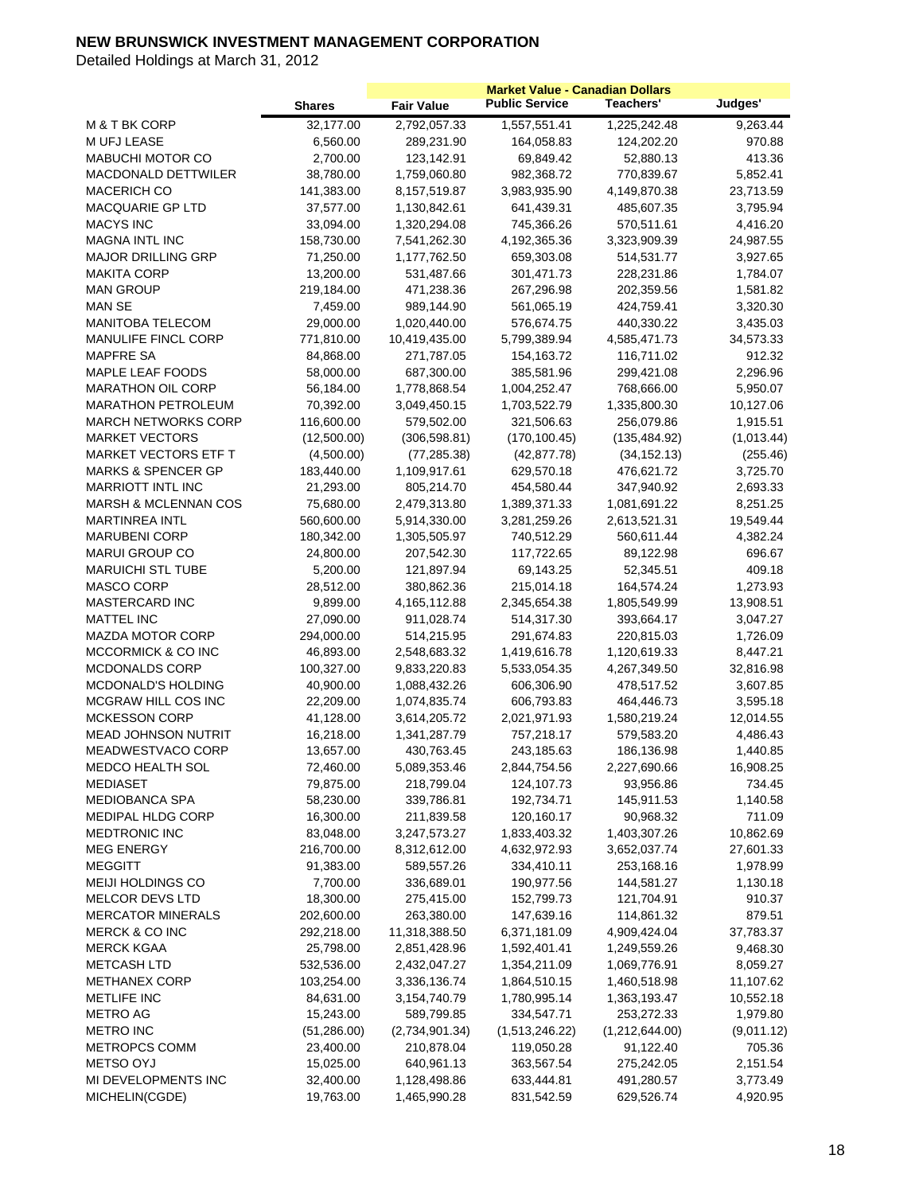# NEW BRUNSWICK INVESTMENT MANAGEMENT CORPORATION

Detailed Holdings at March 31, 2012

| | Shares | Fair Value | Market Value - Canadian Dollars Public Service | Teachers' | Judges' |
|---|---|---|---|---|---|
| M & T BK CORP | 32,177.00 | 2,792,057.33 | 1,557,551.41 | 1,225,242.48 | 9,263.44 |
| M UFJ LEASE | 6,560.00 | 289,231.90 | 164,058.83 | 124,202.20 | 970.88 |
| MABUCHI MOTOR CO | 2,700.00 | 123,142.91 | 69,849.42 | 52,880.13 | 413.36 |
| MACDONALD DETTWILER | 38,780.00 | 1,759,060.80 | 982,368.72 | 770,839.67 | 5,852.41 |
| MACERICH CO | 141,383.00 | 8,157,519.87 | 3,983,935.90 | 4,149,870.38 | 23,713.59 |
| MACQUARIE GP LTD | 37,577.00 | 1,130,842.61 | 641,439.31 | 485,607.35 | 3,795.94 |
| MACYS INC | 33,094.00 | 1,320,294.08 | 745,366.26 | 570,511.61 | 4,416.20 |
| MAGNA INTL INC | 158,730.00 | 7,541,262.30 | 4,192,365.36 | 3,323,909.39 | 24,987.55 |
| MAJOR DRILLING GRP | 71,250.00 | 1,177,762.50 | 659,303.08 | 514,531.77 | 3,927.65 |
| MAKITA CORP | 13,200.00 | 531,487.66 | 301,471.73 | 228,231.86 | 1,784.07 |
| MAN GROUP | 219,184.00 | 471,238.36 | 267,296.98 | 202,359.56 | 1,581.82 |
| MAN SE | 7,459.00 | 989,144.90 | 561,065.19 | 424,759.41 | 3,320.30 |
| MANITOBA TELECOM | 29,000.00 | 1,020,440.00 | 576,674.75 | 440,330.22 | 3,435.03 |
| MANULIFE FINCL CORP | 771,810.00 | 10,419,435.00 | 5,799,389.94 | 4,585,471.73 | 34,573.33 |
| MAPFRE SA | 84,868.00 | 271,787.05 | 154,163.72 | 116,711.02 | 912.32 |
| MAPLE LEAF FOODS | 58,000.00 | 687,300.00 | 385,581.96 | 299,421.08 | 2,296.96 |
| MARATHON OIL CORP | 56,184.00 | 1,778,868.54 | 1,004,252.47 | 768,666.00 | 5,950.07 |
| MARATHON PETROLEUM | 70,392.00 | 3,049,450.15 | 1,703,522.79 | 1,335,800.30 | 10,127.06 |
| MARCH NETWORKS CORP | 116,600.00 | 579,502.00 | 321,506.63 | 256,079.86 | 1,915.51 |
| MARKET VECTORS | (12,500.00) | (306,598.81) | (170,100.45) | (135,484.92) | (1,013.44) |
| MARKET VECTORS ETF T | (4,500.00) | (77,285.38) | (42,877.78) | (34,152.13) | (255.46) |
| MARKS & SPENCER GP | 183,440.00 | 1,109,917.61 | 629,570.18 | 476,621.72 | 3,725.70 |
| MARRIOTT INTL INC | 21,293.00 | 805,214.70 | 454,580.44 | 347,940.92 | 2,693.33 |
| MARSH & MCLENNAN COS | 75,680.00 | 2,479,313.80 | 1,389,371.33 | 1,081,691.22 | 8,251.25 |
| MARTINREA INTL | 560,600.00 | 5,914,330.00 | 3,281,259.26 | 2,613,521.31 | 19,549.44 |
| MARUBENI CORP | 180,342.00 | 1,305,505.97 | 740,512.29 | 560,611.44 | 4,382.24 |
| MARUI GROUP CO | 24,800.00 | 207,542.30 | 117,722.65 | 89,122.98 | 696.67 |
| MARUICHI STL TUBE | 5,200.00 | 121,897.94 | 69,143.25 | 52,345.51 | 409.18 |
| MASCO CORP | 28,512.00 | 380,862.36 | 215,014.18 | 164,574.24 | 1,273.93 |
| MASTERCARD INC | 9,899.00 | 4,165,112.88 | 2,345,654.38 | 1,805,549.99 | 13,908.51 |
| MATTEL INC | 27,090.00 | 911,028.74 | 514,317.30 | 393,664.17 | 3,047.27 |
| MAZDA MOTOR CORP | 294,000.00 | 514,215.95 | 291,674.83 | 220,815.03 | 1,726.09 |
| MCCORMICK & CO INC | 46,893.00 | 2,548,683.32 | 1,419,616.78 | 1,120,619.33 | 8,447.21 |
| MCDONALDS CORP | 100,327.00 | 9,833,220.83 | 5,533,054.35 | 4,267,349.50 | 32,816.98 |
| MCDONALD'S HOLDING | 40,900.00 | 1,088,432.26 | 606,306.90 | 478,517.52 | 3,607.85 |
| MCGRAW HILL COS INC | 22,209.00 | 1,074,835.74 | 606,793.83 | 464,446.73 | 3,595.18 |
| MCKESSON CORP | 41,128.00 | 3,614,205.72 | 2,021,971.93 | 1,580,219.24 | 12,014.55 |
| MEAD JOHNSON NUTRIT | 16,218.00 | 1,341,287.79 | 757,218.17 | 579,583.20 | 4,486.43 |
| MEADWESTVACO CORP | 13,657.00 | 430,763.45 | 243,185.63 | 186,136.98 | 1,440.85 |
| MEDCO HEALTH SOL | 72,460.00 | 5,089,353.46 | 2,844,754.56 | 2,227,690.66 | 16,908.25 |
| MEDIASET | 79,875.00 | 218,799.04 | 124,107.73 | 93,956.86 | 734.45 |
| MEDIOBANCA SPA | 58,230.00 | 339,786.81 | 192,734.71 | 145,911.53 | 1,140.58 |
| MEDIPAL HLDG CORP | 16,300.00 | 211,839.58 | 120,160.17 | 90,968.32 | 711.09 |
| MEDTRONIC INC | 83,048.00 | 3,247,573.27 | 1,833,403.32 | 1,403,307.26 | 10,862.69 |
| MEG ENERGY | 216,700.00 | 8,312,612.00 | 4,632,972.93 | 3,652,037.74 | 27,601.33 |
| MEGGITT | 91,383.00 | 589,557.26 | 334,410.11 | 253,168.16 | 1,978.99 |
| MEIJI HOLDINGS CO | 7,700.00 | 336,689.01 | 190,977.56 | 144,581.27 | 1,130.18 |
| MELCOR DEVS LTD | 18,300.00 | 275,415.00 | 152,799.73 | 121,704.91 | 910.37 |
| MERCATOR MINERALS | 202,600.00 | 263,380.00 | 147,639.16 | 114,861.32 | 879.51 |
| MERCK & CO INC | 292,218.00 | 11,318,388.50 | 6,371,181.09 | 4,909,424.04 | 37,783.37 |
| MERCK KGAA | 25,798.00 | 2,851,428.96 | 1,592,401.41 | 1,249,559.26 | 9,468.30 |
| METCASH LTD | 532,536.00 | 2,432,047.27 | 1,354,211.09 | 1,069,776.91 | 8,059.27 |
| METHANEX CORP | 103,254.00 | 3,336,136.74 | 1,864,510.15 | 1,460,518.98 | 11,107.62 |
| METLIFE INC | 84,631.00 | 3,154,740.79 | 1,780,995.14 | 1,363,193.47 | 10,552.18 |
| METRO AG | 15,243.00 | 589,799.85 | 334,547.71 | 253,272.33 | 1,979.80 |
| METRO INC | (51,286.00) | (2,734,901.34) | (1,513,246.22) | (1,212,644.00) | (9,011.12) |
| METROPCS COMM | 23,400.00 | 210,878.04 | 119,050.28 | 91,122.40 | 705.36 |
| METSO OYJ | 15,025.00 | 640,961.13 | 363,567.54 | 275,242.05 | 2,151.54 |
| MI DEVELOPMENTS INC | 32,400.00 | 1,128,498.86 | 633,444.81 | 491,280.57 | 3,773.49 |
| MICHELIN(CGDE) | 19,763.00 | 1,465,990.28 | 831,542.59 | 629,526.74 | 4,920.95 |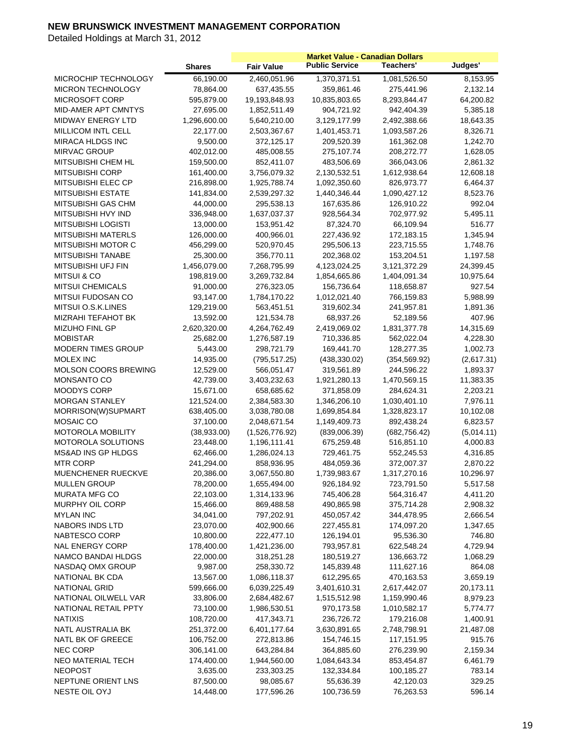# NEW BRUNSWICK INVESTMENT MANAGEMENT CORPORATION

Detailed Holdings at March 31, 2012

| | Shares | Fair Value | Market Value - Canadian Dollars | | |
|---|---|---|---|---|---|
| | | | Public Service | Teachers' | Judges' |
| MICROCHIP TECHNOLOGY | 66,190.00 | 2,460,051.96 | 1,370,371.51 | 1,081,526.50 | 8,153.95 |
| MICRON TECHNOLOGY | 78,864.00 | 637,435.55 | 359,861.46 | 275,441.96 | 2,132.14 |
| MICROSOFT CORP | 595,879.00 | 19,193,848.93 | 10,835,803.65 | 8,293,844.47 | 64,200.82 |
| MID-AMER APT CMNTYS | 27,695.00 | 1,852,511.49 | 904,721.92 | 942,404.39 | 5,385.18 |
| MIDWAY ENERGY LTD | 1,296,600.00 | 5,640,210.00 | 3,129,177.99 | 2,492,388.66 | 18,643.35 |
| MILLICOM INTL CELL | 22,177.00 | 2,503,367.67 | 1,401,453.71 | 1,093,587.26 | 8,326.71 |
| MIRACA HLDGS INC | 9,500.00 | 372,125.17 | 209,520.39 | 161,362.08 | 1,242.70 |
| MIRVAC GROUP | 402,012.00 | 485,008.55 | 275,107.74 | 208,272.77 | 1,628.05 |
| MITSUBISHI CHEM HL | 159,500.00 | 852,411.07 | 483,506.69 | 366,043.06 | 2,861.32 |
| MITSUBISHI CORP | 161,400.00 | 3,756,079.32 | 2,130,532.51 | 1,612,938.64 | 12,608.18 |
| MITSUBISHI ELEC CP | 216,898.00 | 1,925,788.74 | 1,092,350.60 | 826,973.77 | 6,464.37 |
| MITSUBISHI ESTATE | 141,834.00 | 2,539,297.32 | 1,440,346.44 | 1,090,427.12 | 8,523.76 |
| MITSUBISHI GAS CHM | 44,000.00 | 295,538.13 | 167,635.86 | 126,910.22 | 992.04 |
| MITSUBISHI HVY IND | 336,948.00 | 1,637,037.37 | 928,564.34 | 702,977.92 | 5,495.11 |
| MITSUBISHI LOGISTI | 13,000.00 | 153,951.42 | 87,324.70 | 66,109.94 | 516.77 |
| MITSUBISHI MATERLS | 126,000.00 | 400,966.01 | 227,436.92 | 172,183.15 | 1,345.94 |
| MITSUBISHI MOTOR C | 456,299.00 | 520,970.45 | 295,506.13 | 223,715.55 | 1,748.76 |
| MITSUBISHI TANABE | 25,300.00 | 356,770.11 | 202,368.02 | 153,204.51 | 1,197.58 |
| MITSUBISHI UFJ FIN | 1,456,079.00 | 7,268,795.99 | 4,123,024.25 | 3,121,372.29 | 24,399.45 |
| MITSUI & CO | 198,819.00 | 3,269,732.84 | 1,854,665.86 | 1,404,091.34 | 10,975.64 |
| MITSUI CHEMICALS | 91,000.00 | 276,323.05 | 156,736.64 | 118,658.87 | 927.54 |
| MITSUI FUDOSAN CO | 93,147.00 | 1,784,170.22 | 1,012,021.40 | 766,159.83 | 5,988.99 |
| MITSUI O.S.K.LINES | 129,219.00 | 563,451.51 | 319,602.34 | 241,957.81 | 1,891.36 |
| MIZRAHI TEFAHOT BK | 13,592.00 | 121,534.78 | 68,937.26 | 52,189.56 | 407.96 |
| MIZUHO FINL GP | 2,620,320.00 | 4,264,762.49 | 2,419,069.02 | 1,831,377.78 | 14,315.69 |
| MOBISTAR | 25,682.00 | 1,276,587.19 | 710,336.85 | 562,022.04 | 4,228.30 |
| MODERN TIMES GROUP | 5,443.00 | 298,721.79 | 169,441.70 | 128,277.35 | 1,002.73 |
| MOLEX INC | 14,935.00 | (795,517.25) | (438,330.02) | (354,569.92) | (2,617.31) |
| MOLSON COORS BREWING | 12,529.00 | 566,051.47 | 319,561.89 | 244,596.22 | 1,893.37 |
| MONSANTO CO | 42,739.00 | 3,403,232.63 | 1,921,280.13 | 1,470,569.15 | 11,383.35 |
| MOODYS CORP | 15,671.00 | 658,685.62 | 371,858.09 | 284,624.31 | 2,203.21 |
| MORGAN STANLEY | 121,524.00 | 2,384,583.30 | 1,346,206.10 | 1,030,401.10 | 7,976.11 |
| MORRISON(W)SUPMART | 638,405.00 | 3,038,780.08 | 1,699,854.84 | 1,328,823.17 | 10,102.08 |
| MOSAIC CO | 37,100.00 | 2,048,671.54 | 1,149,409.73 | 892,438.24 | 6,823.57 |
| MOTOROLA MOBILITY | (38,933.00) | (1,526,776.92) | (839,006.39) | (682,756.42) | (5,014.11) |
| MOTOROLA SOLUTIONS | 23,448.00 | 1,196,111.41 | 675,259.48 | 516,851.10 | 4,000.83 |
| MS&AD INS GP HLDGS | 62,466.00 | 1,286,024.13 | 729,461.75 | 552,245.53 | 4,316.85 |
| MTR CORP | 241,294.00 | 858,936.95 | 484,059.36 | 372,007.37 | 2,870.22 |
| MUENCHENER RUECKVE | 20,386.00 | 3,067,550.80 | 1,739,983.67 | 1,317,270.16 | 10,296.97 |
| MULLEN GROUP | 78,200.00 | 1,655,494.00 | 926,184.92 | 723,791.50 | 5,517.58 |
| MURATA MFG CO | 22,103.00 | 1,314,133.96 | 745,406.28 | 564,316.47 | 4,411.20 |
| MURPHY OIL CORP | 15,466.00 | 869,488.58 | 490,865.98 | 375,714.28 | 2,908.32 |
| MYLAN INC | 34,041.00 | 797,202.91 | 450,057.42 | 344,478.95 | 2,666.54 |
| NABORS INDS LTD | 23,070.00 | 402,900.66 | 227,455.81 | 174,097.20 | 1,347.65 |
| NABTESCO CORP | 10,800.00 | 222,477.10 | 126,194.01 | 95,536.30 | 746.80 |
| NAL ENERGY CORP | 178,400.00 | 1,421,236.00 | 793,957.81 | 622,548.24 | 4,729.94 |
| NAMCO BANDAI HLDGS | 22,000.00 | 318,251.28 | 180,519.27 | 136,663.72 | 1,068.29 |
| NASDAQ OMX GROUP | 9,987.00 | 258,330.72 | 145,839.48 | 111,627.16 | 864.08 |
| NATIONAL BK CDA | 13,567.00 | 1,086,118.37 | 612,295.65 | 470,163.53 | 3,659.19 |
| NATIONAL GRID | 599,666.00 | 6,039,225.49 | 3,401,610.31 | 2,617,442.07 | 20,173.11 |
| NATIONAL OILWELL VAR | 33,806.00 | 2,684,482.67 | 1,515,512.98 | 1,159,990.46 | 8,979.23 |
| NATIONAL RETAIL PPTY | 73,100.00 | 1,986,530.51 | 970,173.58 | 1,010,582.17 | 5,774.77 |
| NATIXIS | 108,720.00 | 417,343.71 | 236,726.72 | 179,216.08 | 1,400.91 |
| NATL AUSTRALIA BK | 251,372.00 | 6,401,177.64 | 3,630,891.65 | 2,748,798.91 | 21,487.08 |
| NATL BK OF GREECE | 106,752.00 | 272,813.86 | 154,746.15 | 117,151.95 | 915.76 |
| NEC CORP | 306,141.00 | 643,284.84 | 364,885.60 | 276,239.90 | 2,159.34 |
| NEO MATERIAL TECH | 174,400.00 | 1,944,560.00 | 1,084,643.34 | 853,454.87 | 6,461.79 |
| NEOPOST | 3,635.00 | 233,303.25 | 132,334.84 | 100,185.27 | 783.14 |
| NEPTUNE ORIENT LNS | 87,500.00 | 98,085.67 | 55,636.39 | 42,120.03 | 329.25 |
| NESTE OIL OYJ | 14,448.00 | 177,596.26 | 100,736.59 | 76,263.53 | 596.14 |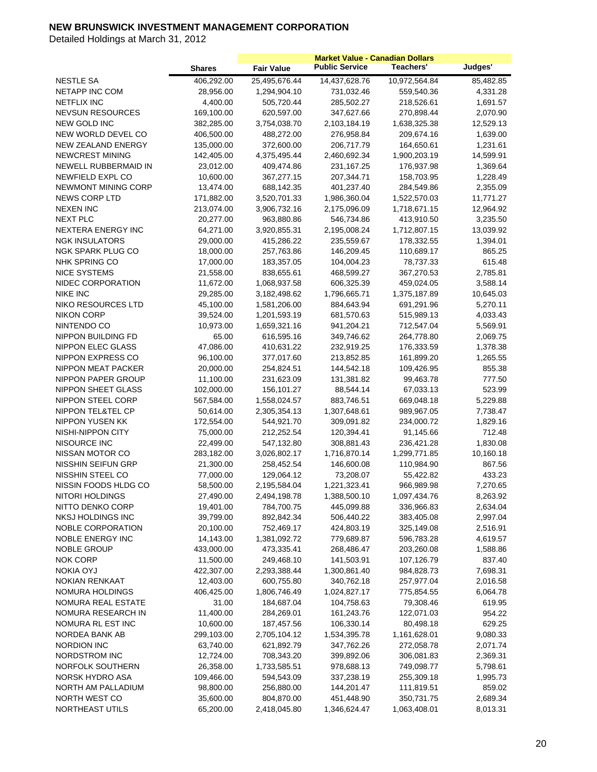# NEW BRUNSWICK INVESTMENT MANAGEMENT CORPORATION

Detailed Holdings at March 31, 2012

| | | Market Value - Canadian Dollars | | | |
|---|---|---|---|---|---|
| | Shares | Fair Value | Public Service | Teachers' | Judges' |
| NESTLE SA | 406,292.00 | 25,495,676.44 | 14,437,628.76 | 10,972,564.84 | 85,482.85 |
| NETAPP INC COM | 28,956.00 | 1,294,904.10 | 731,032.46 | 559,540.36 | 4,331.28 |
| NETFLIX INC | 4,400.00 | 505,720.44 | 285,502.27 | 218,526.61 | 1,691.57 |
| NEVSUN RESOURCES | 169,100.00 | 620,597.00 | 347,627.66 | 270,898.44 | 2,070.90 |
| NEW GOLD INC | 382,285.00 | 3,754,038.70 | 2,103,184.19 | 1,638,325.38 | 12,529.13 |
| NEW WORLD DEVEL CO | 406,500.00 | 488,272.00 | 276,958.84 | 209,674.16 | 1,639.00 |
| NEW ZEALAND ENERGY | 135,000.00 | 372,600.00 | 206,717.79 | 164,650.61 | 1,231.61 |
| NEWCREST MINING | 142,405.00 | 4,375,495.44 | 2,460,692.34 | 1,900,203.19 | 14,599.91 |
| NEWELL RUBBERMAID IN | 23,012.00 | 409,474.86 | 231,167.25 | 176,937.98 | 1,369.64 |
| NEWFIELD EXPL CO | 10,600.00 | 367,277.15 | 207,344.71 | 158,703.95 | 1,228.49 |
| NEWMONT MINING CORP | 13,474.00 | 688,142.35 | 401,237.40 | 284,549.86 | 2,355.09 |
| NEWS CORP LTD | 171,882.00 | 3,520,701.33 | 1,986,360.04 | 1,522,570.03 | 11,771.27 |
| NEXEN INC | 213,074.00 | 3,906,732.16 | 2,175,096.09 | 1,718,671.15 | 12,964.92 |
| NEXT PLC | 20,277.00 | 963,880.86 | 546,734.86 | 413,910.50 | 3,235.50 |
| NEXTERA ENERGY INC | 64,271.00 | 3,920,855.31 | 2,195,008.24 | 1,712,807.15 | 13,039.92 |
| NGK INSULATORS | 29,000.00 | 415,286.22 | 235,559.67 | 178,332.55 | 1,394.01 |
| NGK SPARK PLUG CO | 18,000.00 | 257,763.86 | 146,209.45 | 110,689.17 | 865.25 |
| NHK SPRING CO | 17,000.00 | 183,357.05 | 104,004.23 | 78,737.33 | 615.48 |
| NICE SYSTEMS | 21,558.00 | 838,655.61 | 468,599.27 | 367,270.53 | 2,785.81 |
| NIDEC CORPORATION | 11,672.00 | 1,068,937.58 | 606,325.39 | 459,024.05 | 3,588.14 |
| NIKE INC | 29,285.00 | 3,182,498.62 | 1,796,665.71 | 1,375,187.89 | 10,645.03 |
| NIKO RESOURCES LTD | 45,100.00 | 1,581,206.00 | 884,643.94 | 691,291.96 | 5,270.11 |
| NIKON CORP | 39,524.00 | 1,201,593.19 | 681,570.63 | 515,989.13 | 4,033.43 |
| NINTENDO CO | 10,973.00 | 1,659,321.16 | 941,204.21 | 712,547.04 | 5,569.91 |
| NIPPON BUILDING FD | 65.00 | 616,595.16 | 349,746.62 | 264,778.80 | 2,069.75 |
| NIPPON ELEC GLASS | 47,086.00 | 410,631.22 | 232,919.25 | 176,333.59 | 1,378.38 |
| NIPPON EXPRESS CO | 96,100.00 | 377,017.60 | 213,852.85 | 161,899.20 | 1,265.55 |
| NIPPON MEAT PACKER | 20,000.00 | 254,824.51 | 144,542.18 | 109,426.95 | 855.38 |
| NIPPON PAPER GROUP | 11,100.00 | 231,623.09 | 131,381.82 | 99,463.78 | 777.50 |
| NIPPON SHEET GLASS | 102,000.00 | 156,101.27 | 88,544.14 | 67,033.13 | 523.99 |
| NIPPON STEEL CORP | 567,584.00 | 1,558,024.57 | 883,746.51 | 669,048.18 | 5,229.88 |
| NIPPON TEL&TEL CP | 50,614.00 | 2,305,354.13 | 1,307,648.61 | 989,967.05 | 7,738.47 |
| NIPPON YUSEN KK | 172,554.00 | 544,921.70 | 309,091.82 | 234,000.72 | 1,829.16 |
| NISHI-NIPPON CITY | 75,000.00 | 212,252.54 | 120,394.41 | 91,145.66 | 712.48 |
| NISOURCE INC | 22,499.00 | 547,132.80 | 308,881.43 | 236,421.28 | 1,830.08 |
| NISSAN MOTOR CO | 283,182.00 | 3,026,802.17 | 1,716,870.14 | 1,299,771.85 | 10,160.18 |
| NISSHIN SEIFUN GRP | 21,300.00 | 258,452.54 | 146,600.08 | 110,984.90 | 867.56 |
| NISSHIN STEEL CO | 77,000.00 | 129,064.12 | 73,208.07 | 55,422.82 | 433.23 |
| NISSIN FOODS HLDG CO | 58,500.00 | 2,195,584.04 | 1,221,323.41 | 966,989.98 | 7,270.65 |
| NITORI HOLDINGS | 27,490.00 | 2,494,198.78 | 1,388,500.10 | 1,097,434.76 | 8,263.92 |
| NITTO DENKO CORP | 19,401.00 | 784,700.75 | 445,099.88 | 336,966.83 | 2,634.04 |
| NKSJ HOLDINGS INC | 39,799.00 | 892,842.34 | 506,440.22 | 383,405.08 | 2,997.04 |
| NOBLE CORPORATION | 20,100.00 | 752,469.17 | 424,803.19 | 325,149.08 | 2,516.91 |
| NOBLE ENERGY INC | 14,143.00 | 1,381,092.72 | 779,689.87 | 596,783.28 | 4,619.57 |
| NOBLE GROUP | 433,000.00 | 473,335.41 | 268,486.47 | 203,260.08 | 1,588.86 |
| NOK CORP | 11,500.00 | 249,468.10 | 141,503.91 | 107,126.79 | 837.40 |
| NOKIA OYJ | 422,307.00 | 2,293,388.44 | 1,300,861.40 | 984,828.73 | 7,698.31 |
| NOKIAN RENKAAT | 12,403.00 | 600,755.80 | 340,762.18 | 257,977.04 | 2,016.58 |
| NOMURA HOLDINGS | 406,425.00 | 1,806,746.49 | 1,024,827.17 | 775,854.55 | 6,064.78 |
| NOMURA REAL ESTATE | 31.00 | 184,687.04 | 104,758.63 | 79,308.46 | 619.95 |
| NOMURA RESEARCH IN | 11,400.00 | 284,269.01 | 161,243.76 | 122,071.03 | 954.22 |
| NOMURA RL EST INC | 10,600.00 | 187,457.56 | 106,330.14 | 80,498.18 | 629.25 |
| NORDEA BANK AB | 299,103.00 | 2,705,104.12 | 1,534,395.78 | 1,161,628.01 | 9,080.33 |
| NORDION INC | 63,740.00 | 621,892.79 | 347,762.26 | 272,058.78 | 2,071.74 |
| NORDSTROM INC | 12,724.00 | 708,343.20 | 399,892.06 | 306,081.83 | 2,369.31 |
| NORFOLK SOUTHERN | 26,358.00 | 1,733,585.51 | 978,688.13 | 749,098.77 | 5,798.61 |
| NORSK HYDRO ASA | 109,466.00 | 594,543.09 | 337,238.19 | 255,309.18 | 1,995.73 |
| NORTH AM PALLADIUM | 98,800.00 | 256,880.00 | 144,201.47 | 111,819.51 | 859.02 |
| NORTH WEST CO | 35,600.00 | 804,870.00 | 451,448.90 | 350,731.75 | 2,689.34 |
| NORTHEAST UTILS | 65,200.00 | 2,418,045.80 | 1,346,624.47 | 1,063,408.01 | 8,013.31 |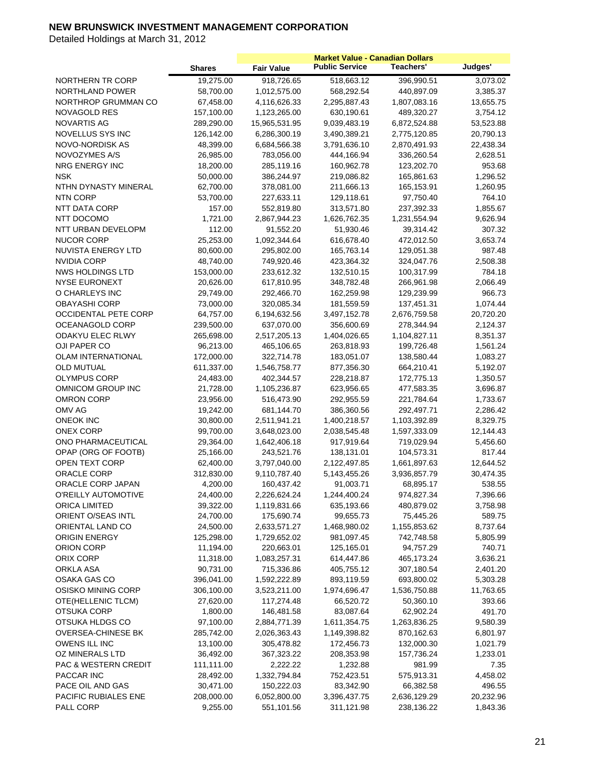# NEW BRUNSWICK INVESTMENT MANAGEMENT CORPORATION

Detailed Holdings at March 31, 2012

| | Shares | Fair Value | Market Value - Canadian Dollars | | |
|---|---|---|---|---|---|
| | | | Public Service | Teachers' | Judges' |
| NORTHERN TR CORP | 19,275.00 | 918,726.65 | 518,663.12 | 396,990.51 | 3,073.02 |
| NORTHLAND POWER | 58,700.00 | 1,012,575.00 | 568,292.54 | 440,897.09 | 3,385.37 |
| NORTHROP GRUMMAN CO | 67,458.00 | 4,116,626.33 | 2,295,887.43 | 1,807,083.16 | 13,655.75 |
| NOVAGOLD RES | 157,100.00 | 1,123,265.00 | 630,190.61 | 489,320.27 | 3,754.12 |
| NOVARTIS AG | 289,290.00 | 15,965,531.95 | 9,039,483.19 | 6,872,524.88 | 53,523.88 |
| NOVELLUS SYS INC | 126,142.00 | 6,286,300.19 | 3,490,389.21 | 2,775,120.85 | 20,790.13 |
| NOVO-NORDISK AS | 48,399.00 | 6,684,566.38 | 3,791,636.10 | 2,870,491.93 | 22,438.34 |
| NOVOZYMES A/S | 26,985.00 | 783,056.00 | 444,166.94 | 336,260.54 | 2,628.51 |
| NRG ENERGY INC | 18,200.00 | 285,119.16 | 160,962.78 | 123,202.70 | 953.68 |
| NSK | 50,000.00 | 386,244.97 | 219,086.82 | 165,861.63 | 1,296.52 |
| NTHN DYNASTY MINERAL | 62,700.00 | 378,081.00 | 211,666.13 | 165,153.91 | 1,260.95 |
| NTN CORP | 53,700.00 | 227,633.11 | 129,118.61 | 97,750.40 | 764.10 |
| NTT DATA CORP | 157.00 | 552,819.80 | 313,571.80 | 237,392.33 | 1,855.67 |
| NTT DOCOMO | 1,721.00 | 2,867,944.23 | 1,626,762.35 | 1,231,554.94 | 9,626.94 |
| NTT URBAN DEVELOPM | 112.00 | 91,552.20 | 51,930.46 | 39,314.42 | 307.32 |
| NUCOR CORP | 25,253.00 | 1,092,344.64 | 616,678.40 | 472,012.50 | 3,653.74 |
| NUVISTA ENERGY LTD | 80,600.00 | 295,802.00 | 165,763.14 | 129,051.38 | 987.48 |
| NVIDIA CORP | 48,740.00 | 749,920.46 | 423,364.32 | 324,047.76 | 2,508.38 |
| NWS HOLDINGS LTD | 153,000.00 | 233,612.32 | 132,510.15 | 100,317.99 | 784.18 |
| NYSE EURONEXT | 20,626.00 | 617,810.95 | 348,782.48 | 266,961.98 | 2,066.49 |
| O CHARLEYS INC | 29,749.00 | 292,466.70 | 162,259.98 | 129,239.99 | 966.73 |
| OBAYASHI CORP | 73,000.00 | 320,085.34 | 181,559.59 | 137,451.31 | 1,074.44 |
| OCCIDENTAL PETE CORP | 64,757.00 | 6,194,632.56 | 3,497,152.78 | 2,676,759.58 | 20,720.20 |
| OCEANAGOLD CORP | 239,500.00 | 637,070.00 | 356,600.69 | 278,344.94 | 2,124.37 |
| ODAKYU ELEC RLWY | 265,698.00 | 2,517,205.13 | 1,404,026.65 | 1,104,827.11 | 8,351.37 |
| OJI PAPER CO | 96,213.00 | 465,106.65 | 263,818.93 | 199,726.48 | 1,561.24 |
| OLAM INTERNATIONAL | 172,000.00 | 322,714.78 | 183,051.07 | 138,580.44 | 1,083.27 |
| OLD MUTUAL | 611,337.00 | 1,546,758.77 | 877,356.30 | 664,210.41 | 5,192.07 |
| OLYMPUS CORP | 24,483.00 | 402,344.57 | 228,218.87 | 172,775.13 | 1,350.57 |
| OMNICOM GROUP INC | 21,728.00 | 1,105,236.87 | 623,956.65 | 477,583.35 | 3,696.87 |
| OMRON CORP | 23,956.00 | 516,473.90 | 292,955.59 | 221,784.64 | 1,733.67 |
| OMV AG | 19,242.00 | 681,144.70 | 386,360.56 | 292,497.71 | 2,286.42 |
| ONEOK INC | 30,800.00 | 2,511,941.21 | 1,400,218.57 | 1,103,392.89 | 8,329.75 |
| ONEX CORP | 99,700.00 | 3,648,023.00 | 2,038,545.48 | 1,597,333.09 | 12,144.43 |
| ONO PHARMACEUTICAL | 29,364.00 | 1,642,406.18 | 917,919.64 | 719,029.94 | 5,456.60 |
| OPAP (ORG OF FOOTB) | 25,166.00 | 243,521.76 | 138,131.01 | 104,573.31 | 817.44 |
| OPEN TEXT CORP | 62,400.00 | 3,797,040.00 | 2,122,497.85 | 1,661,897.63 | 12,644.52 |
| ORACLE CORP | 312,830.00 | 9,110,787.40 | 5,143,455.26 | 3,936,857.79 | 30,474.35 |
| ORACLE CORP JAPAN | 4,200.00 | 160,437.42 | 91,003.71 | 68,895.17 | 538.55 |
| O'REILLY AUTOMOTIVE | 24,400.00 | 2,226,624.24 | 1,244,400.24 | 974,827.34 | 7,396.66 |
| ORICA LIMITED | 39,322.00 | 1,119,831.66 | 635,193.66 | 480,879.02 | 3,758.98 |
| ORIENT O/SEAS INTL | 24,700.00 | 175,690.74 | 99,655.73 | 75,445.26 | 589.75 |
| ORIENTAL LAND CO | 24,500.00 | 2,633,571.27 | 1,468,980.02 | 1,155,853.62 | 8,737.64 |
| ORIGIN ENERGY | 125,298.00 | 1,729,652.02 | 981,097.45 | 742,748.58 | 5,805.99 |
| ORION CORP | 11,194.00 | 220,663.01 | 125,165.01 | 94,757.29 | 740.71 |
| ORIX CORP | 11,318.00 | 1,083,257.31 | 614,447.86 | 465,173.24 | 3,636.21 |
| ORKLA ASA | 90,731.00 | 715,336.86 | 405,755.12 | 307,180.54 | 2,401.20 |
| OSAKA GAS CO | 396,041.00 | 1,592,222.89 | 893,119.59 | 693,800.02 | 5,303.28 |
| OSISKO MINING CORP | 306,100.00 | 3,523,211.00 | 1,974,696.47 | 1,536,750.88 | 11,763.65 |
| OTE(HELLENIC TLCM) | 27,620.00 | 117,274.48 | 66,520.72 | 50,360.10 | 393.66 |
| OTSUKA CORP | 1,800.00 | 146,481.58 | 83,087.64 | 62,902.24 | 491.70 |
| OTSUKA HLDGS CO | 97,100.00 | 2,884,771.39 | 1,611,354.75 | 1,263,836.25 | 9,580.39 |
| OVERSEA-CHINESE BK | 285,742.00 | 2,026,363.43 | 1,149,398.82 | 870,162.63 | 6,801.97 |
| OWENS ILL INC | 13,100.00 | 305,478.82 | 172,456.73 | 132,000.30 | 1,021.79 |
| OZ MINERALS LTD | 36,492.00 | 367,323.22 | 208,353.98 | 157,736.24 | 1,233.01 |
| PAC & WESTERN CREDIT | 111,111.00 | 2,222.22 | 1,232.88 | 981.99 | 7.35 |
| PACCAR INC | 28,492.00 | 1,332,794.84 | 752,423.51 | 575,913.31 | 4,458.02 |
| PACE OIL AND GAS | 30,471.00 | 150,222.03 | 83,342.90 | 66,382.58 | 496.55 |
| PACIFIC RUBIALES ENE | 208,000.00 | 6,052,800.00 | 3,396,437.75 | 2,636,129.29 | 20,232.96 |
| PALL CORP | 9,255.00 | 551,101.56 | 311,121.98 | 238,136.22 | 1,843.36 |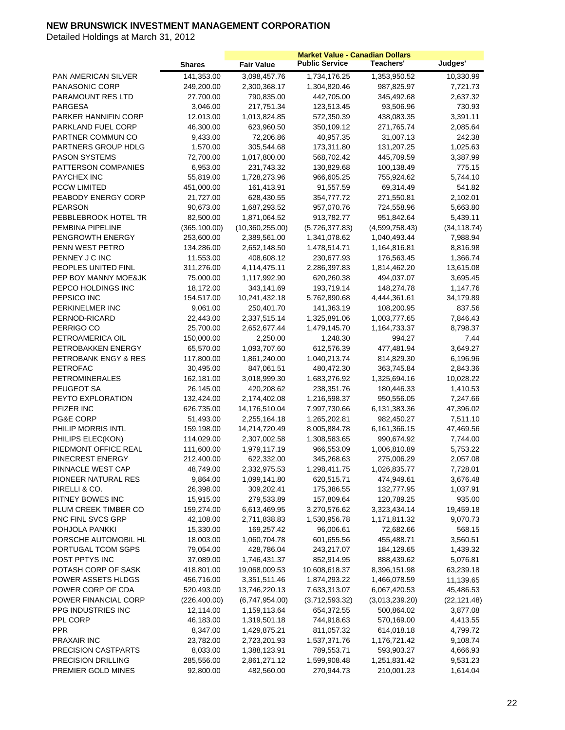# NEW BRUNSWICK INVESTMENT MANAGEMENT CORPORATION

Detailed Holdings at March 31, 2012

| | Shares | Fair Value | Market Value - Canadian Dollars Public Service | Teachers' | Judges' |
|---|---|---|---|---|---|
| PAN AMERICAN SILVER | 141,353.00 | 3,098,457.76 | 1,734,176.25 | 1,353,950.52 | 10,330.99 |
| PANASONIC CORP | 249,200.00 | 2,300,368.17 | 1,304,820.46 | 987,825.97 | 7,721.73 |
| PARAMOUNT RES LTD | 27,700.00 | 790,835.00 | 442,705.00 | 345,492.68 | 2,637.32 |
| PARGESA | 3,046.00 | 217,751.34 | 123,513.45 | 93,506.96 | 730.93 |
| PARKER HANNIFIN CORP | 12,013.00 | 1,013,824.85 | 572,350.39 | 438,083.35 | 3,391.11 |
| PARKLAND FUEL CORP | 46,300.00 | 623,960.50 | 350,109.12 | 271,765.74 | 2,085.64 |
| PARTNER COMMUN CO | 9,433.00 | 72,206.86 | 40,957.35 | 31,007.13 | 242.38 |
| PARTNERS GROUP HDLG | 1,570.00 | 305,544.68 | 173,311.80 | 131,207.25 | 1,025.63 |
| PASON SYSTEMS | 72,700.00 | 1,017,800.00 | 568,702.42 | 445,709.59 | 3,387.99 |
| PATTERSON COMPANIES | 6,953.00 | 231,743.32 | 130,829.68 | 100,138.49 | 775.15 |
| PAYCHEX INC | 55,819.00 | 1,728,273.96 | 966,605.25 | 755,924.62 | 5,744.10 |
| PCCW LIMITED | 451,000.00 | 161,413.91 | 91,557.59 | 69,314.49 | 541.82 |
| PEABODY ENERGY CORP | 21,727.00 | 628,430.55 | 354,777.72 | 271,550.81 | 2,102.01 |
| PEARSON | 90,673.00 | 1,687,293.52 | 957,070.76 | 724,558.96 | 5,663.80 |
| PEBBLEBROOK HOTEL TR | 82,500.00 | 1,871,064.52 | 913,782.77 | 951,842.64 | 5,439.11 |
| PEMBINA PIPELINE | (365,100.00) | (10,360,255.00) | (5,726,377.83) | (4,599,758.43) | (34,118.74) |
| PENGROWTH ENERGY | 253,600.00 | 2,389,561.00 | 1,341,078.62 | 1,040,493.44 | 7,988.94 |
| PENN WEST PETRO | 134,286.00 | 2,652,148.50 | 1,478,514.71 | 1,164,816.81 | 8,816.98 |
| PENNEY J C INC | 11,553.00 | 408,608.12 | 230,677.93 | 176,563.45 | 1,366.74 |
| PEOPLES UNITED FINL | 311,276.00 | 4,114,475.11 | 2,286,397.83 | 1,814,462.20 | 13,615.08 |
| PEP BOY MANNY MOE&JK | 75,000.00 | 1,117,992.90 | 620,260.38 | 494,037.07 | 3,695.45 |
| PEPCO HOLDINGS INC | 18,172.00 | 343,141.69 | 193,719.14 | 148,274.78 | 1,147.76 |
| PEPSICO INC | 154,517.00 | 10,241,432.18 | 5,762,890.68 | 4,444,361.61 | 34,179.89 |
| PERKINELMER INC | 9,061.00 | 250,401.70 | 141,363.19 | 108,200.95 | 837.56 |
| PERNOD-RICARD | 22,443.00 | 2,337,515.14 | 1,325,891.06 | 1,003,777.65 | 7,846.43 |
| PERRIGO CO | 25,700.00 | 2,652,677.44 | 1,479,145.70 | 1,164,733.37 | 8,798.37 |
| PETROAMERICA OIL | 150,000.00 | 2,250.00 | 1,248.30 | 994.27 | 7.44 |
| PETROBAKKEN ENERGY | 65,570.00 | 1,093,707.60 | 612,576.39 | 477,481.94 | 3,649.27 |
| PETROBANK ENGY & RES | 117,800.00 | 1,861,240.00 | 1,040,213.74 | 814,829.30 | 6,196.96 |
| PETROFAC | 30,495.00 | 847,061.51 | 480,472.30 | 363,745.84 | 2,843.36 |
| PETROMINERALES | 162,181.00 | 3,018,999.30 | 1,683,276.92 | 1,325,694.16 | 10,028.22 |
| PEUGEOT SA | 26,145.00 | 420,208.62 | 238,351.76 | 180,446.33 | 1,410.53 |
| PEYTO EXPLORATION | 132,424.00 | 2,174,402.08 | 1,216,598.37 | 950,556.05 | 7,247.66 |
| PFIZER INC | 626,735.00 | 14,176,510.04 | 7,997,730.66 | 6,131,383.36 | 47,396.02 |
| PG&E CORP | 51,493.00 | 2,255,164.18 | 1,265,202.81 | 982,450.27 | 7,511.10 |
| PHILIP MORRIS INTL | 159,198.00 | 14,214,720.49 | 8,005,884.78 | 6,161,366.15 | 47,469.56 |
| PHILIPS ELEC(KON) | 114,029.00 | 2,307,002.58 | 1,308,583.65 | 990,674.92 | 7,744.00 |
| PIEDMONT OFFICE REAL | 111,600.00 | 1,979,117.19 | 966,553.09 | 1,006,810.89 | 5,753.22 |
| PINECREST ENERGY | 212,400.00 | 622,332.00 | 345,268.63 | 275,006.29 | 2,057.08 |
| PINNACLE WEST CAP | 48,749.00 | 2,332,975.53 | 1,298,411.75 | 1,026,835.77 | 7,728.01 |
| PIONEER NATURAL RES | 9,864.00 | 1,099,141.80 | 620,515.71 | 474,949.61 | 3,676.48 |
| PIRELLI & CO. | 26,398.00 | 309,202.41 | 175,386.55 | 132,777.95 | 1,037.91 |
| PITNEY BOWES INC | 15,915.00 | 279,533.89 | 157,809.64 | 120,789.25 | 935.00 |
| PLUM CREEK TIMBER CO | 159,274.00 | 6,613,469.95 | 3,270,576.62 | 3,323,434.14 | 19,459.18 |
| PNC FINL SVCS GRP | 42,108.00 | 2,711,838.83 | 1,530,956.78 | 1,171,811.32 | 9,070.73 |
| POHJOLA PANKKI | 15,330.00 | 169,257.42 | 96,006.61 | 72,682.66 | 568.15 |
| PORSCHE AUTOMOBIL HL | 18,003.00 | 1,060,704.78 | 601,655.56 | 455,488.71 | 3,560.51 |
| PORTUGAL TCOM SGPS | 79,054.00 | 428,786.04 | 243,217.07 | 184,129.65 | 1,439.32 |
| POST PPTYS INC | 37,089.00 | 1,746,431.37 | 852,914.95 | 888,439.62 | 5,076.81 |
| POTASH CORP OF SASK | 418,801.00 | 19,068,009.53 | 10,608,618.37 | 8,396,151.98 | 63,239.18 |
| POWER ASSETS HLDGS | 456,716.00 | 3,351,511.46 | 1,874,293.22 | 1,466,078.59 | 11,139.65 |
| POWER CORP OF CDA | 520,493.00 | 13,746,220.13 | 7,633,313.07 | 6,067,420.53 | 45,486.53 |
| POWER FINANCIAL CORP | (226,400.00) | (6,747,954.00) | (3,712,593.32) | (3,013,239.20) | (22,121.48) |
| PPG INDUSTRIES INC | 12,114.00 | 1,159,113.64 | 654,372.55 | 500,864.02 | 3,877.08 |
| PPL CORP | 46,183.00 | 1,319,501.18 | 744,918.63 | 570,169.00 | 4,413.55 |
| PPR | 8,347.00 | 1,429,875.21 | 811,057.32 | 614,018.18 | 4,799.72 |
| PRAXAIR INC | 23,782.00 | 2,723,201.93 | 1,537,371.76 | 1,176,721.42 | 9,108.74 |
| PRECISION CASTPARTS | 8,033.00 | 1,388,123.91 | 789,553.71 | 593,903.27 | 4,666.93 |
| PRECISION DRILLING | 285,556.00 | 2,861,271.12 | 1,599,908.48 | 1,251,831.42 | 9,531.23 |
| PREMIER GOLD MINES | 92,800.00 | 482,560.00 | 270,944.73 | 210,001.23 | 1,614.04 |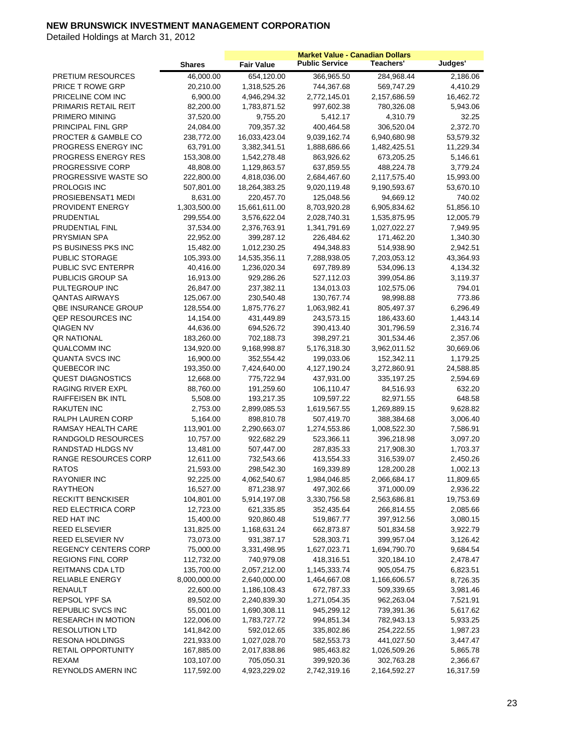**NEW BRUNSWICK INVESTMENT MANAGEMENT CORPORATION**

Detailed Holdings at March 31, 2012

| | Shares | Fair Value | Market Value - Canadian Dollars Public Service | Teachers' | Judges' |
|---|---|---|---|---|---|
| PRETIUM RESOURCES | 46,000.00 | 654,120.00 | 366,965.50 | 284,968.44 | 2,186.06 |
| PRICE T ROWE GRP | 20,210.00 | 1,318,525.26 | 744,367.68 | 569,747.29 | 4,410.29 |
| PRICELINE COM INC | 6,900.00 | 4,946,294.32 | 2,772,145.01 | 2,157,686.59 | 16,462.72 |
| PRIMARIS RETAIL REIT | 82,200.00 | 1,783,871.52 | 997,602.38 | 780,326.08 | 5,943.06 |
| PRIMERO MINING | 37,520.00 | 9,755.20 | 5,412.17 | 4,310.79 | 32.25 |
| PRINCIPAL FINL GRP | 24,084.00 | 709,357.32 | 400,464.58 | 306,520.04 | 2,372.70 |
| PROCTER & GAMBLE CO | 238,772.00 | 16,033,423.04 | 9,039,162.74 | 6,940,680.98 | 53,579.32 |
| PROGRESS ENERGY INC | 63,791.00 | 3,382,341.51 | 1,888,686.66 | 1,482,425.51 | 11,229.34 |
| PROGRESS ENERGY RES | 153,308.00 | 1,542,278.48 | 863,926.62 | 673,205.25 | 5,146.61 |
| PROGRESSIVE CORP | 48,808.00 | 1,129,863.57 | 637,859.55 | 488,224.78 | 3,779.24 |
| PROGRESSIVE WASTE SO | 222,800.00 | 4,818,036.00 | 2,684,467.60 | 2,117,575.40 | 15,993.00 |
| PROLOGIS INC | 507,801.00 | 18,264,383.25 | 9,020,119.48 | 9,190,593.67 | 53,670.10 |
| PROSIEBENSAT1 MEDI | 8,631.00 | 220,457.70 | 125,048.56 | 94,669.12 | 740.02 |
| PROVIDENT ENERGY | 1,303,500.00 | 15,661,611.00 | 8,703,920.28 | 6,905,834.62 | 51,856.10 |
| PRUDENTIAL | 299,554.00 | 3,576,622.04 | 2,028,740.31 | 1,535,875.95 | 12,005.79 |
| PRUDENTIAL FINL | 37,534.00 | 2,376,763.91 | 1,341,791.69 | 1,027,022.27 | 7,949.95 |
| PRYSMIAN SPA | 22,952.00 | 399,287.12 | 226,484.62 | 171,462.20 | 1,340.30 |
| PS BUSINESS PKS INC | 15,482.00 | 1,012,230.25 | 494,348.83 | 514,938.90 | 2,942.51 |
| PUBLIC STORAGE | 105,393.00 | 14,535,356.11 | 7,288,938.05 | 7,203,053.12 | 43,364.93 |
| PUBLIC SVC ENTERPR | 40,416.00 | 1,236,020.34 | 697,789.89 | 534,096.13 | 4,134.32 |
| PUBLICIS GROUP SA | 16,913.00 | 929,286.26 | 527,112.03 | 399,054.86 | 3,119.37 |
| PULTEGROUP INC | 26,847.00 | 237,382.11 | 134,013.03 | 102,575.06 | 794.01 |
| QANTAS AIRWAYS | 125,067.00 | 230,540.48 | 130,767.74 | 98,998.88 | 773.86 |
| QBE INSURANCE GROUP | 128,554.00 | 1,875,776.27 | 1,063,982.41 | 805,497.37 | 6,296.49 |
| QEP RESOURCES INC | 14,154.00 | 431,449.89 | 243,573.15 | 186,433.60 | 1,443.14 |
| QIAGEN NV | 44,636.00 | 694,526.72 | 390,413.40 | 301,796.59 | 2,316.74 |
| QR NATIONAL | 183,260.00 | 702,188.73 | 398,297.21 | 301,534.46 | 2,357.06 |
| QUALCOMM INC | 134,920.00 | 9,168,998.87 | 5,176,318.30 | 3,962,011.52 | 30,669.06 |
| QUANTA SVCS INC | 16,900.00 | 352,554.42 | 199,033.06 | 152,342.11 | 1,179.25 |
| QUEBECOR INC | 193,350.00 | 7,424,640.00 | 4,127,190.24 | 3,272,860.91 | 24,588.85 |
| QUEST DIAGNOSTICS | 12,668.00 | 775,722.94 | 437,931.00 | 335,197.25 | 2,594.69 |
| RAGING RIVER EXPL | 88,760.00 | 191,259.60 | 106,110.47 | 84,516.93 | 632.20 |
| RAIFFEISEN BK INTL | 5,508.00 | 193,217.35 | 109,597.22 | 82,971.55 | 648.58 |
| RAKUTEN INC | 2,753.00 | 2,899,085.53 | 1,619,567.55 | 1,269,889.15 | 9,628.82 |
| RALPH LAUREN CORP | 5,164.00 | 898,810.78 | 507,419.70 | 388,384.68 | 3,006.40 |
| RAMSAY HEALTH CARE | 113,901.00 | 2,290,663.07 | 1,274,553.86 | 1,008,522.30 | 7,586.91 |
| RANDGOLD RESOURCES | 10,757.00 | 922,682.29 | 523,366.11 | 396,218.98 | 3,097.20 |
| RANDSTAD HLDGS NV | 13,481.00 | 507,447.00 | 287,835.33 | 217,908.30 | 1,703.37 |
| RANGE RESOURCES CORP | 12,611.00 | 732,543.66 | 413,554.33 | 316,539.07 | 2,450.26 |
| RATOS | 21,593.00 | 298,542.30 | 169,339.89 | 128,200.28 | 1,002.13 |
| RAYONIER INC | 92,225.00 | 4,062,540.67 | 1,984,046.85 | 2,066,684.17 | 11,809.65 |
| RAYTHEON | 16,527.00 | 871,238.97 | 497,302.66 | 371,000.09 | 2,936.22 |
| RECKITT BENCKISER | 104,801.00 | 5,914,197.08 | 3,330,756.58 | 2,563,686.81 | 19,753.69 |
| RED ELECTRICA CORP | 12,723.00 | 621,335.85 | 352,435.64 | 266,814.55 | 2,085.66 |
| RED HAT INC | 15,400.00 | 920,860.48 | 519,867.77 | 397,912.56 | 3,080.15 |
| REED ELSEVIER | 131,825.00 | 1,168,631.24 | 662,873.87 | 501,834.58 | 3,922.79 |
| REED ELSEVIER NV | 73,073.00 | 931,387.17 | 528,303.71 | 399,957.04 | 3,126.42 |
| REGENCY CENTERS CORP | 75,000.00 | 3,331,498.95 | 1,627,023.71 | 1,694,790.70 | 9,684.54 |
| REGIONS FINL CORP | 112,732.00 | 740,979.08 | 418,316.51 | 320,184.10 | 2,478.47 |
| REITMANS CDA LTD | 135,700.00 | 2,057,212.00 | 1,145,333.74 | 905,054.75 | 6,823.51 |
| RELIABLE ENERGY | 8,000,000.00 | 2,640,000.00 | 1,464,667.08 | 1,166,606.57 | 8,726.35 |
| RENAULT | 22,600.00 | 1,186,108.43 | 672,787.33 | 509,339.65 | 3,981.46 |
| REPSOL YPF SA | 89,502.00 | 2,240,839.30 | 1,271,054.35 | 962,263.04 | 7,521.91 |
| REPUBLIC SVCS INC | 55,001.00 | 1,690,308.11 | 945,299.12 | 739,391.36 | 5,617.62 |
| RESEARCH IN MOTION | 122,006.00 | 1,783,727.72 | 994,851.34 | 782,943.13 | 5,933.25 |
| RESOLUTION LTD | 141,842.00 | 592,012.65 | 335,802.86 | 254,222.55 | 1,987.23 |
| RESONA HOLDINGS | 221,933.00 | 1,027,028.70 | 582,553.73 | 441,027.50 | 3,447.47 |
| RETAIL OPPORTUNITY | 167,885.00 | 2,017,838.86 | 985,463.82 | 1,026,509.26 | 5,865.78 |
| REXAM | 103,107.00 | 705,050.31 | 399,920.36 | 302,763.28 | 2,366.67 |
| REYNOLDS AMERN INC | 117,592.00 | 4,923,229.02 | 2,742,319.16 | 2,164,592.27 | 16,317.59 |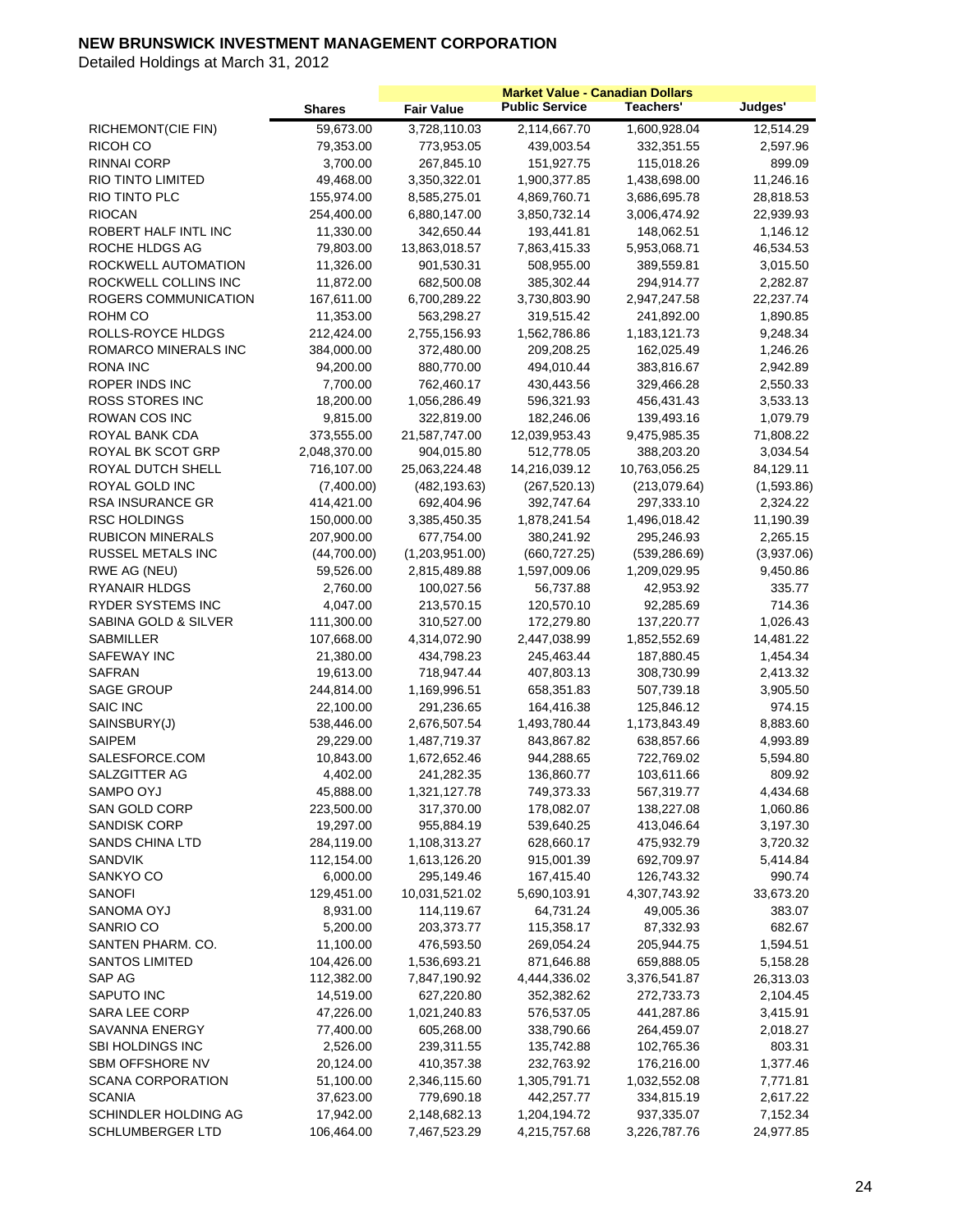# NEW BRUNSWICK INVESTMENT MANAGEMENT CORPORATION

Detailed Holdings at March 31, 2012

| | | Market Value - Canadian Dollars | | | |
|---|---|---|---|---|---|
| | Shares | Fair Value | Public Service | Teachers' | Judges' |
| RICHEMONT(CIE FIN) | 59,673.00 | 3,728,110.03 | 2,114,667.70 | 1,600,928.04 | 12,514.29 |
| RICOH CO | 79,353.00 | 773,953.05 | 439,003.54 | 332,351.55 | 2,597.96 |
| RINNAI CORP | 3,700.00 | 267,845.10 | 151,927.75 | 115,018.26 | 899.09 |
| RIO TINTO LIMITED | 49,468.00 | 3,350,322.01 | 1,900,377.85 | 1,438,698.00 | 11,246.16 |
| RIO TINTO PLC | 155,974.00 | 8,585,275.01 | 4,869,760.71 | 3,686,695.78 | 28,818.53 |
| RIOCAN | 254,400.00 | 6,880,147.00 | 3,850,732.14 | 3,006,474.92 | 22,939.93 |
| ROBERT HALF INTL INC | 11,330.00 | 342,650.44 | 193,441.81 | 148,062.51 | 1,146.12 |
| ROCHE HLDGS AG | 79,803.00 | 13,863,018.57 | 7,863,415.33 | 5,953,068.71 | 46,534.53 |
| ROCKWELL AUTOMATION | 11,326.00 | 901,530.31 | 508,955.00 | 389,559.81 | 3,015.50 |
| ROCKWELL COLLINS INC | 11,872.00 | 682,500.08 | 385,302.44 | 294,914.77 | 2,282.87 |
| ROGERS COMMUNICATION | 167,611.00 | 6,700,289.22 | 3,730,803.90 | 2,947,247.58 | 22,237.74 |
| ROHM CO | 11,353.00 | 563,298.27 | 319,515.42 | 241,892.00 | 1,890.85 |
| ROLLS-ROYCE HLDGS | 212,424.00 | 2,755,156.93 | 1,562,786.86 | 1,183,121.73 | 9,248.34 |
| ROMARCO MINERALS INC | 384,000.00 | 372,480.00 | 209,208.25 | 162,025.49 | 1,246.26 |
| RONA INC | 94,200.00 | 880,770.00 | 494,010.44 | 383,816.67 | 2,942.89 |
| ROPER INDS INC | 7,700.00 | 762,460.17 | 430,443.56 | 329,466.28 | 2,550.33 |
| ROSS STORES INC | 18,200.00 | 1,056,286.49 | 596,321.93 | 456,431.43 | 3,533.13 |
| ROWAN COS INC | 9,815.00 | 322,819.00 | 182,246.06 | 139,493.16 | 1,079.79 |
| ROYAL BANK CDA | 373,555.00 | 21,587,747.00 | 12,039,953.43 | 9,475,985.35 | 71,808.22 |
| ROYAL BK SCOT GRP | 2,048,370.00 | 904,015.80 | 512,778.05 | 388,203.20 | 3,034.54 |
| ROYAL DUTCH SHELL | 716,107.00 | 25,063,224.48 | 14,216,039.12 | 10,763,056.25 | 84,129.11 |
| ROYAL GOLD INC | (7,400.00) | (482,193.63) | (267,520.13) | (213,079.64) | (1,593.86) |
| RSA INSURANCE GR | 414,421.00 | 692,404.96 | 392,747.64 | 297,333.10 | 2,324.22 |
| RSC HOLDINGS | 150,000.00 | 3,385,450.35 | 1,878,241.54 | 1,496,018.42 | 11,190.39 |
| RUBICON MINERALS | 207,900.00 | 677,754.00 | 380,241.92 | 295,246.93 | 2,265.15 |
| RUSSEL METALS INC | (44,700.00) | (1,203,951.00) | (660,727.25) | (539,286.69) | (3,937.06) |
| RWE AG (NEU) | 59,526.00 | 2,815,489.88 | 1,597,009.06 | 1,209,029.95 | 9,450.86 |
| RYANAIR HLDGS | 2,760.00 | 100,027.56 | 56,737.88 | 42,953.92 | 335.77 |
| RYDER SYSTEMS INC | 4,047.00 | 213,570.15 | 120,570.10 | 92,285.69 | 714.36 |
| SABINA GOLD & SILVER | 111,300.00 | 310,527.00 | 172,279.80 | 137,220.77 | 1,026.43 |
| SABMILLER | 107,668.00 | 4,314,072.90 | 2,447,038.99 | 1,852,552.69 | 14,481.22 |
| SAFEWAY INC | 21,380.00 | 434,798.23 | 245,463.44 | 187,880.45 | 1,454.34 |
| SAFRAN | 19,613.00 | 718,947.44 | 407,803.13 | 308,730.99 | 2,413.32 |
| SAGE GROUP | 244,814.00 | 1,169,996.51 | 658,351.83 | 507,739.18 | 3,905.50 |
| SAIC INC | 22,100.00 | 291,236.65 | 164,416.38 | 125,846.12 | 974.15 |
| SAINSBURY(J) | 538,446.00 | 2,676,507.54 | 1,493,780.44 | 1,173,843.49 | 8,883.60 |
| SAIPEM | 29,229.00 | 1,487,719.37 | 843,867.82 | 638,857.66 | 4,993.89 |
| SALESFORCE.COM | 10,843.00 | 1,672,652.46 | 944,288.65 | 722,769.02 | 5,594.80 |
| SALZGITTER AG | 4,402.00 | 241,282.35 | 136,860.77 | 103,611.66 | 809.92 |
| SAMPO OYJ | 45,888.00 | 1,321,127.78 | 749,373.33 | 567,319.77 | 4,434.68 |
| SAN GOLD CORP | 223,500.00 | 317,370.00 | 178,082.07 | 138,227.08 | 1,060.86 |
| SANDISK CORP | 19,297.00 | 955,884.19 | 539,640.25 | 413,046.64 | 3,197.30 |
| SANDS CHINA LTD | 284,119.00 | 1,108,313.27 | 628,660.17 | 475,932.79 | 3,720.32 |
| SANDVIK | 112,154.00 | 1,613,126.20 | 915,001.39 | 692,709.97 | 5,414.84 |
| SANKYO CO | 6,000.00 | 295,149.46 | 167,415.40 | 126,743.32 | 990.74 |
| SANOFI | 129,451.00 | 10,031,521.02 | 5,690,103.91 | 4,307,743.92 | 33,673.20 |
| SANOMA OYJ | 8,931.00 | 114,119.67 | 64,731.24 | 49,005.36 | 383.07 |
| SANRIO CO | 5,200.00 | 203,373.77 | 115,358.17 | 87,332.93 | 682.67 |
| SANTEN PHARM. CO. | 11,100.00 | 476,593.50 | 269,054.24 | 205,944.75 | 1,594.51 |
| SANTOS LIMITED | 104,426.00 | 1,536,693.21 | 871,646.88 | 659,888.05 | 5,158.28 |
| SAP AG | 112,382.00 | 7,847,190.92 | 4,444,336.02 | 3,376,541.87 | 26,313.03 |
| SAPUTO INC | 14,519.00 | 627,220.80 | 352,382.62 | 272,733.73 | 2,104.45 |
| SARA LEE CORP | 47,226.00 | 1,021,240.83 | 576,537.05 | 441,287.86 | 3,415.91 |
| SAVANNA ENERGY | 77,400.00 | 605,268.00 | 338,790.66 | 264,459.07 | 2,018.27 |
| SBI HOLDINGS INC | 2,526.00 | 239,311.55 | 135,742.88 | 102,765.36 | 803.31 |
| SBM OFFSHORE NV | 20,124.00 | 410,357.38 | 232,763.92 | 176,216.00 | 1,377.46 |
| SCANA CORPORATION | 51,100.00 | 2,346,115.60 | 1,305,791.71 | 1,032,552.08 | 7,771.81 |
| SCANIA | 37,623.00 | 779,690.18 | 442,257.77 | 334,815.19 | 2,617.22 |
| SCHINDLER HOLDING AG | 17,942.00 | 2,148,682.13 | 1,204,194.72 | 937,335.07 | 7,152.34 |
| SCHLUMBERGER LTD | 106,464.00 | 7,467,523.29 | 4,215,757.68 | 3,226,787.76 | 24,977.85 |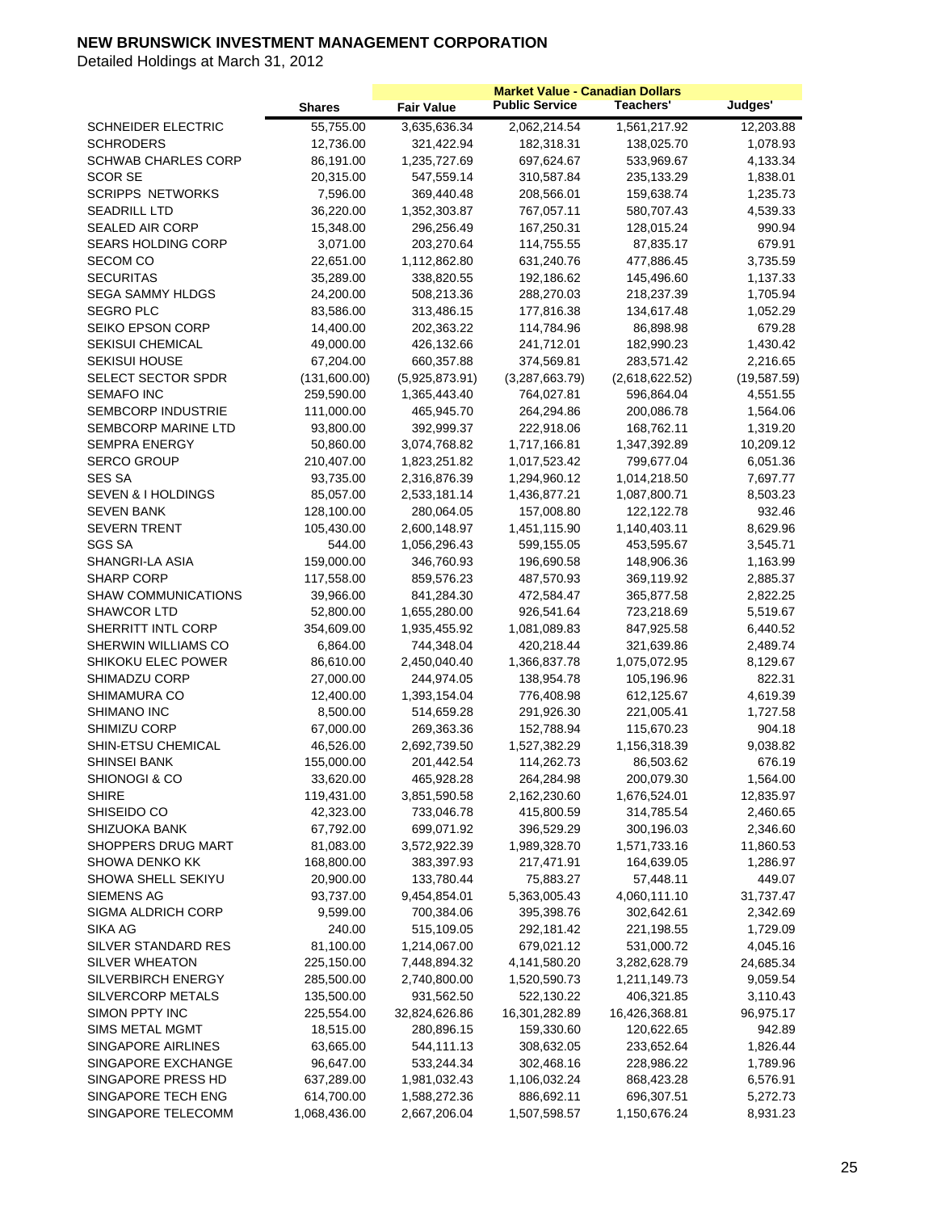# NEW BRUNSWICK INVESTMENT MANAGEMENT CORPORATION

Detailed Holdings at March 31, 2012

| | | Market Value - Canadian Dollars | | | |
|---|---|---|---|---|---|
| | Shares | Fair Value | Public Service | Teachers' | Judges' |
| SCHNEIDER ELECTRIC | 55,755.00 | 3,635,636.34 | 2,062,214.54 | 1,561,217.92 | 12,203.88 |
| SCHRODERS | 12,736.00 | 321,422.94 | 182,318.31 | 138,025.70 | 1,078.93 |
| SCHWAB CHARLES CORP | 86,191.00 | 1,235,727.69 | 697,624.67 | 533,969.67 | 4,133.34 |
| SCOR SE | 20,315.00 | 547,559.14 | 310,587.84 | 235,133.29 | 1,838.01 |
| SCRIPPS NETWORKS | 7,596.00 | 369,440.48 | 208,566.01 | 159,638.74 | 1,235.73 |
| SEADRILL LTD | 36,220.00 | 1,352,303.87 | 767,057.11 | 580,707.43 | 4,539.33 |
| SEALED AIR CORP | 15,348.00 | 296,256.49 | 167,250.31 | 128,015.24 | 990.94 |
| SEARS HOLDING CORP | 3,071.00 | 203,270.64 | 114,755.55 | 87,835.17 | 679.91 |
| SECOM CO | 22,651.00 | 1,112,862.80 | 631,240.76 | 477,886.45 | 3,735.59 |
| SECURITAS | 35,289.00 | 338,820.55 | 192,186.62 | 145,496.60 | 1,137.33 |
| SEGA SAMMY HLDGS | 24,200.00 | 508,213.36 | 288,270.03 | 218,237.39 | 1,705.94 |
| SEGRO PLC | 83,586.00 | 313,486.15 | 177,816.38 | 134,617.48 | 1,052.29 |
| SEIKO EPSON CORP | 14,400.00 | 202,363.22 | 114,784.96 | 86,898.98 | 679.28 |
| SEKISUI CHEMICAL | 49,000.00 | 426,132.66 | 241,712.01 | 182,990.23 | 1,430.42 |
| SEKISUI HOUSE | 67,204.00 | 660,357.88 | 374,569.81 | 283,571.42 | 2,216.65 |
| SELECT SECTOR SPDR | (131,600.00) | (5,925,873.91) | (3,287,663.79) | (2,618,622.52) | (19,587.59) |
| SEMAFO INC | 259,590.00 | 1,365,443.40 | 764,027.81 | 596,864.04 | 4,551.55 |
| SEMBCORP INDUSTRIE | 111,000.00 | 465,945.70 | 264,294.86 | 200,086.78 | 1,564.06 |
| SEMBCORP MARINE LTD | 93,800.00 | 392,999.37 | 222,918.06 | 168,762.11 | 1,319.20 |
| SEMPRA ENERGY | 50,860.00 | 3,074,768.82 | 1,717,166.81 | 1,347,392.89 | 10,209.12 |
| SERCO GROUP | 210,407.00 | 1,823,251.82 | 1,017,523.42 | 799,677.04 | 6,051.36 |
| SES SA | 93,735.00 | 2,316,876.39 | 1,294,960.12 | 1,014,218.50 | 7,697.77 |
| SEVEN & I HOLDINGS | 85,057.00 | 2,533,181.14 | 1,436,877.21 | 1,087,800.71 | 8,503.23 |
| SEVEN BANK | 128,100.00 | 280,064.05 | 157,008.80 | 122,122.78 | 932.46 |
| SEVERN TRENT | 105,430.00 | 2,600,148.97 | 1,451,115.90 | 1,140,403.11 | 8,629.96 |
| SGS SA | 544.00 | 1,056,296.43 | 599,155.05 | 453,595.67 | 3,545.71 |
| SHANGRI-LA ASIA | 159,000.00 | 346,760.93 | 196,690.58 | 148,906.36 | 1,163.99 |
| SHARP CORP | 117,558.00 | 859,576.23 | 487,570.93 | 369,119.92 | 2,885.37 |
| SHAW COMMUNICATIONS | 39,966.00 | 841,284.30 | 472,584.47 | 365,877.58 | 2,822.25 |
| SHAWCOR LTD | 52,800.00 | 1,655,280.00 | 926,541.64 | 723,218.69 | 5,519.67 |
| SHERRITT INTL CORP | 354,609.00 | 1,935,455.92 | 1,081,089.83 | 847,925.58 | 6,440.52 |
| SHERWIN WILLIAMS CO | 6,864.00 | 744,348.04 | 420,218.44 | 321,639.86 | 2,489.74 |
| SHIKOKU ELEC POWER | 86,610.00 | 2,450,040.40 | 1,366,837.78 | 1,075,072.95 | 8,129.67 |
| SHIMADZU CORP | 27,000.00 | 244,974.05 | 138,954.78 | 105,196.96 | 822.31 |
| SHIMAMURA CO | 12,400.00 | 1,393,154.04 | 776,408.98 | 612,125.67 | 4,619.39 |
| SHIMANO INC | 8,500.00 | 514,659.28 | 291,926.30 | 221,005.41 | 1,727.58 |
| SHIMIZU CORP | 67,000.00 | 269,363.36 | 152,788.94 | 115,670.23 | 904.18 |
| SHIN-ETSU CHEMICAL | 46,526.00 | 2,692,739.50 | 1,527,382.29 | 1,156,318.39 | 9,038.82 |
| SHINSEI BANK | 155,000.00 | 201,442.54 | 114,262.73 | 86,503.62 | 676.19 |
| SHIONOGI & CO | 33,620.00 | 465,928.28 | 264,284.98 | 200,079.30 | 1,564.00 |
| SHIRE | 119,431.00 | 3,851,590.58 | 2,162,230.60 | 1,676,524.01 | 12,835.97 |
| SHISEIDO CO | 42,323.00 | 733,046.78 | 415,800.59 | 314,785.54 | 2,460.65 |
| SHIZUOKA BANK | 67,792.00 | 699,071.92 | 396,529.29 | 300,196.03 | 2,346.60 |
| SHOPPERS DRUG MART | 81,083.00 | 3,572,922.39 | 1,989,328.70 | 1,571,733.16 | 11,860.53 |
| SHOWA DENKO KK | 168,800.00 | 383,397.93 | 217,471.91 | 164,639.05 | 1,286.97 |
| SHOWA SHELL SEKIYU | 20,900.00 | 133,780.44 | 75,883.27 | 57,448.11 | 449.07 |
| SIEMENS AG | 93,737.00 | 9,454,854.01 | 5,363,005.43 | 4,060,111.10 | 31,737.47 |
| SIGMA ALDRICH CORP | 9,599.00 | 700,384.06 | 395,398.76 | 302,642.61 | 2,342.69 |
| SIKA AG | 240.00 | 515,109.05 | 292,181.42 | 221,198.55 | 1,729.09 |
| SILVER STANDARD RES | 81,100.00 | 1,214,067.00 | 679,021.12 | 531,000.72 | 4,045.16 |
| SILVER WHEATON | 225,150.00 | 7,448,894.32 | 4,141,580.20 | 3,282,628.79 | 24,685.34 |
| SILVERBIRCH ENERGY | 285,500.00 | 2,740,800.00 | 1,520,590.73 | 1,211,149.73 | 9,059.54 |
| SILVERCORP METALS | 135,500.00 | 931,562.50 | 522,130.22 | 406,321.85 | 3,110.43 |
| SIMON PPTY INC | 225,554.00 | 32,824,626.86 | 16,301,282.89 | 16,426,368.81 | 96,975.17 |
| SIMS METAL MGMT | 18,515.00 | 280,896.15 | 159,330.60 | 120,622.65 | 942.89 |
| SINGAPORE AIRLINES | 63,665.00 | 544,111.13 | 308,632.05 | 233,652.64 | 1,826.44 |
| SINGAPORE EXCHANGE | 96,647.00 | 533,244.34 | 302,468.16 | 228,986.22 | 1,789.96 |
| SINGAPORE PRESS HD | 637,289.00 | 1,981,032.43 | 1,106,032.24 | 868,423.28 | 6,576.91 |
| SINGAPORE TECH ENG | 614,700.00 | 1,588,272.36 | 886,692.11 | 696,307.51 | 5,272.73 |
| SINGAPORE TELECOMM | 1,068,436.00 | 2,667,206.04 | 1,507,598.57 | 1,150,676.24 | 8,931.23 |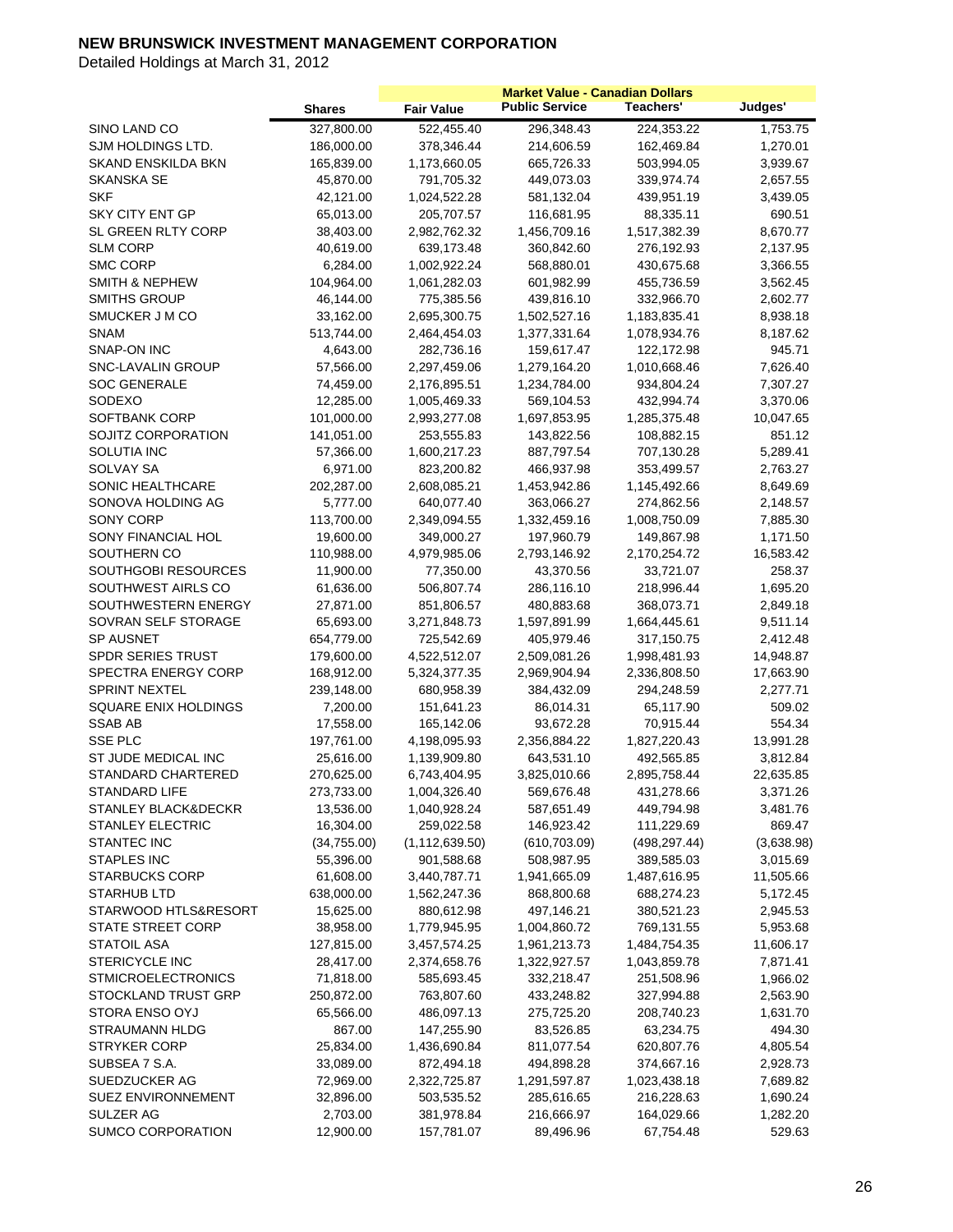# NEW BRUNSWICK INVESTMENT MANAGEMENT CORPORATION

Detailed Holdings at March 31, 2012

| | Shares | Market Value - Canadian Dollars | | | |
|---|---|---|---|---|---|
| | | Fair Value | Public Service | Teachers' | Judges' |
| SINO LAND CO | 327,800.00 | 522,455.40 | 296,348.43 | 224,353.22 | 1,753.75 |
| SJM HOLDINGS LTD. | 186,000.00 | 378,346.44 | 214,606.59 | 162,469.84 | 1,270.01 |
| SKAND ENSKILDA BKN | 165,839.00 | 1,173,660.05 | 665,726.33 | 503,994.05 | 3,939.67 |
| SKANSKA SE | 45,870.00 | 791,705.32 | 449,073.03 | 339,974.74 | 2,657.55 |
| SKF | 42,121.00 | 1,024,522.28 | 581,132.04 | 439,951.19 | 3,439.05 |
| SKY CITY ENT GP | 65,013.00 | 205,707.57 | 116,681.95 | 88,335.11 | 690.51 |
| SL GREEN RLTY CORP | 38,403.00 | 2,982,762.32 | 1,456,709.16 | 1,517,382.39 | 8,670.77 |
| SLM CORP | 40,619.00 | 639,173.48 | 360,842.60 | 276,192.93 | 2,137.95 |
| SMC CORP | 6,284.00 | 1,002,922.24 | 568,880.01 | 430,675.68 | 3,366.55 |
| SMITH & NEPHEW | 104,964.00 | 1,061,282.03 | 601,982.99 | 455,736.59 | 3,562.45 |
| SMITHS GROUP | 46,144.00 | 775,385.56 | 439,816.10 | 332,966.70 | 2,602.77 |
| SMUCKER J M CO | 33,162.00 | 2,695,300.75 | 1,502,527.16 | 1,183,835.41 | 8,938.18 |
| SNAM | 513,744.00 | 2,464,454.03 | 1,377,331.64 | 1,078,934.76 | 8,187.62 |
| SNAP-ON INC | 4,643.00 | 282,736.16 | 159,617.47 | 122,172.98 | 945.71 |
| SNC-LAVALIN GROUP | 57,566.00 | 2,297,459.06 | 1,279,164.20 | 1,010,668.46 | 7,626.40 |
| SOC GENERALE | 74,459.00 | 2,176,895.51 | 1,234,784.00 | 934,804.24 | 7,307.27 |
| SODEXO | 12,285.00 | 1,005,469.33 | 569,104.53 | 432,994.74 | 3,370.06 |
| SOFTBANK CORP | 101,000.00 | 2,993,277.08 | 1,697,853.95 | 1,285,375.48 | 10,047.65 |
| SOJITZ CORPORATION | 141,051.00 | 253,555.83 | 143,822.56 | 108,882.15 | 851.12 |
| SOLUTIA INC | 57,366.00 | 1,600,217.23 | 887,797.54 | 707,130.28 | 5,289.41 |
| SOLVAY SA | 6,971.00 | 823,200.82 | 466,937.98 | 353,499.57 | 2,763.27 |
| SONIC HEALTHCARE | 202,287.00 | 2,608,085.21 | 1,453,942.86 | 1,145,492.66 | 8,649.69 |
| SONOVA HOLDING AG | 5,777.00 | 640,077.40 | 363,066.27 | 274,862.56 | 2,148.57 |
| SONY CORP | 113,700.00 | 2,349,094.55 | 1,332,459.16 | 1,008,750.09 | 7,885.30 |
| SONY FINANCIAL HOL | 19,600.00 | 349,000.27 | 197,960.79 | 149,867.98 | 1,171.50 |
| SOUTHERN CO | 110,988.00 | 4,979,985.06 | 2,793,146.92 | 2,170,254.72 | 16,583.42 |
| SOUTHGOBI RESOURCES | 11,900.00 | 77,350.00 | 43,370.56 | 33,721.07 | 258.37 |
| SOUTHWEST AIRLS CO | 61,636.00 | 506,807.74 | 286,116.10 | 218,996.44 | 1,695.20 |
| SOUTHWESTERN ENERGY | 27,871.00 | 851,806.57 | 480,883.68 | 368,073.71 | 2,849.18 |
| SOVRAN SELF STORAGE | 65,693.00 | 3,271,848.73 | 1,597,891.99 | 1,664,445.61 | 9,511.14 |
| SP AUSNET | 654,779.00 | 725,542.69 | 405,979.46 | 317,150.75 | 2,412.48 |
| SPDR SERIES TRUST | 179,600.00 | 4,522,512.07 | 2,509,081.26 | 1,998,481.93 | 14,948.87 |
| SPECTRA ENERGY CORP | 168,912.00 | 5,324,377.35 | 2,969,904.94 | 2,336,808.50 | 17,663.90 |
| SPRINT NEXTEL | 239,148.00 | 680,958.39 | 384,432.09 | 294,248.59 | 2,277.71 |
| SQUARE ENIX HOLDINGS | 7,200.00 | 151,641.23 | 86,014.31 | 65,117.90 | 509.02 |
| SSAB AB | 17,558.00 | 165,142.06 | 93,672.28 | 70,915.44 | 554.34 |
| SSE PLC | 197,761.00 | 4,198,095.93 | 2,356,884.22 | 1,827,220.43 | 13,991.28 |
| ST JUDE MEDICAL INC | 25,616.00 | 1,139,909.80 | 643,531.10 | 492,565.85 | 3,812.84 |
| STANDARD CHARTERED | 270,625.00 | 6,743,404.95 | 3,825,010.66 | 2,895,758.44 | 22,635.85 |
| STANDARD LIFE | 273,733.00 | 1,004,326.40 | 569,676.48 | 431,278.66 | 3,371.26 |
| STANLEY BLACK&DECKR | 13,536.00 | 1,040,928.24 | 587,651.49 | 449,794.98 | 3,481.76 |
| STANLEY ELECTRIC | 16,304.00 | 259,022.58 | 146,923.42 | 111,229.69 | 869.47 |
| STANTEC INC | (34,755.00) | (1,112,639.50) | (610,703.09) | (498,297.44) | (3,638.98) |
| STAPLES INC | 55,396.00 | 901,588.68 | 508,987.95 | 389,585.03 | 3,015.69 |
| STARBUCKS CORP | 61,608.00 | 3,440,787.71 | 1,941,665.09 | 1,487,616.95 | 11,505.66 |
| STARHUB LTD | 638,000.00 | 1,562,247.36 | 868,800.68 | 688,274.23 | 5,172.45 |
| STARWOOD HTLS&RESORT | 15,625.00 | 880,612.98 | 497,146.21 | 380,521.23 | 2,945.53 |
| STATE STREET CORP | 38,958.00 | 1,779,945.95 | 1,004,860.72 | 769,131.55 | 5,953.68 |
| STATOIL ASA | 127,815.00 | 3,457,574.25 | 1,961,213.73 | 1,484,754.35 | 11,606.17 |
| STERICYCLE INC | 28,417.00 | 2,374,658.76 | 1,322,927.57 | 1,043,859.78 | 7,871.41 |
| STMICROELECTRONICS | 71,818.00 | 585,693.45 | 332,218.47 | 251,508.96 | 1,966.02 |
| STOCKLAND TRUST GRP | 250,872.00 | 763,807.60 | 433,248.82 | 327,994.88 | 2,563.90 |
| STORA ENSO OYJ | 65,566.00 | 486,097.13 | 275,725.20 | 208,740.23 | 1,631.70 |
| STRAUMANN HLDG | 867.00 | 147,255.90 | 83,526.85 | 63,234.75 | 494.30 |
| STRYKER CORP | 25,834.00 | 1,436,690.84 | 811,077.54 | 620,807.76 | 4,805.54 |
| SUBSEA 7 S.A. | 33,089.00 | 872,494.18 | 494,898.28 | 374,667.16 | 2,928.73 |
| SUEDZUCKER AG | 72,969.00 | 2,322,725.87 | 1,291,597.87 | 1,023,438.18 | 7,689.82 |
| SUEZ ENVIRONNEMENT | 32,896.00 | 503,535.52 | 285,616.65 | 216,228.63 | 1,690.24 |
| SULZER AG | 2,703.00 | 381,978.84 | 216,666.97 | 164,029.66 | 1,282.20 |
| SUMCO CORPORATION | 12,900.00 | 157,781.07 | 89,496.96 | 67,754.48 | 529.63 |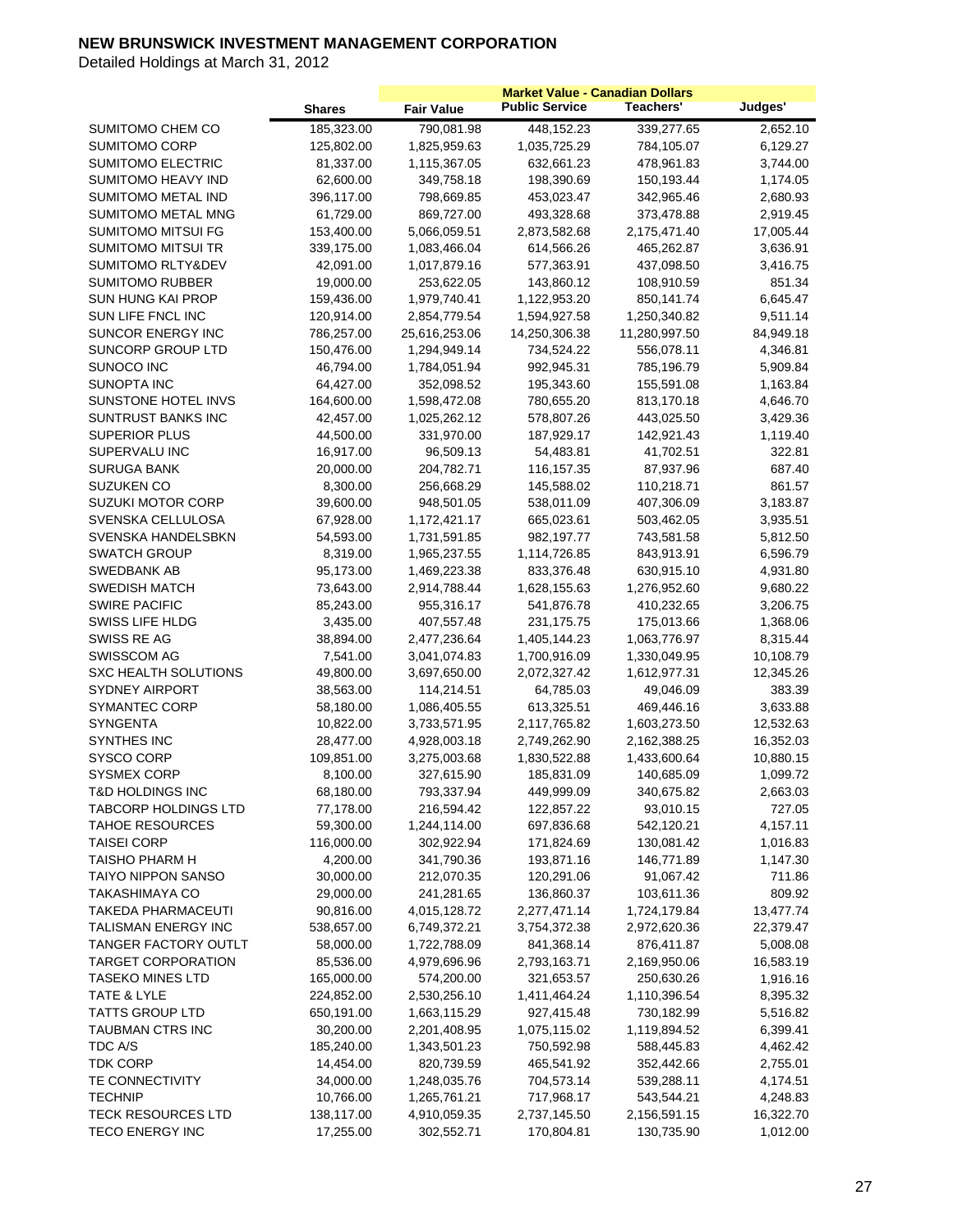# NEW BRUNSWICK INVESTMENT MANAGEMENT CORPORATION

Detailed Holdings at March 31, 2012

| | | Market Value - Canadian Dollars | | | |
|---|---|---|---|---|---|
| | Shares | Fair Value | Public Service | Teachers' | Judges' |
| SUMITOMO CHEM CO | 185,323.00 | 790,081.98 | 448,152.23 | 339,277.65 | 2,652.10 |
| SUMITOMO CORP | 125,802.00 | 1,825,959.63 | 1,035,725.29 | 784,105.07 | 6,129.27 |
| SUMITOMO ELECTRIC | 81,337.00 | 1,115,367.05 | 632,661.23 | 478,961.83 | 3,744.00 |
| SUMITOMO HEAVY IND | 62,600.00 | 349,758.18 | 198,390.69 | 150,193.44 | 1,174.05 |
| SUMITOMO METAL IND | 396,117.00 | 798,669.85 | 453,023.47 | 342,965.46 | 2,680.93 |
| SUMITOMO METAL MNG | 61,729.00 | 869,727.00 | 493,328.68 | 373,478.88 | 2,919.45 |
| SUMITOMO MITSUI FG | 153,400.00 | 5,066,059.51 | 2,873,582.68 | 2,175,471.40 | 17,005.44 |
| SUMITOMO MITSUI TR | 339,175.00 | 1,083,466.04 | 614,566.26 | 465,262.87 | 3,636.91 |
| SUMITOMO RLTY&DEV | 42,091.00 | 1,017,879.16 | 577,363.91 | 437,098.50 | 3,416.75 |
| SUMITOMO RUBBER | 19,000.00 | 253,622.05 | 143,860.12 | 108,910.59 | 851.34 |
| SUN HUNG KAI PROP | 159,436.00 | 1,979,740.41 | 1,122,953.20 | 850,141.74 | 6,645.47 |
| SUN LIFE FNCL INC | 120,914.00 | 2,854,779.54 | 1,594,927.58 | 1,250,340.82 | 9,511.14 |
| SUNCOR ENERGY INC | 786,257.00 | 25,616,253.06 | 14,250,306.38 | 11,280,997.50 | 84,949.18 |
| SUNCORP GROUP LTD | 150,476.00 | 1,294,949.14 | 734,524.22 | 556,078.11 | 4,346.81 |
| SUNOCO INC | 46,794.00 | 1,784,051.94 | 992,945.31 | 785,196.79 | 5,909.84 |
| SUNOPTA INC | 64,427.00 | 352,098.52 | 195,343.60 | 155,591.08 | 1,163.84 |
| SUNSTONE HOTEL INVS | 164,600.00 | 1,598,472.08 | 780,655.20 | 813,170.18 | 4,646.70 |
| SUNTRUST BANKS INC | 42,457.00 | 1,025,262.12 | 578,807.26 | 443,025.50 | 3,429.36 |
| SUPERIOR PLUS | 44,500.00 | 331,970.00 | 187,929.17 | 142,921.43 | 1,119.40 |
| SUPERVALU INC | 16,917.00 | 96,509.13 | 54,483.81 | 41,702.51 | 322.81 |
| SURUGA BANK | 20,000.00 | 204,782.71 | 116,157.35 | 87,937.96 | 687.40 |
| SUZUKEN CO | 8,300.00 | 256,668.29 | 145,588.02 | 110,218.71 | 861.57 |
| SUZUKI MOTOR CORP | 39,600.00 | 948,501.05 | 538,011.09 | 407,306.09 | 3,183.87 |
| SVENSKA CELLULOSA | 67,928.00 | 1,172,421.17 | 665,023.61 | 503,462.05 | 3,935.51 |
| SVENSKA HANDELSBKN | 54,593.00 | 1,731,591.85 | 982,197.77 | 743,581.58 | 5,812.50 |
| SWATCH GROUP | 8,319.00 | 1,965,237.55 | 1,114,726.85 | 843,913.91 | 6,596.79 |
| SWEDBANK AB | 95,173.00 | 1,469,223.38 | 833,376.48 | 630,915.10 | 4,931.80 |
| SWEDISH MATCH | 73,643.00 | 2,914,788.44 | 1,628,155.63 | 1,276,952.60 | 9,680.22 |
| SWIRE PACIFIC | 85,243.00 | 955,316.17 | 541,876.78 | 410,232.65 | 3,206.75 |
| SWISS LIFE HLDG | 3,435.00 | 407,557.48 | 231,175.75 | 175,013.66 | 1,368.06 |
| SWISS RE AG | 38,894.00 | 2,477,236.64 | 1,405,144.23 | 1,063,776.97 | 8,315.44 |
| SWISSCOM AG | 7,541.00 | 3,041,074.83 | 1,700,916.09 | 1,330,049.95 | 10,108.79 |
| SXC HEALTH SOLUTIONS | 49,800.00 | 3,697,650.00 | 2,072,327.42 | 1,612,977.31 | 12,345.26 |
| SYDNEY AIRPORT | 38,563.00 | 114,214.51 | 64,785.03 | 49,046.09 | 383.39 |
| SYMANTEC CORP | 58,180.00 | 1,086,405.55 | 613,325.51 | 469,446.16 | 3,633.88 |
| SYNGENTA | 10,822.00 | 3,733,571.95 | 2,117,765.82 | 1,603,273.50 | 12,532.63 |
| SYNTHES INC | 28,477.00 | 4,928,003.18 | 2,749,262.90 | 2,162,388.25 | 16,352.03 |
| SYSCO CORP | 109,851.00 | 3,275,003.68 | 1,830,522.88 | 1,433,600.64 | 10,880.15 |
| SYSMEX CORP | 8,100.00 | 327,615.90 | 185,831.09 | 140,685.09 | 1,099.72 |
| T&D HOLDINGS INC | 68,180.00 | 793,337.94 | 449,999.09 | 340,675.82 | 2,663.03 |
| TABCORP HOLDINGS LTD | 77,178.00 | 216,594.42 | 122,857.22 | 93,010.15 | 727.05 |
| TAHOE RESOURCES | 59,300.00 | 1,244,114.00 | 697,836.68 | 542,120.21 | 4,157.11 |
| TAISEI CORP | 116,000.00 | 302,922.94 | 171,824.69 | 130,081.42 | 1,016.83 |
| TAISHO PHARM H | 4,200.00 | 341,790.36 | 193,871.16 | 146,771.89 | 1,147.30 |
| TAIYO NIPPON SANSO | 30,000.00 | 212,070.35 | 120,291.06 | 91,067.42 | 711.86 |
| TAKASHIMAYA CO | 29,000.00 | 241,281.65 | 136,860.37 | 103,611.36 | 809.92 |
| TAKEDA PHARMACEUTI | 90,816.00 | 4,015,128.72 | 2,277,471.14 | 1,724,179.84 | 13,477.74 |
| TALISMAN ENERGY INC | 538,657.00 | 6,749,372.21 | 3,754,372.38 | 2,972,620.36 | 22,379.47 |
| TANGER FACTORY OUTLT | 58,000.00 | 1,722,788.09 | 841,368.14 | 876,411.87 | 5,008.08 |
| TARGET CORPORATION | 85,536.00 | 4,979,696.96 | 2,793,163.71 | 2,169,950.06 | 16,583.19 |
| TASEKO MINES LTD | 165,000.00 | 574,200.00 | 321,653.57 | 250,630.26 | 1,916.16 |
| TATE & LYLE | 224,852.00 | 2,530,256.10 | 1,411,464.24 | 1,110,396.54 | 8,395.32 |
| TATTS GROUP LTD | 650,191.00 | 1,663,115.29 | 927,415.48 | 730,182.99 | 5,516.82 |
| TAUBMAN CTRS INC | 30,200.00 | 2,201,408.95 | 1,075,115.02 | 1,119,894.52 | 6,399.41 |
| TDC A/S | 185,240.00 | 1,343,501.23 | 750,592.98 | 588,445.83 | 4,462.42 |
| TDK CORP | 14,454.00 | 820,739.59 | 465,541.92 | 352,442.66 | 2,755.01 |
| TE CONNECTIVITY | 34,000.00 | 1,248,035.76 | 704,573.14 | 539,288.11 | 4,174.51 |
| TECHNIP | 10,766.00 | 1,265,761.21 | 717,968.17 | 543,544.21 | 4,248.83 |
| TECK RESOURCES LTD | 138,117.00 | 4,910,059.35 | 2,737,145.50 | 2,156,591.15 | 16,322.70 |
| TECO ENERGY INC | 17,255.00 | 302,552.71 | 170,804.81 | 130,735.90 | 1,012.00 |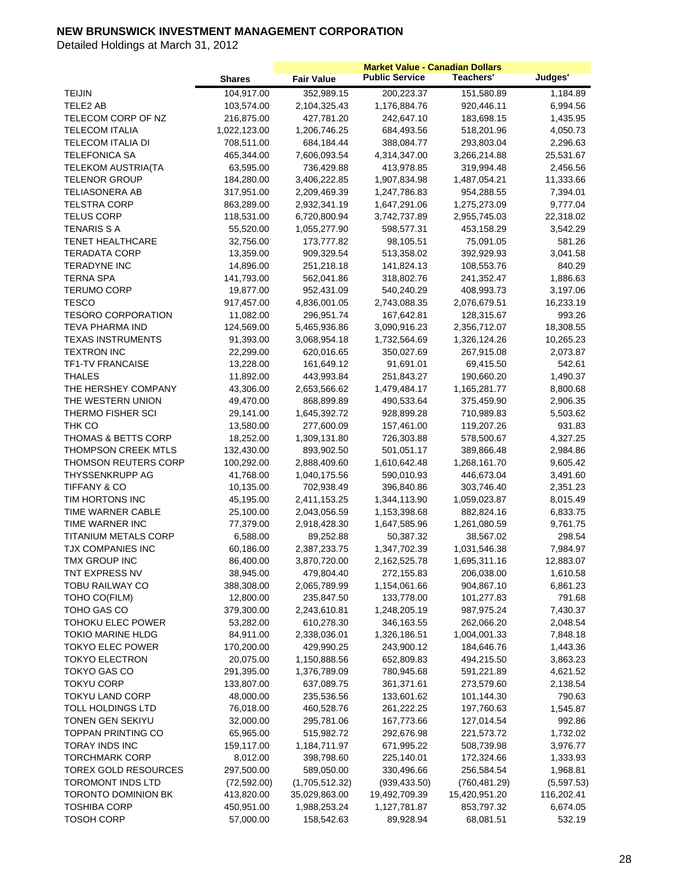# NEW BRUNSWICK INVESTMENT MANAGEMENT CORPORATION

Detailed Holdings at March 31, 2012

| | | Market Value - Canadian Dollars | | | |
|---|---|---|---|---|---|
| | Shares | Fair Value | Public Service | Teachers' | Judges' |
| TEIJIN | 104,917.00 | 352,989.15 | 200,223.37 | 151,580.89 | 1,184.89 |
| TELE2 AB | 103,574.00 | 2,104,325.43 | 1,176,884.76 | 920,446.11 | 6,994.56 |
| TELECOM CORP OF NZ | 216,875.00 | 427,781.20 | 242,647.10 | 183,698.15 | 1,435.95 |
| TELECOM ITALIA | 1,022,123.00 | 1,206,746.25 | 684,493.56 | 518,201.96 | 4,050.73 |
| TELECOM ITALIA DI | 708,511.00 | 684,184.44 | 388,084.77 | 293,803.04 | 2,296.63 |
| TELEFONICA SA | 465,344.00 | 7,606,093.54 | 4,314,347.00 | 3,266,214.88 | 25,531.67 |
| TELEKOM AUSTRIA(TA | 63,595.00 | 736,429.88 | 413,978.85 | 319,994.48 | 2,456.56 |
| TELENOR GROUP | 184,280.00 | 3,406,222.85 | 1,907,834.98 | 1,487,054.21 | 11,333.66 |
| TELIASONERA AB | 317,951.00 | 2,209,469.39 | 1,247,786.83 | 954,288.55 | 7,394.01 |
| TELSTRA CORP | 863,289.00 | 2,932,341.19 | 1,647,291.06 | 1,275,273.09 | 9,777.04 |
| TELUS CORP | 118,531.00 | 6,720,800.94 | 3,742,737.89 | 2,955,745.03 | 22,318.02 |
| TENARIS S A | 55,520.00 | 1,055,277.90 | 598,577.31 | 453,158.29 | 3,542.29 |
| TENET HEALTHCARE | 32,756.00 | 173,777.82 | 98,105.51 | 75,091.05 | 581.26 |
| TERADATA CORP | 13,359.00 | 909,329.54 | 513,358.02 | 392,929.93 | 3,041.58 |
| TERADYNE INC | 14,896.00 | 251,218.18 | 141,824.13 | 108,553.76 | 840.29 |
| TERNA SPA | 141,793.00 | 562,041.86 | 318,802.76 | 241,352.47 | 1,886.63 |
| TERUMO CORP | 19,877.00 | 952,431.09 | 540,240.29 | 408,993.73 | 3,197.06 |
| TESCO | 917,457.00 | 4,836,001.05 | 2,743,088.35 | 2,076,679.51 | 16,233.19 |
| TESORO CORPORATION | 11,082.00 | 296,951.74 | 167,642.81 | 128,315.67 | 993.26 |
| TEVA PHARMA IND | 124,569.00 | 5,465,936.86 | 3,090,916.23 | 2,356,712.07 | 18,308.55 |
| TEXAS INSTRUMENTS | 91,393.00 | 3,068,954.18 | 1,732,564.69 | 1,326,124.26 | 10,265.23 |
| TEXTRON INC | 22,299.00 | 620,016.65 | 350,027.69 | 267,915.08 | 2,073.87 |
| TF1-TV FRANCAISE | 13,228.00 | 161,649.12 | 91,691.01 | 69,415.50 | 542.61 |
| THALES | 11,892.00 | 443,993.84 | 251,843.27 | 190,660.20 | 1,490.37 |
| THE HERSHEY COMPANY | 43,306.00 | 2,653,566.62 | 1,479,484.17 | 1,165,281.77 | 8,800.68 |
| THE WESTERN UNION | 49,470.00 | 868,899.89 | 490,533.64 | 375,459.90 | 2,906.35 |
| THERMO FISHER SCI | 29,141.00 | 1,645,392.72 | 928,899.28 | 710,989.83 | 5,503.62 |
| THK CO | 13,580.00 | 277,600.09 | 157,461.00 | 119,207.26 | 931.83 |
| THOMAS & BETTS CORP | 18,252.00 | 1,309,131.80 | 726,303.88 | 578,500.67 | 4,327.25 |
| THOMPSON CREEK MTLS | 132,430.00 | 893,902.50 | 501,051.17 | 389,866.48 | 2,984.86 |
| THOMSON REUTERS CORP | 100,292.00 | 2,888,409.60 | 1,610,642.48 | 1,268,161.70 | 9,605.42 |
| THYSSENKRUPP AG | 41,768.00 | 1,040,175.56 | 590,010.93 | 446,673.04 | 3,491.60 |
| TIFFANY & CO | 10,135.00 | 702,938.49 | 396,840.86 | 303,746.40 | 2,351.23 |
| TIM HORTONS INC | 45,195.00 | 2,411,153.25 | 1,344,113.90 | 1,059,023.87 | 8,015.49 |
| TIME WARNER CABLE | 25,100.00 | 2,043,056.59 | 1,153,398.68 | 882,824.16 | 6,833.75 |
| TIME WARNER INC | 77,379.00 | 2,918,428.30 | 1,647,585.96 | 1,261,080.59 | 9,761.75 |
| TITANIUM METALS CORP | 6,588.00 | 89,252.88 | 50,387.32 | 38,567.02 | 298.54 |
| TJX COMPANIES INC | 60,186.00 | 2,387,233.75 | 1,347,702.39 | 1,031,546.38 | 7,984.97 |
| TMX GROUP INC | 86,400.00 | 3,870,720.00 | 2,162,525.78 | 1,695,311.16 | 12,883.07 |
| TNT EXPRESS NV | 38,945.00 | 479,804.40 | 272,155.83 | 206,038.00 | 1,610.58 |
| TOBU RAILWAY CO | 388,308.00 | 2,065,789.99 | 1,154,061.66 | 904,867.10 | 6,861.23 |
| TOHO CO(FILM) | 12,800.00 | 235,847.50 | 133,778.00 | 101,277.83 | 791.68 |
| TOHO GAS CO | 379,300.00 | 2,243,610.81 | 1,248,205.19 | 987,975.24 | 7,430.37 |
| TOHOKU ELEC POWER | 53,282.00 | 610,278.30 | 346,163.55 | 262,066.20 | 2,048.54 |
| TOKIO MARINE HLDG | 84,911.00 | 2,338,036.01 | 1,326,186.51 | 1,004,001.33 | 7,848.18 |
| TOKYO ELEC POWER | 170,200.00 | 429,990.25 | 243,900.12 | 184,646.76 | 1,443.36 |
| TOKYO ELECTRON | 20,075.00 | 1,150,888.56 | 652,809.83 | 494,215.50 | 3,863.23 |
| TOKYO GAS CO | 291,395.00 | 1,376,789.09 | 780,945.68 | 591,221.89 | 4,621.52 |
| TOKYU CORP | 133,807.00 | 637,089.75 | 361,371.61 | 273,579.60 | 2,138.54 |
| TOKYU LAND CORP | 48,000.00 | 235,536.56 | 133,601.62 | 101,144.30 | 790.63 |
| TOLL HOLDINGS LTD | 76,018.00 | 460,528.76 | 261,222.25 | 197,760.63 | 1,545.87 |
| TONEN GEN SEKIYU | 32,000.00 | 295,781.06 | 167,773.66 | 127,014.54 | 992.86 |
| TOPPAN PRINTING CO | 65,965.00 | 515,982.72 | 292,676.98 | 221,573.72 | 1,732.02 |
| TORAY INDS INC | 159,117.00 | 1,184,711.97 | 671,995.22 | 508,739.98 | 3,976.77 |
| TORCHMARK CORP | 8,012.00 | 398,798.60 | 225,140.01 | 172,324.66 | 1,333.93 |
| TOREX GOLD RESOURCES | 297,500.00 | 589,050.00 | 330,496.66 | 256,584.54 | 1,968.81 |
| TOROMONT INDS LTD | (72,592.00) | (1,705,512.32) | (939,433.50) | (760,481.29) | (5,597.53) |
| TORONTO DOMINION BK | 413,820.00 | 35,029,863.00 | 19,492,709.39 | 15,420,951.20 | 116,202.41 |
| TOSHIBA CORP | 450,951.00 | 1,988,253.24 | 1,127,781.87 | 853,797.32 | 6,674.05 |
| TOSOH CORP | 57,000.00 | 158,542.63 | 89,928.94 | 68,081.51 | 532.19 |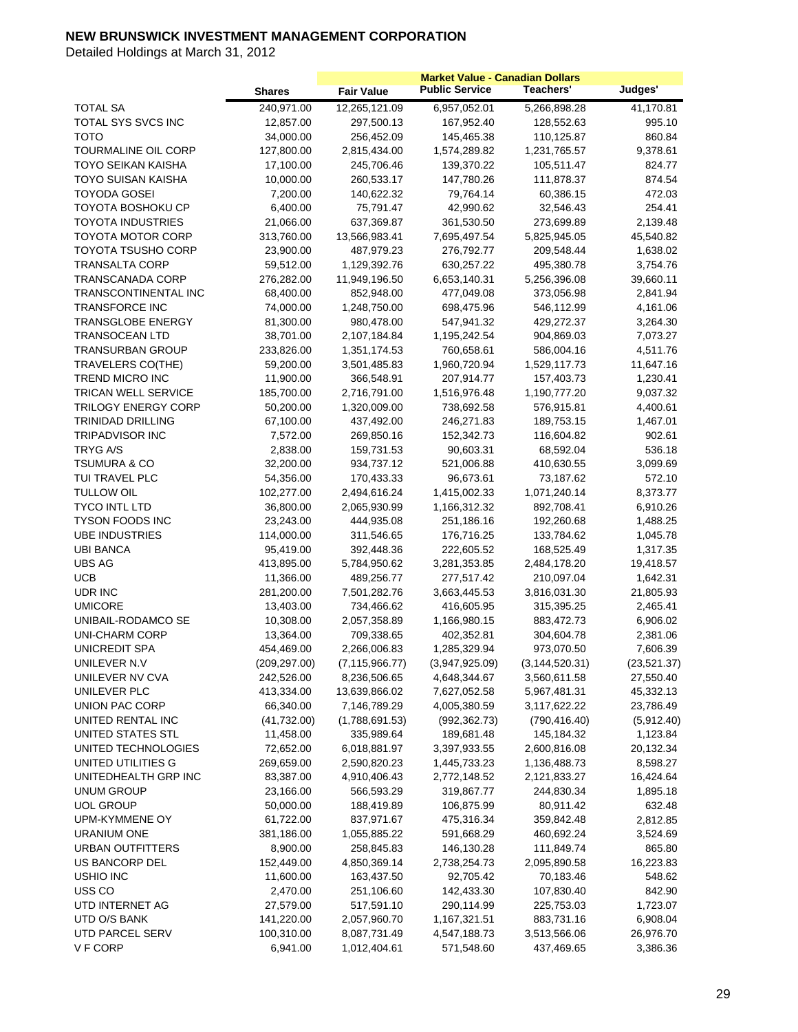# NEW BRUNSWICK INVESTMENT MANAGEMENT CORPORATION

Detailed Holdings at March 31, 2012

| | | Market Value - Canadian Dollars | | | |
|---|---|---|---|---|---|
| | Shares | Fair Value | Public Service | Teachers' | Judges' |
| TOTAL SA | 240,971.00 | 12,265,121.09 | 6,957,052.01 | 5,266,898.28 | 41,170.81 |
| TOTAL SYS SVCS INC | 12,857.00 | 297,500.13 | 167,952.40 | 128,552.63 | 995.10 |
| TOTO | 34,000.00 | 256,452.09 | 145,465.38 | 110,125.87 | 860.84 |
| TOURMALINE OIL CORP | 127,800.00 | 2,815,434.00 | 1,574,289.82 | 1,231,765.57 | 9,378.61 |
| TOYO SEIKAN KAISHA | 17,100.00 | 245,706.46 | 139,370.22 | 105,511.47 | 824.77 |
| TOYO SUISAN KAISHA | 10,000.00 | 260,533.17 | 147,780.26 | 111,878.37 | 874.54 |
| TOYODA GOSEI | 7,200.00 | 140,622.32 | 79,764.14 | 60,386.15 | 472.03 |
| TOYOTA BOSHOKU CP | 6,400.00 | 75,791.47 | 42,990.62 | 32,546.43 | 254.41 |
| TOYOTA INDUSTRIES | 21,066.00 | 637,369.87 | 361,530.50 | 273,699.89 | 2,139.48 |
| TOYOTA MOTOR CORP | 313,760.00 | 13,566,983.41 | 7,695,497.54 | 5,825,945.05 | 45,540.82 |
| TOYOTA TSUSHO CORP | 23,900.00 | 487,979.23 | 276,792.77 | 209,548.44 | 1,638.02 |
| TRANSALTA CORP | 59,512.00 | 1,129,392.76 | 630,257.22 | 495,380.78 | 3,754.76 |
| TRANSCANADA CORP | 276,282.00 | 11,949,196.50 | 6,653,140.31 | 5,256,396.08 | 39,660.11 |
| TRANSCONTINENTAL INC | 68,400.00 | 852,948.00 | 477,049.08 | 373,056.98 | 2,841.94 |
| TRANSFORCE INC | 74,000.00 | 1,248,750.00 | 698,475.96 | 546,112.99 | 4,161.06 |
| TRANSGLOBE ENERGY | 81,300.00 | 980,478.00 | 547,941.32 | 429,272.37 | 3,264.30 |
| TRANSOCEAN LTD | 38,701.00 | 2,107,184.84 | 1,195,242.54 | 904,869.03 | 7,073.27 |
| TRANSURBAN GROUP | 233,826.00 | 1,351,174.53 | 760,658.61 | 586,004.16 | 4,511.76 |
| TRAVELERS CO(THE) | 59,200.00 | 3,501,485.83 | 1,960,720.94 | 1,529,117.73 | 11,647.16 |
| TREND MICRO INC | 11,900.00 | 366,548.91 | 207,914.77 | 157,403.73 | 1,230.41 |
| TRICAN WELL SERVICE | 185,700.00 | 2,716,791.00 | 1,516,976.48 | 1,190,777.20 | 9,037.32 |
| TRILOGY ENERGY CORP | 50,200.00 | 1,320,009.00 | 738,692.58 | 576,915.81 | 4,400.61 |
| TRINIDAD DRILLING | 67,100.00 | 437,492.00 | 246,271.83 | 189,753.15 | 1,467.01 |
| TRIPADVISOR INC | 7,572.00 | 269,850.16 | 152,342.73 | 116,604.82 | 902.61 |
| TRYG A/S | 2,838.00 | 159,731.53 | 90,603.31 | 68,592.04 | 536.18 |
| TSUMURA & CO | 32,200.00 | 934,737.12 | 521,006.88 | 410,630.55 | 3,099.69 |
| TUI TRAVEL PLC | 54,356.00 | 170,433.33 | 96,673.61 | 73,187.62 | 572.10 |
| TULLOW OIL | 102,277.00 | 2,494,616.24 | 1,415,002.33 | 1,071,240.14 | 8,373.77 |
| TYCO INTL LTD | 36,800.00 | 2,065,930.99 | 1,166,312.32 | 892,708.41 | 6,910.26 |
| TYSON FOODS INC | 23,243.00 | 444,935.08 | 251,186.16 | 192,260.68 | 1,488.25 |
| UBE INDUSTRIES | 114,000.00 | 311,546.65 | 176,716.25 | 133,784.62 | 1,045.78 |
| UBI BANCA | 95,419.00 | 392,448.36 | 222,605.52 | 168,525.49 | 1,317.35 |
| UBS AG | 413,895.00 | 5,784,950.62 | 3,281,353.85 | 2,484,178.20 | 19,418.57 |
| UCB | 11,366.00 | 489,256.77 | 277,517.42 | 210,097.04 | 1,642.31 |
| UDR INC | 281,200.00 | 7,501,282.76 | 3,663,445.53 | 3,816,031.30 | 21,805.93 |
| UMICORE | 13,403.00 | 734,466.62 | 416,605.95 | 315,395.25 | 2,465.41 |
| UNIBAIL-RODAMCO SE | 10,308.00 | 2,057,358.89 | 1,166,980.15 | 883,472.73 | 6,906.02 |
| UNI-CHARM CORP | 13,364.00 | 709,338.65 | 402,352.81 | 304,604.78 | 2,381.06 |
| UNICREDIT SPA | 454,469.00 | 2,266,006.83 | 1,285,329.94 | 973,070.50 | 7,606.39 |
| UNILEVER N.V | (209,297.00) | (7,115,966.77) | (3,947,925.09) | (3,144,520.31) | (23,521.37) |
| UNILEVER NV CVA | 242,526.00 | 8,236,506.65 | 4,648,344.67 | 3,560,611.58 | 27,550.40 |
| UNILEVER PLC | 413,334.00 | 13,639,866.02 | 7,627,052.58 | 5,967,481.31 | 45,332.13 |
| UNION PAC CORP | 66,340.00 | 7,146,789.29 | 4,005,380.59 | 3,117,622.22 | 23,786.49 |
| UNITED RENTAL INC | (41,732.00) | (1,788,691.53) | (992,362.73) | (790,416.40) | (5,912.40) |
| UNITED STATES STL | 11,458.00 | 335,989.64 | 189,681.48 | 145,184.32 | 1,123.84 |
| UNITED TECHNOLOGIES | 72,652.00 | 6,018,881.97 | 3,397,933.55 | 2,600,816.08 | 20,132.34 |
| UNITED UTILITIES G | 269,659.00 | 2,590,820.23 | 1,445,733.23 | 1,136,488.73 | 8,598.27 |
| UNITEDHEALTH GRP INC | 83,387.00 | 4,910,406.43 | 2,772,148.52 | 2,121,833.27 | 16,424.64 |
| UNUM GROUP | 23,166.00 | 566,593.29 | 319,867.77 | 244,830.34 | 1,895.18 |
| UOL GROUP | 50,000.00 | 188,419.89 | 106,875.99 | 80,911.42 | 632.48 |
| UPM-KYMMENE OY | 61,722.00 | 837,971.67 | 475,316.34 | 359,842.48 | 2,812.85 |
| URANIUM ONE | 381,186.00 | 1,055,885.22 | 591,668.29 | 460,692.24 | 3,524.69 |
| URBAN OUTFITTERS | 8,900.00 | 258,845.83 | 146,130.28 | 111,849.74 | 865.80 |
| US BANCORP DEL | 152,449.00 | 4,850,369.14 | 2,738,254.73 | 2,095,890.58 | 16,223.83 |
| USHIO INC | 11,600.00 | 163,437.50 | 92,705.42 | 70,183.46 | 548.62 |
| USS CO | 2,470.00 | 251,106.60 | 142,433.30 | 107,830.40 | 842.90 |
| UTD INTERNET AG | 27,579.00 | 517,591.10 | 290,114.99 | 225,753.03 | 1,723.07 |
| UTD O/S BANK | 141,220.00 | 2,057,960.70 | 1,167,321.51 | 883,731.16 | 6,908.04 |
| UTD PARCEL SERV | 100,310.00 | 8,087,731.49 | 4,547,188.73 | 3,513,566.06 | 26,976.70 |
| V F CORP | 6,941.00 | 1,012,404.61 | 571,548.60 | 437,469.65 | 3,386.36 |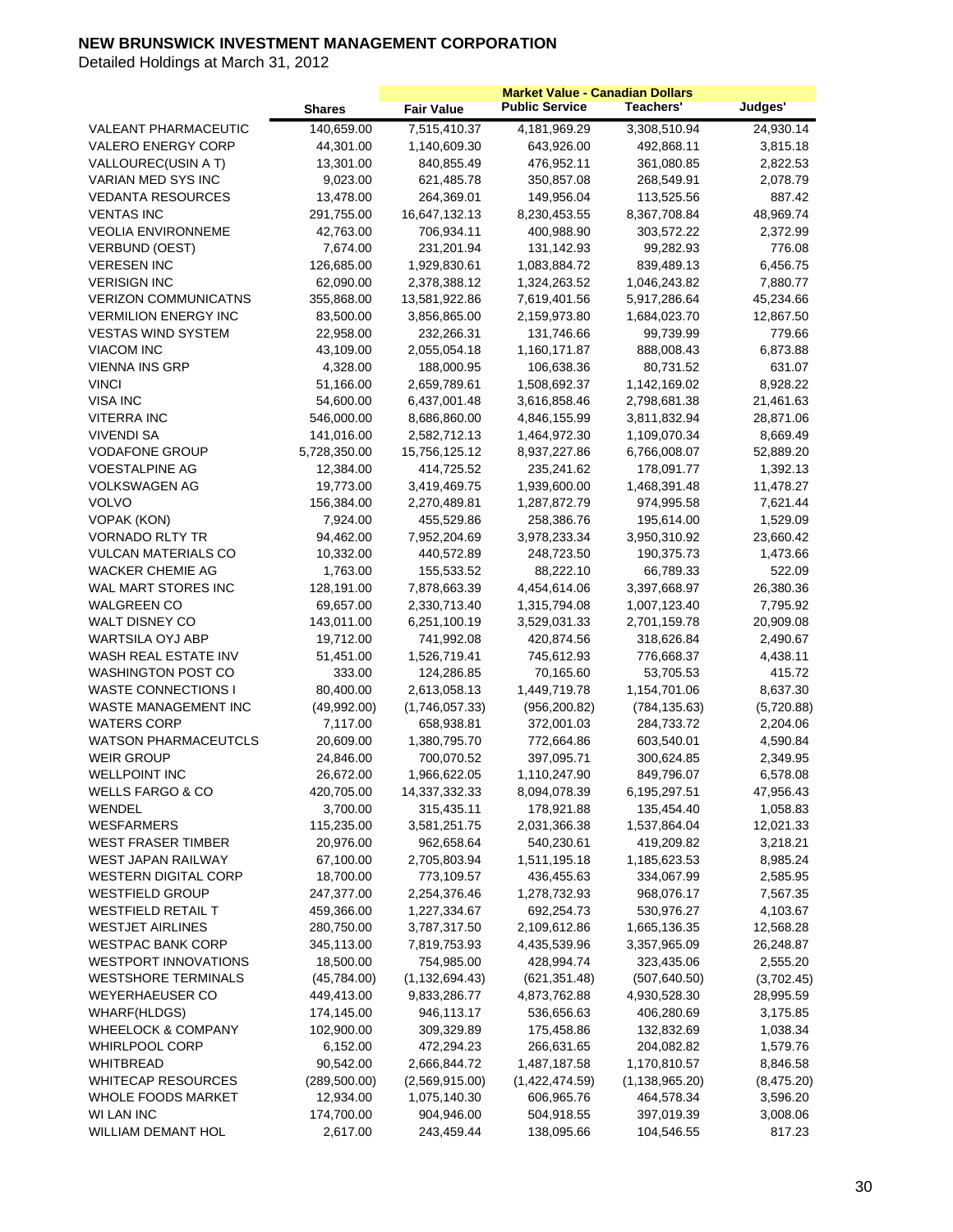# NEW BRUNSWICK INVESTMENT MANAGEMENT CORPORATION

Detailed Holdings at March 31, 2012

| | Shares | Fair Value | Market Value - Canadian Dollars | | |
|---|---|---|---|---|---|
| | | | Public Service | Teachers' | Judges' |
| VALEANT PHARMACEUTIC | 140,659.00 | 7,515,410.37 | 4,181,969.29 | 3,308,510.94 | 24,930.14 |
| VALERO ENERGY CORP | 44,301.00 | 1,140,609.30 | 643,926.00 | 492,868.11 | 3,815.18 |
| VALLOUREC(USIN A T) | 13,301.00 | 840,855.49 | 476,952.11 | 361,080.85 | 2,822.53 |
| VARIAN MED SYS INC | 9,023.00 | 621,485.78 | 350,857.08 | 268,549.91 | 2,078.79 |
| VEDANTA RESOURCES | 13,478.00 | 264,369.01 | 149,956.04 | 113,525.56 | 887.42 |
| VENTAS INC | 291,755.00 | 16,647,132.13 | 8,230,453.55 | 8,367,708.84 | 48,969.74 |
| VEOLIA ENVIRONNEME | 42,763.00 | 706,934.11 | 400,988.90 | 303,572.22 | 2,372.99 |
| VERBUND (OEST) | 7,674.00 | 231,201.94 | 131,142.93 | 99,282.93 | 776.08 |
| VERESEN INC | 126,685.00 | 1,929,830.61 | 1,083,884.72 | 839,489.13 | 6,456.75 |
| VERISIGN INC | 62,090.00 | 2,378,388.12 | 1,324,263.52 | 1,046,243.82 | 7,880.77 |
| VERIZON COMMUNICATNS | 355,868.00 | 13,581,922.86 | 7,619,401.56 | 5,917,286.64 | 45,234.66 |
| VERMILION ENERGY INC | 83,500.00 | 3,856,865.00 | 2,159,973.80 | 1,684,023.70 | 12,867.50 |
| VESTAS WIND SYSTEM | 22,958.00 | 232,266.31 | 131,746.66 | 99,739.99 | 779.66 |
| VIACOM INC | 43,109.00 | 2,055,054.18 | 1,160,171.87 | 888,008.43 | 6,873.88 |
| VIENNA INS GRP | 4,328.00 | 188,000.95 | 106,638.36 | 80,731.52 | 631.07 |
| VINCI | 51,166.00 | 2,659,789.61 | 1,508,692.37 | 1,142,169.02 | 8,928.22 |
| VISA INC | 54,600.00 | 6,437,001.48 | 3,616,858.46 | 2,798,681.38 | 21,461.63 |
| VITERRA INC | 546,000.00 | 8,686,860.00 | 4,846,155.99 | 3,811,832.94 | 28,871.06 |
| VIVENDI SA | 141,016.00 | 2,582,712.13 | 1,464,972.30 | 1,109,070.34 | 8,669.49 |
| VODAFONE GROUP | 5,728,350.00 | 15,756,125.12 | 8,937,227.86 | 6,766,008.07 | 52,889.20 |
| VOESTALPINE AG | 12,384.00 | 414,725.52 | 235,241.62 | 178,091.77 | 1,392.13 |
| VOLKSWAGEN AG | 19,773.00 | 3,419,469.75 | 1,939,600.00 | 1,468,391.48 | 11,478.27 |
| VOLVO | 156,384.00 | 2,270,489.81 | 1,287,872.79 | 974,995.58 | 7,621.44 |
| VOPAK (KON) | 7,924.00 | 455,529.86 | 258,386.76 | 195,614.00 | 1,529.09 |
| VORNADO RLTY TR | 94,462.00 | 7,952,204.69 | 3,978,233.34 | 3,950,310.92 | 23,660.42 |
| VULCAN MATERIALS CO | 10,332.00 | 440,572.89 | 248,723.50 | 190,375.73 | 1,473.66 |
| WACKER CHEMIE AG | 1,763.00 | 155,533.52 | 88,222.10 | 66,789.33 | 522.09 |
| WAL MART STORES INC | 128,191.00 | 7,878,663.39 | 4,454,614.06 | 3,397,668.97 | 26,380.36 |
| WALGREEN CO | 69,657.00 | 2,330,713.40 | 1,315,794.08 | 1,007,123.40 | 7,795.92 |
| WALT DISNEY CO | 143,011.00 | 6,251,100.19 | 3,529,031.33 | 2,701,159.78 | 20,909.08 |
| WARTSILA OYJ ABP | 19,712.00 | 741,992.08 | 420,874.56 | 318,626.84 | 2,490.67 |
| WASH REAL ESTATE INV | 51,451.00 | 1,526,719.41 | 745,612.93 | 776,668.37 | 4,438.11 |
| WASHINGTON POST CO | 333.00 | 124,286.85 | 70,165.60 | 53,705.53 | 415.72 |
| WASTE CONNECTIONS I | 80,400.00 | 2,613,058.13 | 1,449,719.78 | 1,154,701.06 | 8,637.30 |
| WASTE MANAGEMENT INC | (49,992.00) | (1,746,057.33) | (956,200.82) | (784,135.63) | (5,720.88) |
| WATERS CORP | 7,117.00 | 658,938.81 | 372,001.03 | 284,733.72 | 2,204.06 |
| WATSON PHARMACEUTCLS | 20,609.00 | 1,380,795.70 | 772,664.86 | 603,540.01 | 4,590.84 |
| WEIR GROUP | 24,846.00 | 700,070.52 | 397,095.71 | 300,624.85 | 2,349.95 |
| WELLPOINT INC | 26,672.00 | 1,966,622.05 | 1,110,247.90 | 849,796.07 | 6,578.08 |
| WELLS FARGO & CO | 420,705.00 | 14,337,332.33 | 8,094,078.39 | 6,195,297.51 | 47,956.43 |
| WENDEL | 3,700.00 | 315,435.11 | 178,921.88 | 135,454.40 | 1,058.83 |
| WESFARMERS | 115,235.00 | 3,581,251.75 | 2,031,366.38 | 1,537,864.04 | 12,021.33 |
| WEST FRASER TIMBER | 20,976.00 | 962,658.64 | 540,230.61 | 419,209.82 | 3,218.21 |
| WEST JAPAN RAILWAY | 67,100.00 | 2,705,803.94 | 1,511,195.18 | 1,185,623.53 | 8,985.24 |
| WESTERN DIGITAL CORP | 18,700.00 | 773,109.57 | 436,455.63 | 334,067.99 | 2,585.95 |
| WESTFIELD GROUP | 247,377.00 | 2,254,376.46 | 1,278,732.93 | 968,076.17 | 7,567.35 |
| WESTFIELD RETAIL T | 459,366.00 | 1,227,334.67 | 692,254.73 | 530,976.27 | 4,103.67 |
| WESTJET AIRLINES | 280,750.00 | 3,787,317.50 | 2,109,612.86 | 1,665,136.35 | 12,568.28 |
| WESTPAC BANK CORP | 345,113.00 | 7,819,753.93 | 4,435,539.96 | 3,357,965.09 | 26,248.87 |
| WESTPORT INNOVATIONS | 18,500.00 | 754,985.00 | 428,994.74 | 323,435.06 | 2,555.20 |
| WESTSHORE TERMINALS | (45,784.00) | (1,132,694.43) | (621,351.48) | (507,640.50) | (3,702.45) |
| WEYERHAEUSER CO | 449,413.00 | 9,833,286.77 | 4,873,762.88 | 4,930,528.30 | 28,995.59 |
| WHARF(HLDGS) | 174,145.00 | 946,113.17 | 536,656.63 | 406,280.69 | 3,175.85 |
| WHEELOCK & COMPANY | 102,900.00 | 309,329.89 | 175,458.86 | 132,832.69 | 1,038.34 |
| WHIRLPOOL CORP | 6,152.00 | 472,294.23 | 266,631.65 | 204,082.82 | 1,579.76 |
| WHITBREAD | 90,542.00 | 2,666,844.72 | 1,487,187.58 | 1,170,810.57 | 8,846.58 |
| WHITECAP RESOURCES | (289,500.00) | (2,569,915.00) | (1,422,474.59) | (1,138,965.20) | (8,475.20) |
| WHOLE FOODS MARKET | 12,934.00 | 1,075,140.30 | 606,965.76 | 464,578.34 | 3,596.20 |
| WI LAN INC | 174,700.00 | 904,946.00 | 504,918.55 | 397,019.39 | 3,008.06 |
| WILLIAM DEMANT HOL | 2,617.00 | 243,459.44 | 138,095.66 | 104,546.55 | 817.23 |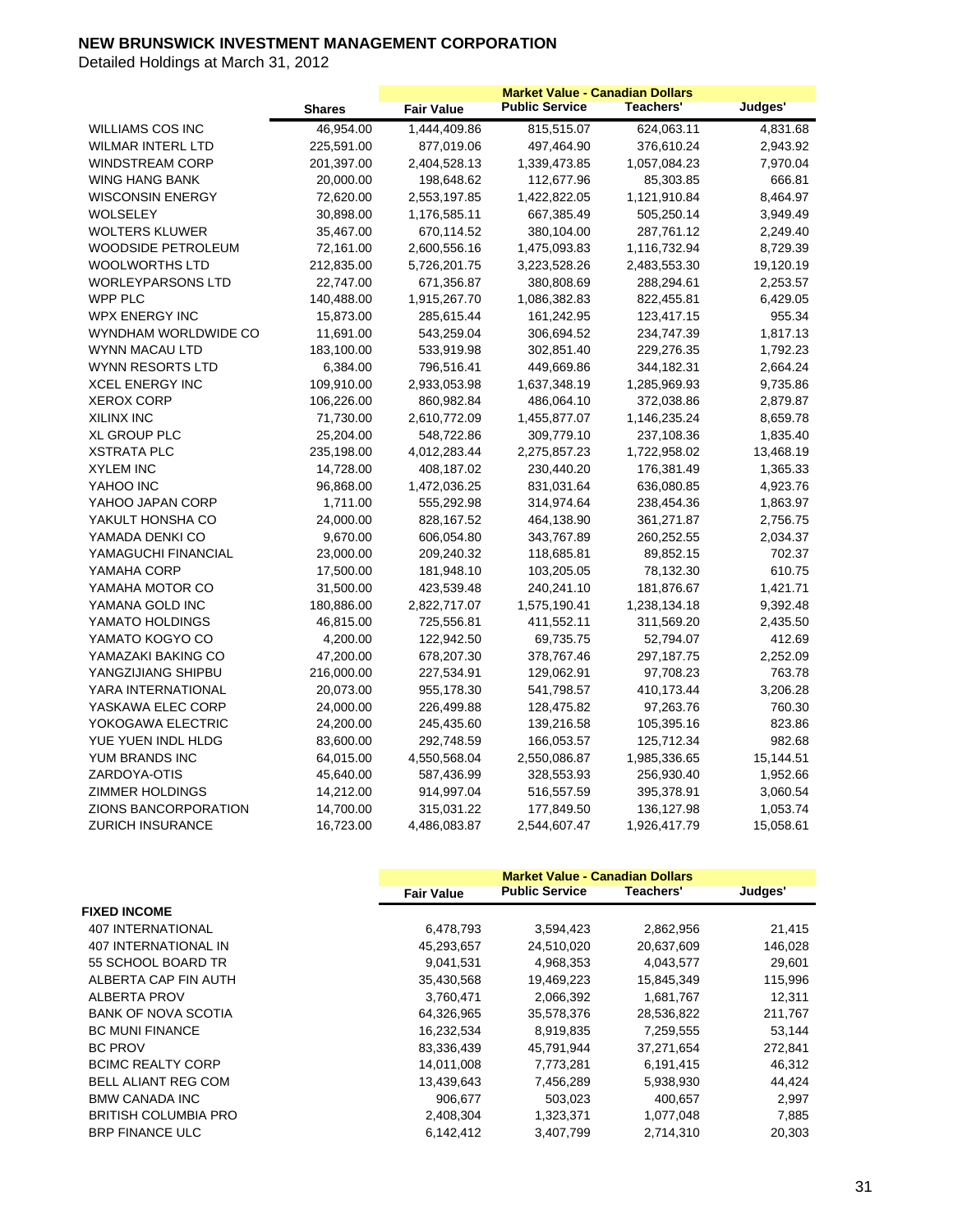# NEW BRUNSWICK INVESTMENT MANAGEMENT CORPORATION

Detailed Holdings at March 31, 2012

| | Shares | Fair Value | Market Value - Canadian Dollars Public Service | Teachers' | Judges' |
|---|---|---|---|---|---|
| WILLIAMS COS INC | 46,954.00 | 1,444,409.86 | 815,515.07 | 624,063.11 | 4,831.68 |
| WILMAR INTERL LTD | 225,591.00 | 877,019.06 | 497,464.90 | 376,610.24 | 2,943.92 |
| WINDSTREAM CORP | 201,397.00 | 2,404,528.13 | 1,339,473.85 | 1,057,084.23 | 7,970.04 |
| WING HANG BANK | 20,000.00 | 198,648.62 | 112,677.96 | 85,303.85 | 666.81 |
| WISCONSIN ENERGY | 72,620.00 | 2,553,197.85 | 1,422,822.05 | 1,121,910.84 | 8,464.97 |
| WOLSELEY | 30,898.00 | 1,176,585.11 | 667,385.49 | 505,250.14 | 3,949.49 |
| WOLTERS KLUWER | 35,467.00 | 670,114.52 | 380,104.00 | 287,761.12 | 2,249.40 |
| WOODSIDE PETROLEUM | 72,161.00 | 2,600,556.16 | 1,475,093.83 | 1,116,732.94 | 8,729.39 |
| WOOLWORTHS LTD | 212,835.00 | 5,726,201.75 | 3,223,528.26 | 2,483,553.30 | 19,120.19 |
| WORLEYPARSONS LTD | 22,747.00 | 671,356.87 | 380,808.69 | 288,294.61 | 2,253.57 |
| WPP PLC | 140,488.00 | 1,915,267.70 | 1,086,382.83 | 822,455.81 | 6,429.05 |
| WPX ENERGY INC | 15,873.00 | 285,615.44 | 161,242.95 | 123,417.15 | 955.34 |
| WYNDHAM WORLDWIDE CO | 11,691.00 | 543,259.04 | 306,694.52 | 234,747.39 | 1,817.13 |
| WYNN MACAU LTD | 183,100.00 | 533,919.98 | 302,851.40 | 229,276.35 | 1,792.23 |
| WYNN RESORTS LTD | 6,384.00 | 796,516.41 | 449,669.86 | 344,182.31 | 2,664.24 |
| XCEL ENERGY INC | 109,910.00 | 2,933,053.98 | 1,637,348.19 | 1,285,969.93 | 9,735.86 |
| XEROX CORP | 106,226.00 | 860,982.84 | 486,064.10 | 372,038.86 | 2,879.87 |
| XILINX INC | 71,730.00 | 2,610,772.09 | 1,455,877.07 | 1,146,235.24 | 8,659.78 |
| XL GROUP PLC | 25,204.00 | 548,722.86 | 309,779.10 | 237,108.36 | 1,835.40 |
| XSTRATA PLC | 235,198.00 | 4,012,283.44 | 2,275,857.23 | 1,722,958.02 | 13,468.19 |
| XYLEM INC | 14,728.00 | 408,187.02 | 230,440.20 | 176,381.49 | 1,365.33 |
| YAHOO INC | 96,868.00 | 1,472,036.25 | 831,031.64 | 636,080.85 | 4,923.76 |
| YAHOO JAPAN CORP | 1,711.00 | 555,292.98 | 314,974.64 | 238,454.36 | 1,863.97 |
| YAKULT HONSHA CO | 24,000.00 | 828,167.52 | 464,138.90 | 361,271.87 | 2,756.75 |
| YAMADA DENKI CO | 9,670.00 | 606,054.80 | 343,767.89 | 260,252.55 | 2,034.37 |
| YAMAGUCHI FINANCIAL | 23,000.00 | 209,240.32 | 118,685.81 | 89,852.15 | 702.37 |
| YAMAHA CORP | 17,500.00 | 181,948.10 | 103,205.05 | 78,132.30 | 610.75 |
| YAMAHA MOTOR CO | 31,500.00 | 423,539.48 | 240,241.10 | 181,876.67 | 1,421.71 |
| YAMANA GOLD INC | 180,886.00 | 2,822,717.07 | 1,575,190.41 | 1,238,134.18 | 9,392.48 |
| YAMATO HOLDINGS | 46,815.00 | 725,556.81 | 411,552.11 | 311,569.20 | 2,435.50 |
| YAMATO KOGYO CO | 4,200.00 | 122,942.50 | 69,735.75 | 52,794.07 | 412.69 |
| YAMAZAKI BAKING CO | 47,200.00 | 678,207.30 | 378,767.46 | 297,187.75 | 2,252.09 |
| YANGZIJIANG SHIPBU | 216,000.00 | 227,534.91 | 129,062.91 | 97,708.23 | 763.78 |
| YARA INTERNATIONAL | 20,073.00 | 955,178.30 | 541,798.57 | 410,173.44 | 3,206.28 |
| YASKAWA ELEC CORP | 24,000.00 | 226,499.88 | 128,475.82 | 97,263.76 | 760.30 |
| YOKOGAWA ELECTRIC | 24,200.00 | 245,435.60 | 139,216.58 | 105,395.16 | 823.86 |
| YUE YUEN INDL HLDG | 83,600.00 | 292,748.59 | 166,053.57 | 125,712.34 | 982.68 |
| YUM BRANDS INC | 64,015.00 | 4,550,568.04 | 2,550,086.87 | 1,985,336.65 | 15,144.51 |
| ZARDOYA-OTIS | 45,640.00 | 587,436.99 | 328,553.93 | 256,930.40 | 1,952.66 |
| ZIMMER HOLDINGS | 14,212.00 | 914,997.04 | 516,557.59 | 395,378.91 | 3,060.54 |
| ZIONS BANCORPORATION | 14,700.00 | 315,031.22 | 177,849.50 | 136,127.98 | 1,053.74 |
| ZURICH INSURANCE | 16,723.00 | 4,486,083.87 | 2,544,607.47 | 1,926,417.79 | 15,058.61 |

| | Fair Value | Market Value - Canadian Dollars Public Service | Teachers' | Judges' |
|---|---|---|---|---|
| **FIXED INCOME** | | | | |
| 407 INTERNATIONAL | 6,478,793 | 3,594,423 | 2,862,956 | 21,415 |
| 407 INTERNATIONAL IN | 45,293,657 | 24,510,020 | 20,637,609 | 146,028 |
| 55 SCHOOL BOARD TR | 9,041,531 | 4,968,353 | 4,043,577 | 29,601 |
| ALBERTA CAP FIN AUTH | 35,430,568 | 19,469,223 | 15,845,349 | 115,996 |
| ALBERTA PROV | 3,760,471 | 2,066,392 | 1,681,767 | 12,311 |
| BANK OF NOVA SCOTIA | 64,326,965 | 35,578,376 | 28,536,822 | 211,767 |
| BC MUNI FINANCE | 16,232,534 | 8,919,835 | 7,259,555 | 53,144 |
| BC PROV | 83,336,439 | 45,791,944 | 37,271,654 | 272,841 |
| BCIMC REALTY CORP | 14,011,008 | 7,773,281 | 6,191,415 | 46,312 |
| BELL ALIANT REG COM | 13,439,643 | 7,456,289 | 5,938,930 | 44,424 |
| BMW CANADA INC | 906,677 | 503,023 | 400,657 | 2,997 |
| BRITISH COLUMBIA PRO | 2,408,304 | 1,323,371 | 1,077,048 | 7,885 |
| BRP FINANCE ULC | 6,142,412 | 3,407,799 | 2,714,310 | 20,303 |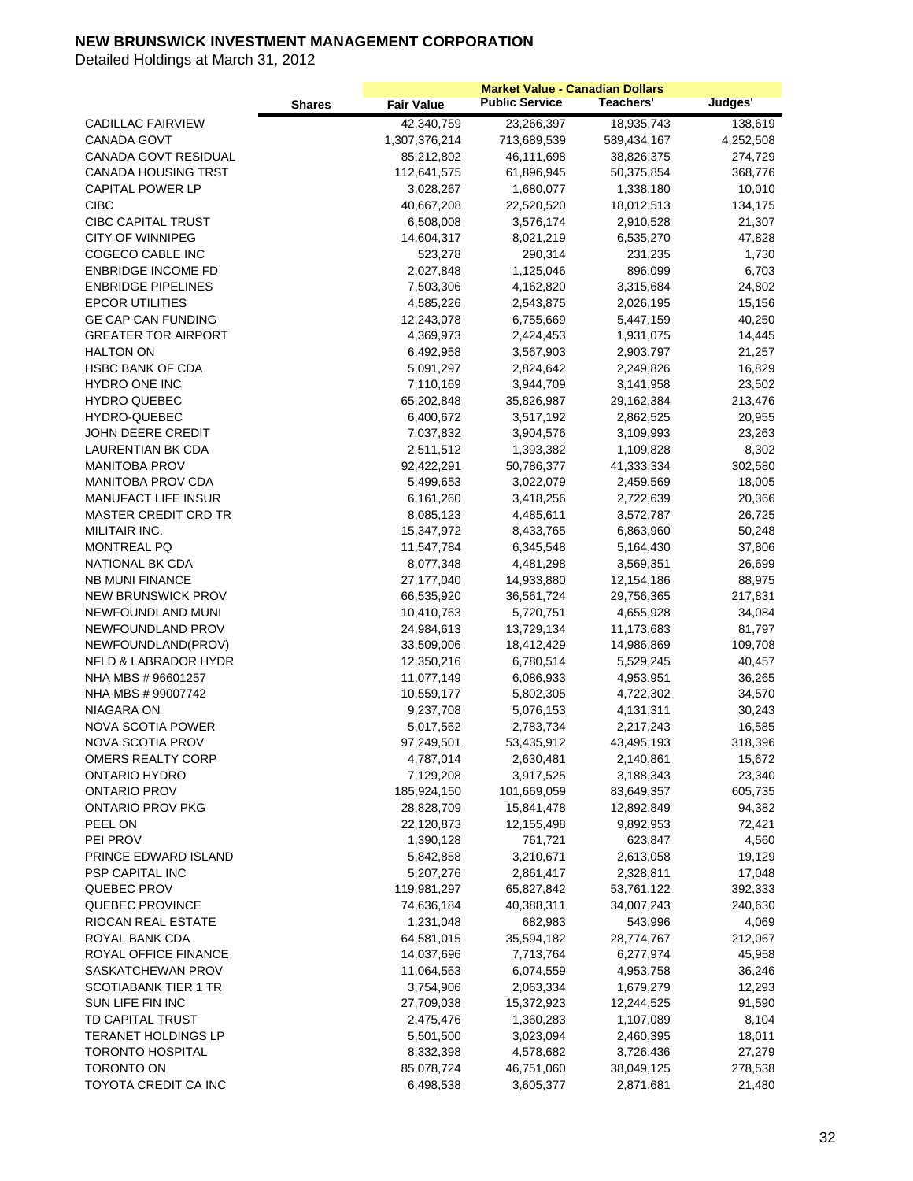# NEW BRUNSWICK INVESTMENT MANAGEMENT CORPORATION

Detailed Holdings at March 31, 2012

| | | Market Value - Canadian Dollars | | | |
|---|---|---|---|---|---|
| | Shares | Fair Value | Public Service | Teachers' | Judges' |
| CADILLAC FAIRVIEW | | 42,340,759 | 23,266,397 | 18,935,743 | 138,619 |
| CANADA GOVT | | 1,307,376,214 | 713,689,539 | 589,434,167 | 4,252,508 |
| CANADA GOVT RESIDUAL | | 85,212,802 | 46,111,698 | 38,826,375 | 274,729 |
| CANADA HOUSING TRST | | 112,641,575 | 61,896,945 | 50,375,854 | 368,776 |
| CAPITAL POWER LP | | 3,028,267 | 1,680,077 | 1,338,180 | 10,010 |
| CIBC | | 40,667,208 | 22,520,520 | 18,012,513 | 134,175 |
| CIBC CAPITAL TRUST | | 6,508,008 | 3,576,174 | 2,910,528 | 21,307 |
| CITY OF WINNIPEG | | 14,604,317 | 8,021,219 | 6,535,270 | 47,828 |
| COGECO CABLE INC | | 523,278 | 290,314 | 231,235 | 1,730 |
| ENBRIDGE INCOME FD | | 2,027,848 | 1,125,046 | 896,099 | 6,703 |
| ENBRIDGE PIPELINES | | 7,503,306 | 4,162,820 | 3,315,684 | 24,802 |
| EPCOR UTILITIES | | 4,585,226 | 2,543,875 | 2,026,195 | 15,156 |
| GE CAP CAN FUNDING | | 12,243,078 | 6,755,669 | 5,447,159 | 40,250 |
| GREATER TOR AIRPORT | | 4,369,973 | 2,424,453 | 1,931,075 | 14,445 |
| HALTON ON | | 6,492,958 | 3,567,903 | 2,903,797 | 21,257 |
| HSBC BANK OF CDA | | 5,091,297 | 2,824,642 | 2,249,826 | 16,829 |
| HYDRO ONE INC | | 7,110,169 | 3,944,709 | 3,141,958 | 23,502 |
| HYDRO QUEBEC | | 65,202,848 | 35,826,987 | 29,162,384 | 213,476 |
| HYDRO-QUEBEC | | 6,400,672 | 3,517,192 | 2,862,525 | 20,955 |
| JOHN DEERE CREDIT | | 7,037,832 | 3,904,576 | 3,109,993 | 23,263 |
| LAURENTIAN BK CDA | | 2,511,512 | 1,393,382 | 1,109,828 | 8,302 |
| MANITOBA PROV | | 92,422,291 | 50,786,377 | 41,333,334 | 302,580 |
| MANITOBA PROV CDA | | 5,499,653 | 3,022,079 | 2,459,569 | 18,005 |
| MANUFACT LIFE INSUR | | 6,161,260 | 3,418,256 | 2,722,639 | 20,366 |
| MASTER CREDIT CRD TR | | 8,085,123 | 4,485,611 | 3,572,787 | 26,725 |
| MILITAIR INC. | | 15,347,972 | 8,433,765 | 6,863,960 | 50,248 |
| MONTREAL PQ | | 11,547,784 | 6,345,548 | 5,164,430 | 37,806 |
| NATIONAL BK CDA | | 8,077,348 | 4,481,298 | 3,569,351 | 26,699 |
| NB MUNI FINANCE | | 27,177,040 | 14,933,880 | 12,154,186 | 88,975 |
| NEW BRUNSWICK PROV | | 66,535,920 | 36,561,724 | 29,756,365 | 217,831 |
| NEWFOUNDLAND MUNI | | 10,410,763 | 5,720,751 | 4,655,928 | 34,084 |
| NEWFOUNDLAND PROV | | 24,984,613 | 13,729,134 | 11,173,683 | 81,797 |
| NEWFOUNDLAND(PROV) | | 33,509,006 | 18,412,429 | 14,986,869 | 109,708 |
| NFLD & LABRADOR HYDR | | 12,350,216 | 6,780,514 | 5,529,245 | 40,457 |
| NHA MBS # 96601257 | | 11,077,149 | 6,086,933 | 4,953,951 | 36,265 |
| NHA MBS # 99007742 | | 10,559,177 | 5,802,305 | 4,722,302 | 34,570 |
| NIAGARA ON | | 9,237,708 | 5,076,153 | 4,131,311 | 30,243 |
| NOVA SCOTIA POWER | | 5,017,562 | 2,783,734 | 2,217,243 | 16,585 |
| NOVA SCOTIA PROV | | 97,249,501 | 53,435,912 | 43,495,193 | 318,396 |
| OMERS REALTY CORP | | 4,787,014 | 2,630,481 | 2,140,861 | 15,672 |
| ONTARIO HYDRO | | 7,129,208 | 3,917,525 | 3,188,343 | 23,340 |
| ONTARIO PROV | | 185,924,150 | 101,669,059 | 83,649,357 | 605,735 |
| ONTARIO PROV PKG | | 28,828,709 | 15,841,478 | 12,892,849 | 94,382 |
| PEEL ON | | 22,120,873 | 12,155,498 | 9,892,953 | 72,421 |
| PEI PROV | | 1,390,128 | 761,721 | 623,847 | 4,560 |
| PRINCE EDWARD ISLAND | | 5,842,858 | 3,210,671 | 2,613,058 | 19,129 |
| PSP CAPITAL INC | | 5,207,276 | 2,861,417 | 2,328,811 | 17,048 |
| QUEBEC PROV | | 119,981,297 | 65,827,842 | 53,761,122 | 392,333 |
| QUEBEC PROVINCE | | 74,636,184 | 40,388,311 | 34,007,243 | 240,630 |
| RIOCAN REAL ESTATE | | 1,231,048 | 682,983 | 543,996 | 4,069 |
| ROYAL BANK CDA | | 64,581,015 | 35,594,182 | 28,774,767 | 212,067 |
| ROYAL OFFICE FINANCE | | 14,037,696 | 7,713,764 | 6,277,974 | 45,958 |
| SASKATCHEWAN PROV | | 11,064,563 | 6,074,559 | 4,953,758 | 36,246 |
| SCOTIABANK TIER 1 TR | | 3,754,906 | 2,063,334 | 1,679,279 | 12,293 |
| SUN LIFE FIN INC | | 27,709,038 | 15,372,923 | 12,244,525 | 91,590 |
| TD CAPITAL TRUST | | 2,475,476 | 1,360,283 | 1,107,089 | 8,104 |
| TERANET HOLDINGS LP | | 5,501,500 | 3,023,094 | 2,460,395 | 18,011 |
| TORONTO HOSPITAL | | 8,332,398 | 4,578,682 | 3,726,436 | 27,279 |
| TORONTO ON | | 85,078,724 | 46,751,060 | 38,049,125 | 278,538 |
| TOYOTA CREDIT CA INC | | 6,498,538 | 3,605,377 | 2,871,681 | 21,480 |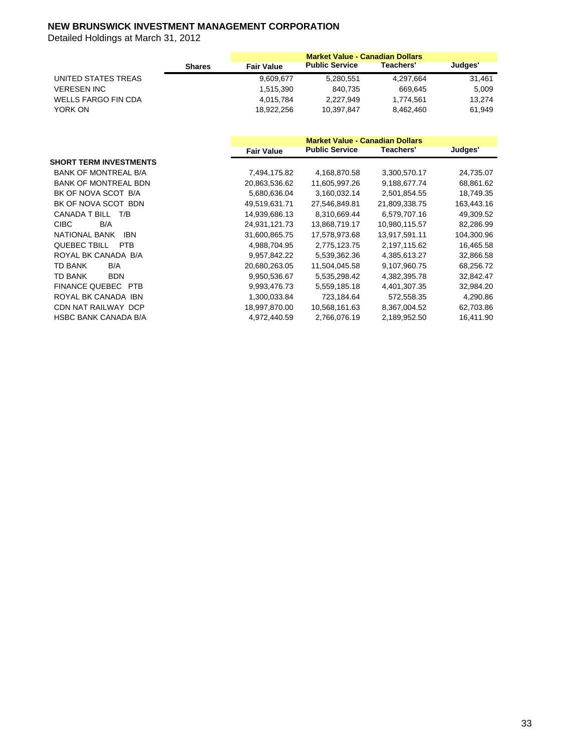# NEW BRUNSWICK INVESTMENT MANAGEMENT CORPORATION

Detailed Holdings at March 31, 2012

| | | | Market Value - Canadian Dollars | | |
|---|---|---|---|---|---|
| | Shares | Fair Value | Public Service | Teachers' | Judges' |
| UNITED STATES TREAS | | 9,609,677 | 5,280,551 | 4,297,664 | 31,461 |
| VERESEN INC | | 1,515,390 | 840,735 | 669,645 | 5,009 |
| WELLS FARGO FIN CDA | | 4,015,784 | 2,227,949 | 1,774,561 | 13,274 |
| YORK ON | | 18,922,256 | 10,397,847 | 8,462,460 | 61,949 |

| | | Market Value - Canadian Dollars | | |
|---|---|---|---|---|
| | Fair Value | Public Service | Teachers' | Judges' |
| **SHORT TERM INVESTMENTS** | | | | |
| BANK OF MONTREAL B/A | 7,494,175.82 | 4,168,870.58 | 3,300,570.17 | 24,735.07 |
| BANK OF MONTREAL BDN | 20,863,536.62 | 11,605,997.26 | 9,188,677.74 | 68,861.62 |
| BK OF NOVA SCOT B/A | 5,680,636.04 | 3,160,032.14 | 2,501,854.55 | 18,749.35 |
| BK OF NOVA SCOT BDN | 49,519,631.71 | 27,546,849.81 | 21,809,338.75 | 163,443.16 |
| CANADA T BILL T/B | 14,939,686.13 | 8,310,669.44 | 6,579,707.16 | 49,309.52 |
| CIBC B/A | 24,931,121.73 | 13,868,719.17 | 10,980,115.57 | 82,286.99 |
| NATIONAL BANK IBN | 31,600,865.75 | 17,578,973.68 | 13,917,591.11 | 104,300.96 |
| QUEBEC TBILL PTB | 4,988,704.95 | 2,775,123.75 | 2,197,115.62 | 16,465.58 |
| ROYAL BK CANADA B/A | 9,957,842.22 | 5,539,362.36 | 4,385,613.27 | 32,866.58 |
| TD BANK B/A | 20,680,263.05 | 11,504,045.58 | 9,107,960.75 | 68,256.72 |
| TD BANK BDN | 9,950,536.67 | 5,535,298.42 | 4,382,395.78 | 32,842.47 |
| FINANCE QUEBEC PTB | 9,993,476.73 | 5,559,185.18 | 4,401,307.35 | 32,984.20 |
| ROYAL BK CANADA IBN | 1,300,033.84 | 723,184.64 | 572,558.35 | 4,290.86 |
| CDN NAT RAILWAY DCP | 18,997,870.00 | 10,568,161.63 | 8,367,004.52 | 62,703.86 |
| HSBC BANK CANADA B/A | 4,972,440.59 | 2,766,076.19 | 2,189,952.50 | 16,411.90 |